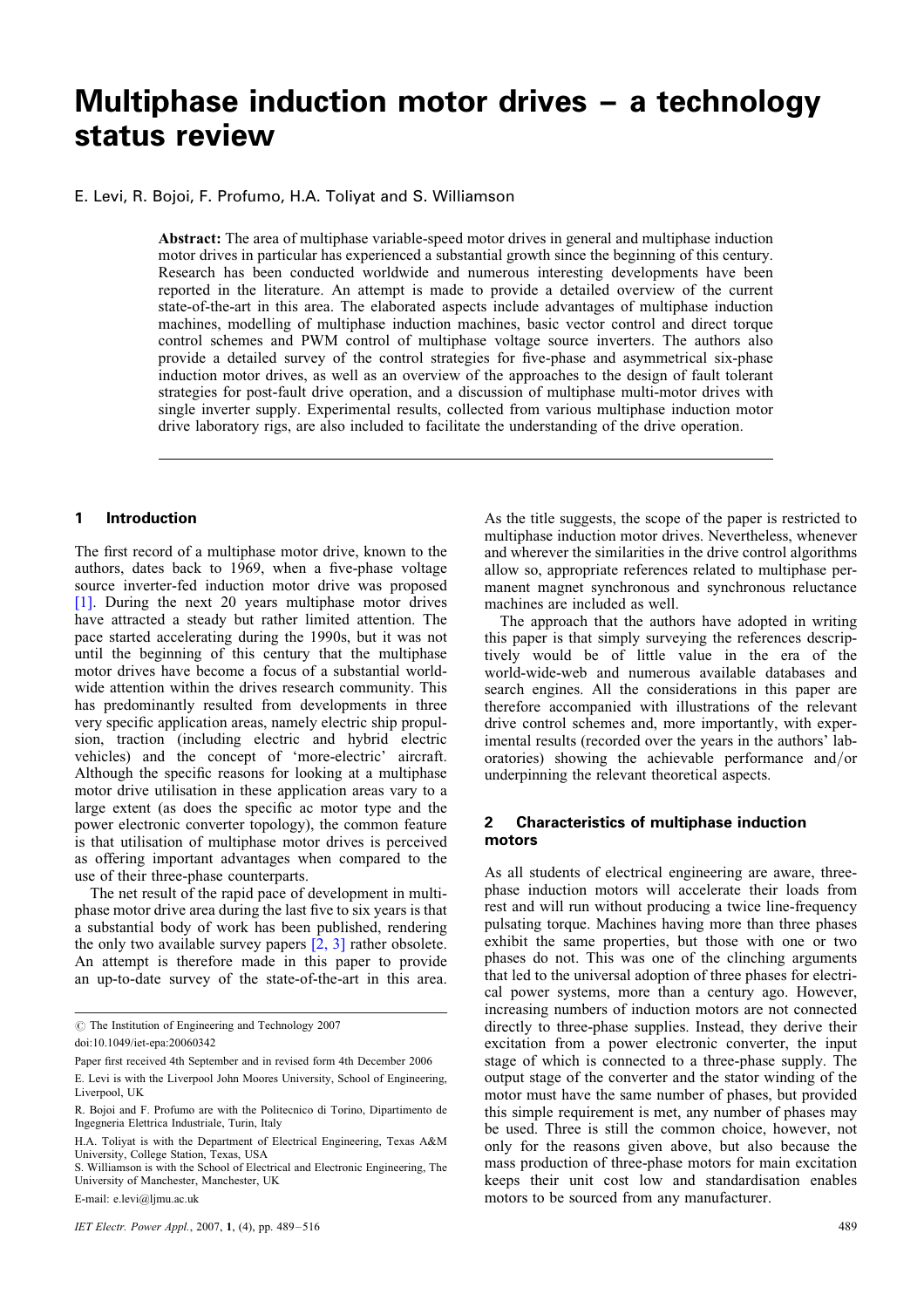# Multiphase induction motor drives – a technology status review

E. Levi, R. Bojoi, F. Profumo, H.A. Toliyat and S. Williamson

**Abstract:** The area of multiphase variable-speed motor drives in general and multiphase induction motor drives in particular has experienced a substantial growth since the beginning of this century. Research has been conducted worldwide and numerous interesting developments have been reported in the literature. An attempt is made to provide a detailed overview of the current state-of-the-art in this area. The elaborated aspects include advantages of multiphase induction machines, modelling of multiphase induction machines, basic vector control and direct torque control schemes and PWM control of multiphase voltage source inverters. The authors also provide a detailed survey of the control strategies for five-phase and asymmetrical six-phase induction motor drives, as well as an overview of the approaches to the design of fault tolerant strategies for post-fault drive operation, and a discussion of multiphase multi-motor drives with single inverter supply. Experimental results, collected from various multiphase induction motor drive laboratory rigs, are also included to facilitate the understanding of the drive operation.

## 1 Introduction

The first record of a multiphase motor drive, known to the authors, dates back to 1969, when a five-phase voltage source inverter-fed induction motor drive was proposed [1]. During the next 20 years multiphase motor drives have attracted a steady but rather limited attention. The pace started accelerating during the 1990s, but it was not until the beginning of this century that the multiphase motor drives have become a focus of a substantial worldwide attention within the drives research community. This has predominantly resulted from developments in three very specific application areas, namely electric ship propulsion, traction (including electric and hybrid electric vehicles) and the concept of 'more-electric' aircraft. Although the specific reasons for looking at a multiphase motor drive utilisation in these application areas vary to a large extent (as does the specific ac motor type and the power electronic converter topology), the common feature is that utilisation of multiphase motor drives is perceived as offering important advantages when compared to the use of their three-phase counterparts.

The net result of the rapid pace of development in multiphase motor drive area during the last five to six years is that a substantial body of work has been published, rendering the only two available survey papers [2, 3] rather obsolete. An attempt is therefore made in this paper to provide an up-to-date survey of the state-of-the-art in this area. As the title suggests, the scope of the paper is restricted to multiphase induction motor drives. Nevertheless, whenever and wherever the similarities in the drive control algorithms allow so, appropriate references related to multiphase permanent magnet synchronous and synchronous reluctance machines are included as well.

The approach that the authors have adopted in writing this paper is that simply surveying the references descriptively would be of little value in the era of the world-wide-web and numerous available databases and search engines. All the considerations in this paper are therefore accompanied with illustrations of the relevant drive control schemes and, more importantly, with experimental results (recorded over the years in the authors' laboratories) showing the achievable performance and/or underpinning the relevant theoretical aspects.

## 2 Characteristics of multiphase induction motors

As all students of electrical engineering are aware, three-phase induction motors will accelerate their loads from rest and will run without producing a twice line-frequency pulsating torque. Machines having more than three phases exhibit the same properties, but those with one or two phases do not. This was one of the clinching arguments that led to the universal adoption of three phases for electrical power systems, more than a century ago. However, increasing numbers of induction motors are not connected directly to three-phase supplies. Instead, they derive their excitation from a power electronic converter, the input stage of which is connected to a three-phase supply. The output stage of the converter and the stator winding of the motor must have the same number of phases, but provided this simple requirement is met, any number of phases may be used. Three is still the common choice, however, not only for the reasons given above, but also because the mass production of three-phase motors for main excitation keeps their unit cost low and standardisation enables motors to be sourced from any manufacturer.

© The Institution of Engineering and Technology 2007

doi:10.1049/iet-epa:20060342

Paper first received 4th September and in revised form 4th December 2006

E. Levi is with the Liverpool John Moores University, School of Engineering, Liverpool, UK

R. Bojoi and F. Profumo are with the Politecnico di Torino, Dipartimento de Ingegneria Elettrica Industriale, Turin, Italy

H.A. Toliyat is with the Department of Electrical Engineering, Texas A&M University, College Station, Texas, USA

S. Williamson is with the School of Electrical and Electronic Engineering, The University of Manchester, Manchester, UK

E-mail: e.levi@ljmu.ac.uk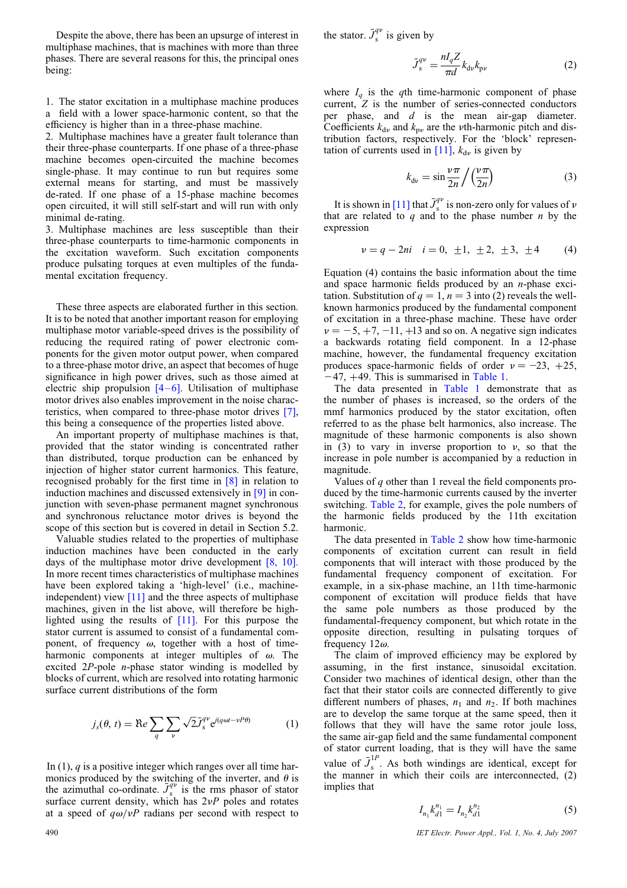Despite the above, there has been an upsurge of interest in multiphase machines, that is machines with more than three phases. There are several reasons for this, the principal ones being:

1. The stator excitation in a multiphase machine produces a field with a lower space-harmonic content, so that the efficiency is higher than in a three-phase machine.
2. Multiphase machines have a greater fault tolerance than their three-phase counterparts. If one phase of a three-phase machine becomes open-circuited the machine becomes single-phase. It may continue to run but requires some external means for starting, and must be massively de-rated. If one phase of a 15-phase machine becomes open circuited, it will still self-start and will run with only minimal de-rating.
3. Multiphase machines are less susceptible than their three-phase counterparts to time-harmonic components in the excitation waveform. Such excitation components produce pulsating torques at even multiples of the fundamental excitation frequency.

These three aspects are elaborated further in this section. It is to be noted that another important reason for employing multiphase motor variable-speed drives is the possibility of reducing the required rating of power electronic components for the given motor output power, when compared to a three-phase motor drive, an aspect that becomes of huge significance in high power drives, such as those aimed at electric ship propulsion [4–6]. Utilisation of multiphase motor drives also enables improvement in the noise characteristics, when compared to three-phase motor drives [7], this being a consequence of the properties listed above.

An important property of multiphase machines is that, provided that the stator winding is concentrated rather than distributed, torque production can be enhanced by injection of higher stator current harmonics. This feature, recognised probably for the first time in [8] in relation to induction machines and discussed extensively in [9] in conjunction with seven-phase permanent magnet synchronous and synchronous reluctance motor drives is beyond the scope of this section but is covered in detail in Section 5.2.

Valuable studies related to the properties of multiphase induction machines have been conducted in the early days of the multiphase motor drive development [8, 10]. In more recent times characteristics of multiphase machines have been explored taking a 'high-level' (i.e., machine-independent) view [11] and the three aspects of multiphase machines, given in the list above, will therefore be highlighted using the results of [11]. For this purpose the stator current is assumed to consist of a fundamental component, of frequency $\omega$, together with a host of time-harmonic components at integer multiples of $\omega$. The excited $2P$-pole $n$-phase stator winding is modelled by blocks of current, which are resolved into rotating harmonic surface current distributions of the form

$$j_s(\theta, t) = \Re e \sum_q \sum_\nu \sqrt{2}\bar{J}_s^{q\nu} e^{j(q\omega t - \nu P\theta)} \tag{1}$$

In (1), $q$ is a positive integer which ranges over all time harmonics produced by the switching of the inverter, and $\theta$ is the azimuthal co-ordinate. $\bar{J}_s^{q\nu}$ is the rms phasor of stator surface current density, which has $2\nu P$ poles and rotates at a speed of $q\omega/\nu P$ radians per second with respect to the stator. $\bar{J}_s^{q\nu}$ is given by

$$\bar{J}_s^{q\nu} = \frac{nI_q Z}{\pi d} k_{d\nu} k_{p\nu} \tag{2}$$

where $I_q$ is the $q$th time-harmonic component of phase current, $Z$ is the number of series-connected conductors per phase, and $d$ is the mean air-gap diameter. Coefficients $k_{d\nu}$ and $k_{p\nu}$ are the $\nu$th-harmonic pitch and distribution factors, respectively. For the 'block' representation of currents used in [11], $k_{d\nu}$ is given by

$$k_{d\nu} = \sin\frac{\nu\pi}{2n} \Big/ \left(\frac{\nu\pi}{2n}\right) \tag{3}$$

It is shown in [11] that $\bar{J}_s^{q\nu}$ is non-zero only for values of $\nu$ that are related to $q$ and to the phase number $n$ by the expression

$$\nu = q - 2ni \quad i = 0, \ \pm 1, \ \pm 2, \ \pm 3, \ \pm 4 \tag{4}$$

Equation (4) contains the basic information about the time and space harmonic fields produced by an $n$-phase excitation. Substitution of $q = 1$, $n = 3$ into (2) reveals the well-known harmonics produced by the fundamental component of excitation in a three-phase machine. These have order $\nu = -5, +7, -11, +13$ and so on. A negative sign indicates a backwards rotating field component. In a 12-phase machine, however, the fundamental frequency excitation produces space-harmonic fields of order $\nu = -23, +25, -47, +49$. This is summarised in Table 1.

The data presented in Table 1 demonstrate that as the number of phases is increased, so the orders of the mmf harmonics produced by the stator excitation, often referred to as the phase belt harmonics, also increase. The magnitude of these harmonic components is also shown in (3) to vary in inverse proportion to $\nu$, so that the increase in pole number is accompanied by a reduction in magnitude.

Values of $q$ other than 1 reveal the field components produced by the time-harmonic currents caused by the inverter switching. Table 2, for example, gives the pole numbers of the harmonic fields produced by the 11th excitation harmonic.

The data presented in Table 2 show how time-harmonic components of excitation current can result in field components that will interact with those produced by the fundamental frequency component of excitation. For example, in a six-phase machine, an 11th time-harmonic component of excitation will produce fields that have the same pole numbers as those produced by the fundamental-frequency component, but which rotate in the opposite direction, resulting in pulsating torques of frequency $12\omega$.

The claim of improved efficiency may be explored by assuming, in the first instance, sinusoidal excitation. Consider two machines of identical design, other than the fact that their stator coils are connected differently to give different numbers of phases, $n_1$ and $n_2$. If both machines are to develop the same torque at the same speed, then it follows that they will have the same rotor joule loss, the same air-gap field and the same fundamental component of stator current loading, that is they will have the same value of $\bar{J}_s^{1P}$. As both windings are identical, except for the manner in which their coils are interconnected, (2) implies that

$$I_{n_1} k_{d1}^{n_1} = I_{n_2} k_{d1}^{n_2} \tag{5}$$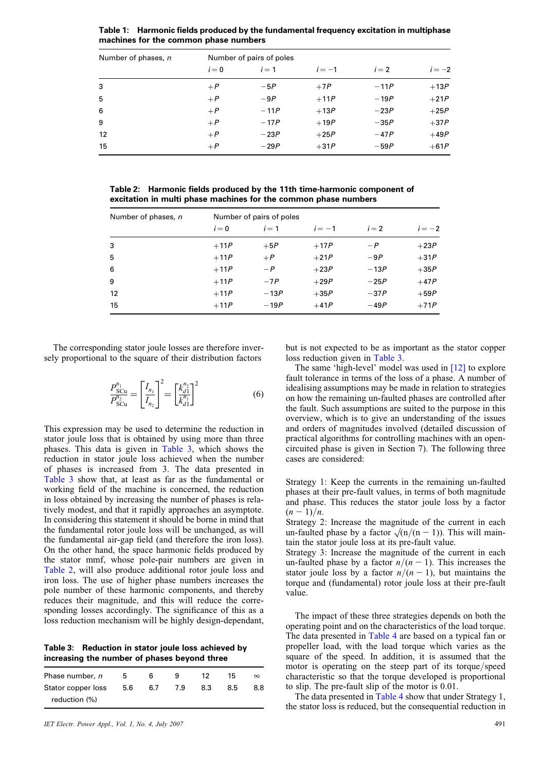**Table 1: Harmonic fields produced by the fundamental frequency excitation in multiphase machines for the common phase numbers**

| Number of phases, $n$ | Number of pairs of poles | | | | |
|---|---|---|---|---|---|
| | $i=0$ | $i=1$ | $i=-1$ | $i=2$ | $i=-2$ |
| 3 | $+P$ | $-5P$ | $+7P$ | $-11P$ | $+13P$ |
| 5 | $+P$ | $-9P$ | $+11P$ | $-19P$ | $+21P$ |
| 6 | $+P$ | $-11P$ | $+13P$ | $-23P$ | $+25P$ |
| 9 | $+P$ | $-17P$ | $+19P$ | $-35P$ | $+37P$ |
| 12 | $+P$ | $-23P$ | $+25P$ | $-47P$ | $+49P$ |
| 15 | $+P$ | $-29P$ | $+31P$ | $-59P$ | $+61P$ |

**Table 2: Harmonic fields produced by the 11th time-harmonic component of excitation in multi phase machines for the common phase numbers**

| Number of phases, $n$ | Number of pairs of poles | | | | |
|---|---|---|---|---|---|
| | $i=0$ | $i=1$ | $i=-1$ | $i=2$ | $i=-2$ |
| 3 | $+11P$ | $+5P$ | $+17P$ | $-P$ | $+23P$ |
| 5 | $+11P$ | $+P$ | $+21P$ | $-9P$ | $+31P$ |
| 6 | $+11P$ | $-P$ | $+23P$ | $-13P$ | $+35P$ |
| 9 | $+11P$ | $-7P$ | $+29P$ | $-25P$ | $+47P$ |
| 12 | $+11P$ | $-13P$ | $+35P$ | $-37P$ | $+59P$ |
| 15 | $+11P$ | $-19P$ | $+41P$ | $-49P$ | $+71P$ |

The corresponding stator joule losses are therefore inversely proportional to the square of their distribution factors

$$\frac{P_{\text{SCu}}^{n_1}}{P_{\text{SCu}}^{n_2}} = \left[\frac{I_{n_1}}{I_{n_2}}\right]^2 = \left[\frac{k_{d1}^{n_2}}{k_{d1}^{n_1}}\right]^2 \tag{6}$$

This expression may be used to determine the reduction in stator joule loss that is obtained by using more than three phases. This data is given in Table 3, which shows the reduction in stator joule loss achieved when the number of phases is increased from 3. The data presented in Table 3 show that, at least as far as the fundamental or working field of the machine is concerned, the reduction in loss obtained by increasing the number of phases is relatively modest, and that it rapidly approaches an asymptote. In considering this statement it should be borne in mind that the fundamental rotor joule loss will be unchanged, as will the fundamental air-gap field (and therefore the iron loss). On the other hand, the space harmonic fields produced by the stator mmf, whose pole-pair numbers are given in Table 2, will also produce additional rotor joule loss and iron loss. The use of higher phase numbers increases the pole number of these harmonic components, and thereby reduces their magnitude, and this will reduce the corresponding losses accordingly. The significance of this as a loss reduction mechanism will be highly design-dependant, but is not expected to be as important as the stator copper loss reduction given in Table 3.

**Table 3: Reduction in stator joule loss achieved by increasing the number of phases beyond three**

| Phase number, $n$ | 5 | 6 | 9 | 12 | 15 | $\infty$ |
|---|---|---|---|---|---|---|
| Stator copper loss reduction (%) | 5.6 | 6.7 | 7.9 | 8.3 | 8.5 | 8.8 |

The same 'high-level' model was used in [12] to explore fault tolerance in terms of the loss of a phase. A number of idealising assumptions may be made in relation to strategies on how the remaining un-faulted phases are controlled after the fault. Such assumptions are suited to the purpose in this overview, which is to give an understanding of the issues and orders of magnitudes involved (detailed discussion of practical algorithms for controlling machines with an open-circuited phase is given in Section 7). The following three cases are considered:

Strategy 1: Keep the currents in the remaining un-faulted phases at their pre-fault values, in terms of both magnitude and phase. This reduces the stator joule loss by a factor $(n-1)/n$.
Strategy 2: Increase the magnitude of the current in each un-faulted phase by a factor $\sqrt{(n/(n-1))}$. This will maintain the stator joule loss at its pre-fault value.
Strategy 3: Increase the magnitude of the current in each un-faulted phase by a factor $n/(n-1)$. This increases the stator joule loss by a factor $n/(n-1)$, but maintains the torque and (fundamental) rotor joule loss at their pre-fault value.

The impact of these three strategies depends on both the operating point and on the characteristics of the load torque. The data presented in Table 4 are based on a typical fan or propeller load, with the load torque which varies as the square of the speed. In addition, it is assumed that the motor is operating on the steep part of its torque/speed characteristic so that the torque developed is proportional to slip. The pre-fault slip of the motor is 0.01.

The data presented in Table 4 show that under Strategy 1, the stator loss is reduced, but the consequential reduction in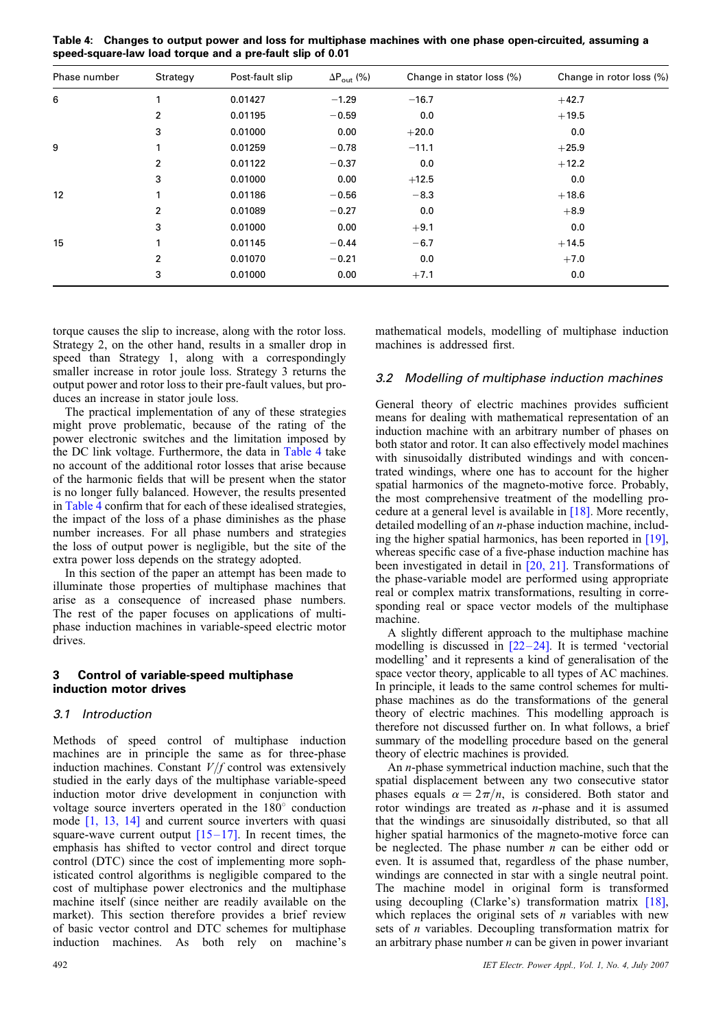**Table 4: Changes to output power and loss for multiphase machines with one phase open-circuited, assuming a speed-square-law load torque and a pre-fault slip of 0.01**

| Phase number | Strategy | Post-fault slip | $\Delta P_{out}$ (%) | Change in stator loss (%) | Change in rotor loss (%) |
|---|---|---|---|---|---|
| 6 | 1 | 0.01427 | −1.29 | −16.7 | +42.7 |
| | 2 | 0.01195 | −0.59 | 0.0 | +19.5 |
| | 3 | 0.01000 | 0.00 | +20.0 | 0.0 |
| 9 | 1 | 0.01259 | −0.78 | −11.1 | +25.9 |
| | 2 | 0.01122 | −0.37 | 0.0 | +12.2 |
| | 3 | 0.01000 | 0.00 | +12.5 | 0.0 |
| 12 | 1 | 0.01186 | −0.56 | −8.3 | +18.6 |
| | 2 | 0.01089 | −0.27 | 0.0 | +8.9 |
| | 3 | 0.01000 | 0.00 | +9.1 | 0.0 |
| 15 | 1 | 0.01145 | −0.44 | −6.7 | +14.5 |
| | 2 | 0.01070 | −0.21 | 0.0 | +7.0 |
| | 3 | 0.01000 | 0.00 | +7.1 | 0.0 |

torque causes the slip to increase, along with the rotor loss. Strategy 2, on the other hand, results in a smaller drop in speed than Strategy 1, along with a correspondingly smaller increase in rotor joule loss. Strategy 3 returns the output power and rotor loss to their pre-fault values, but produces an increase in stator joule loss.

The practical implementation of any of these strategies might prove problematic, because of the rating of the power electronic switches and the limitation imposed by the DC link voltage. Furthermore, the data in Table 4 take no account of the additional rotor losses that arise because of the harmonic fields that will be present when the stator is no longer fully balanced. However, the results presented in Table 4 confirm that for each of these idealised strategies, the impact of the loss of a phase diminishes as the phase number increases. For all phase numbers and strategies the loss of output power is negligible, but the site of the extra power loss depends on the strategy adopted.

In this section of the paper an attempt has been made to illuminate those properties of multiphase machines that arise as a consequence of increased phase numbers. The rest of the paper focuses on applications of multiphase induction machines in variable-speed electric motor drives.

## 3 Control of variable-speed multiphase induction motor drives

### 3.1 Introduction

Methods of speed control of multiphase induction machines are in principle the same as for three-phase induction machines. Constant $V/f$ control was extensively studied in the early days of the multiphase variable-speed induction motor drive development in conjunction with voltage source inverters operated in the 180° conduction mode [1, 13, 14] and current source inverters with quasi square-wave current output [15–17]. In recent times, the emphasis has shifted to vector control and direct torque control (DTC) since the cost of implementing more sophisticated control algorithms is negligible compared to the cost of multiphase power electronics and the multiphase machine itself (since neither are readily available on the market). This section therefore provides a brief review of basic vector control and DTC schemes for multiphase induction machines. As both rely on machine's mathematical models, modelling of multiphase induction machines is addressed first.

### 3.2 Modelling of multiphase induction machines

General theory of electric machines provides sufficient means for dealing with mathematical representation of an induction machine with an arbitrary number of phases on both stator and rotor. It can also effectively model machines with sinusoidally distributed windings and with concentrated windings, where one has to account for the higher spatial harmonics of the magneto-motive force. Probably, the most comprehensive treatment of the modelling procedure at a general level is available in [18]. More recently, detailed modelling of an $n$-phase induction machine, including the higher spatial harmonics, has been reported in [19], whereas specific case of a five-phase induction machine has been investigated in detail in [20, 21]. Transformations of the phase-variable model are performed using appropriate real or complex matrix transformations, resulting in corresponding real or space vector models of the multiphase machine.

A slightly different approach to the multiphase machine modelling is discussed in [22–24]. It is termed 'vectorial modelling' and it represents a kind of generalisation of the space vector theory, applicable to all types of AC machines. In principle, it leads to the same control schemes for multiphase machines as do the transformations of the general theory of electric machines. This modelling approach is therefore not discussed further on. In what follows, a brief summary of the modelling procedure based on the general theory of electric machines is provided.

An $n$-phase symmetrical induction machine, such that the spatial displacement between any two consecutive stator phases equals $\alpha = 2\pi/n$, is considered. Both stator and rotor windings are treated as $n$-phase and it is assumed that the windings are sinusoidally distributed, so that all higher spatial harmonics of the magneto-motive force can be neglected. The phase number $n$ can be either odd or even. It is assumed that, regardless of the phase number, windings are connected in star with a single neutral point. The machine model in original form is transformed using decoupling (Clarke's) transformation matrix [18], which replaces the original sets of $n$ variables with new sets of $n$ variables. Decoupling transformation matrix for an arbitrary phase number $n$ can be given in power invariant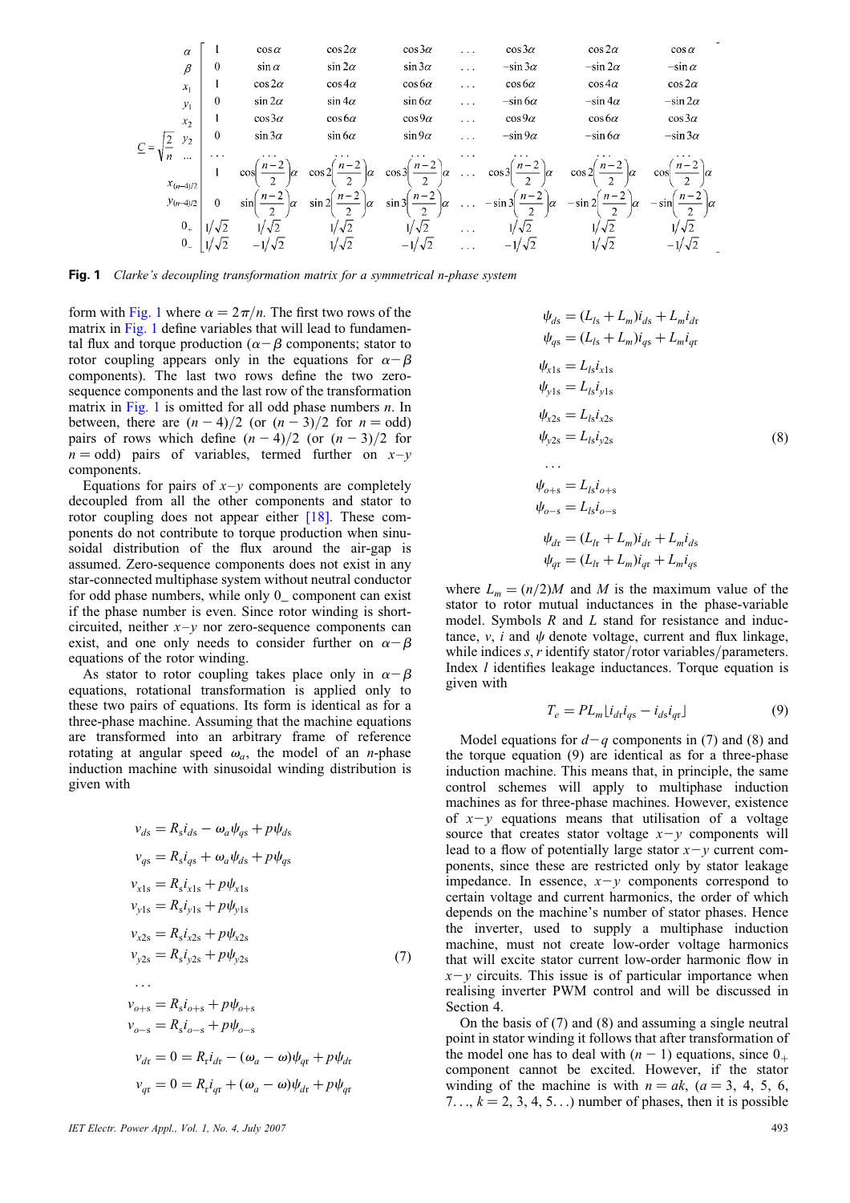$$
\underline{C} = \sqrt{\frac{2}{n}}
\begin{array}{c}
\alpha \\ \beta \\ x_1 \\ y_1 \\ x_2 \\ y_2 \\ \ldots \\ x_{(n-4)/2} \\ y_{(n-4)/2} \\ 0_+ \\ 0_-
\end{array}
\left[
\begin{array}{cccccccc}
1 & \cos\alpha & \cos 2\alpha & \cos 3\alpha & \ldots & \cos 3\alpha & \cos 2\alpha & \cos\alpha \\
0 & \sin\alpha & \sin 2\alpha & \sin 3\alpha & \ldots & -\sin 3\alpha & -\sin 2\alpha & -\sin\alpha \\
1 & \cos 2\alpha & \cos 4\alpha & \cos 6\alpha & \ldots & \cos 6\alpha & \cos 4\alpha & \cos 2\alpha \\
0 & \sin 2\alpha & \sin 4\alpha & \sin 6\alpha & \ldots & -\sin 6\alpha & -\sin 4\alpha & -\sin 2\alpha \\
1 & \cos 3\alpha & \cos 6\alpha & \cos 9\alpha & \ldots & \cos 9\alpha & \cos 6\alpha & \cos 3\alpha \\
0 & \sin 3\alpha & \sin 6\alpha & \sin 9\alpha & \ldots & -\sin 9\alpha & -\sin 6\alpha & -\sin 3\alpha \\
\ldots & \ldots & \ldots & \ldots & \ldots & \ldots & \ldots & \ldots \\
1 & \cos\left(\frac{n-2}{2}\right)\alpha & \cos 2\left(\frac{n-2}{2}\right)\alpha & \cos 3\left(\frac{n-2}{2}\right)\alpha & \ldots & \cos 3\left(\frac{n-2}{2}\right)\alpha & \cos 2\left(\frac{n-2}{2}\right)\alpha & \cos\left(\frac{n-2}{2}\right)\alpha \\
0 & \sin\left(\frac{n-2}{2}\right)\alpha & \sin 2\left(\frac{n-2}{2}\right)\alpha & \sin 3\left(\frac{n-2}{2}\right)\alpha & \ldots & -\sin 3\left(\frac{n-2}{2}\right)\alpha & -\sin 2\left(\frac{n-2}{2}\right)\alpha & -\sin\left(\frac{n-2}{2}\right)\alpha \\
1/\sqrt{2} & 1/\sqrt{2} & 1/\sqrt{2} & 1/\sqrt{2} & \ldots & 1/\sqrt{2} & 1/\sqrt{2} & 1/\sqrt{2} \\
1/\sqrt{2} & -1/\sqrt{2} & 1/\sqrt{2} & -1/\sqrt{2} & \ldots & -1/\sqrt{2} & 1/\sqrt{2} & -1/\sqrt{2}
\end{array}
\right]
$$

**Fig. 1** *Clarke's decoupling transformation matrix for a symmetrical n-phase system*

form with Fig. 1 where $\alpha = 2\pi/n$. The first two rows of the matrix in Fig. 1 define variables that will lead to fundamental flux and torque production ($\alpha-\beta$ components; stator to rotor coupling appears only in the equations for $\alpha-\beta$ components). The last two rows define the two zero-sequence components and the last row of the transformation matrix in Fig. 1 is omitted for all odd phase numbers $n$. In between, there are $(n-4)/2$ (or $(n-3)/2$ for $n = \text{odd}$) pairs of rows which define $(n-4)/2$ (or $(n-3)/2$ for $n = \text{odd}$) pairs of variables, termed further on $x$–$y$ components.

Equations for pairs of $x$–$y$ components are completely decoupled from all the other components and stator to rotor coupling does not appear either [18]. These components do not contribute to torque production when sinusoidal distribution of the flux around the air-gap is assumed. Zero-sequence components does not exist in any star-connected multiphase system without neutral conductor for odd phase numbers, while only 0_ component can exist if the phase number is even. Since rotor winding is short-circuited, neither $x$–$y$ nor zero-sequence components can exist, and one only needs to consider further on $\alpha-\beta$ equations of the rotor winding.

As stator to rotor coupling takes place only in $\alpha-\beta$ equations, rotational transformation is applied only to these two pairs of equations. Its form is identical as for a three-phase machine. Assuming that the machine equations are transformed into an arbitrary frame of reference rotating at angular speed $\omega_a$, the model of an $n$-phase induction machine with sinusoidal winding distribution is given with

$$
\begin{aligned}
v_{ds} &= R_s i_{ds} - \omega_a \psi_{qs} + p\psi_{ds} \\
v_{qs} &= R_s i_{qs} + \omega_a \psi_{ds} + p\psi_{qs} \\
v_{x1s} &= R_s i_{x1s} + p\psi_{x1s} \\
v_{y1s} &= R_s i_{y1s} + p\psi_{y1s} \\
v_{x2s} &= R_s i_{x2s} + p\psi_{x2s} \\
v_{y2s} &= R_s i_{y2s} + p\psi_{y2s} \\
&\ldots \\
v_{o+s} &= R_s i_{o+s} + p\psi_{o+s} \\
v_{o-s} &= R_s i_{o-s} + p\psi_{o-s} \\
v_{dr} &= 0 = R_r i_{dr} - (\omega_a - \omega)\psi_{qr} + p\psi_{dr} \\
v_{qr} &= 0 = R_r i_{qr} + (\omega_a - \omega)\psi_{dr} + p\psi_{qr}
\end{aligned}
\tag{7}
$$

$$
\begin{aligned}
\psi_{ds} &= (L_{ls} + L_m) i_{ds} + L_m i_{dr} \\
\psi_{qs} &= (L_{ls} + L_m) i_{qs} + L_m i_{qr} \\
\psi_{x1s} &= L_{ls} i_{x1s} \\
\psi_{y1s} &= L_{ls} i_{y1s} \\
\psi_{x2s} &= L_{ls} i_{x2s} \\
\psi_{y2s} &= L_{ls} i_{y2s} \\
&\ldots \\
\psi_{o+s} &= L_{ls} i_{o+s} \\
\psi_{o-s} &= L_{ls} i_{o-s} \\
\psi_{dr} &= (L_{lr} + L_m) i_{dr} + L_m i_{ds} \\
\psi_{qr} &= (L_{lr} + L_m) i_{qr} + L_m i_{qs}
\end{aligned}
\tag{8}
$$

where $L_m = (n/2)M$ and $M$ is the maximum value of the stator to rotor mutual inductances in the phase-variable model. Symbols $R$ and $L$ stand for resistance and inductance, $v$, $i$ and $\psi$ denote voltage, current and flux linkage, while indices $s$, $r$ identify stator/rotor variables/parameters. Index $l$ identifies leakage inductances. Torque equation is given with

$$
T_e = PL_m \lfloor i_{dr} i_{qs} - i_{ds} i_{qr} \rfloor \tag{9}
$$

Model equations for $d-q$ components in (7) and (8) and the torque equation (9) are identical as for a three-phase induction machine. This means that, in principle, the same control schemes will apply to multiphase induction machines as for three-phase machines. However, existence of $x-y$ equations means that utilisation of a voltage source that creates stator voltage $x-y$ components will lead to a flow of potentially large stator $x-y$ current components, since these are restricted only by stator leakage impedance. In essence, $x-y$ components correspond to certain voltage and current harmonics, the order of which depends on the machine's number of stator phases. Hence the inverter, used to supply a multiphase induction machine, must not create low-order voltage harmonics that will excite stator current low-order harmonic flow in $x-y$ circuits. This issue is of particular importance when realising inverter PWM control and will be discussed in Section 4.

On the basis of (7) and (8) and assuming a single neutral point in stator winding it follows that after transformation of the model one has to deal with $(n-1)$ equations, since $0_+$ component cannot be excited. However, if the stator winding of the machine is with $n = ak$, ($a = 3, 4, 5, 6, 7\ldots$, $k = 2, 3, 4, 5\ldots$) number of phases, then it is possible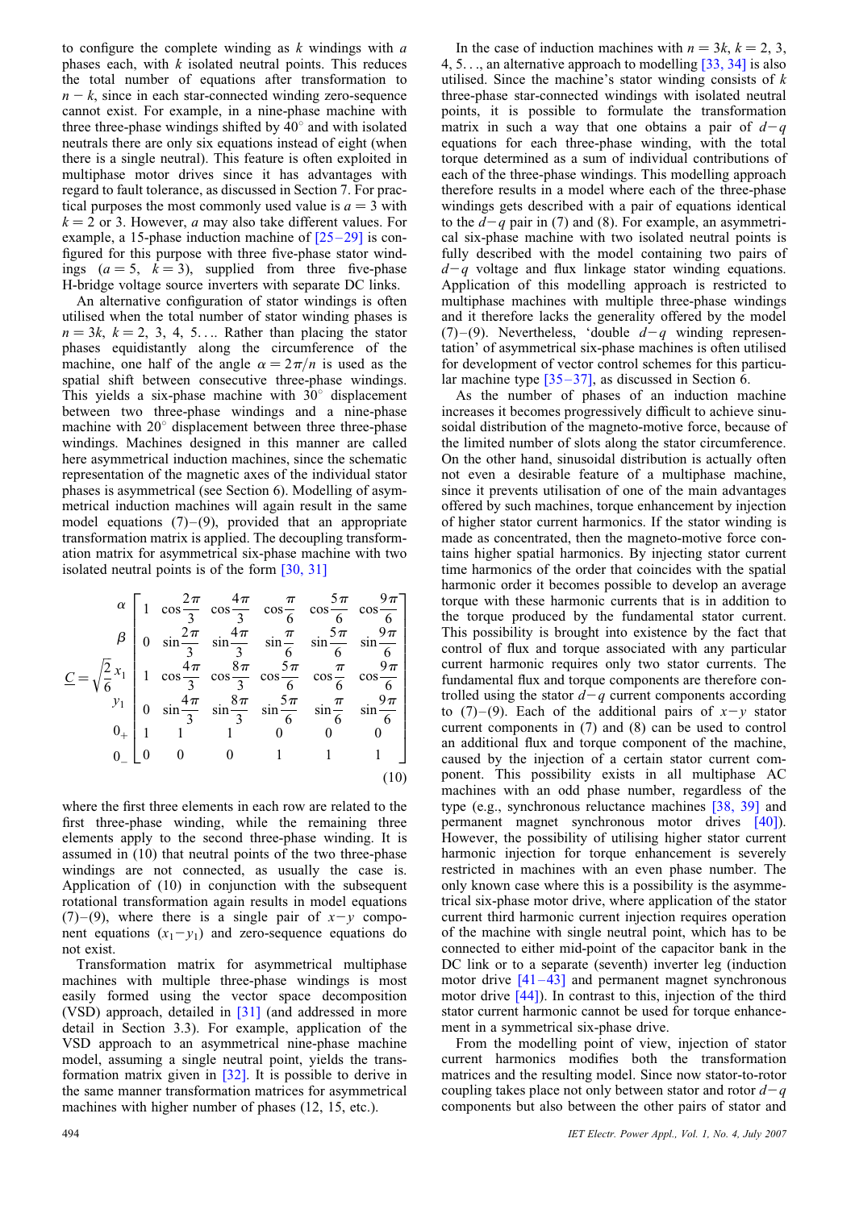to configure the complete winding as $k$ windings with $a$ phases each, with $k$ isolated neutral points. This reduces the total number of equations after transformation to $n - k$, since in each star-connected winding zero-sequence cannot exist. For example, in a nine-phase machine with three three-phase windings shifted by $40^\circ$ and with isolated neutrals there are only six equations instead of eight (when there is a single neutral). This feature is often exploited in multiphase motor drives since it has advantages with regard to fault tolerance, as discussed in Section 7. For practical purposes the most commonly used value is $a = 3$ with $k = 2$ or 3. However, $a$ may also take different values. For example, a 15-phase induction machine of [25–29] is configured for this purpose with three five-phase stator windings ($a = 5$, $k = 3$), supplied from three five-phase H-bridge voltage source inverters with separate DC links.

An alternative configuration of stator windings is often utilised when the total number of stator winding phases is $n = 3k$, $k = 2, 3, 4, 5\ldots$. Rather than placing the stator phases equidistantly along the circumference of the machine, one half of the angle $\alpha = 2\pi/n$ is used as the spatial shift between consecutive three-phase windings. This yields a six-phase machine with $30^\circ$ displacement between two three-phase windings and a nine-phase machine with $20^\circ$ displacement between three three-phase windings. Machines designed in this manner are called here asymmetrical induction machines, since the schematic representation of the magnetic axes of the individual stator phases is asymmetrical (see Section 6). Modelling of asymmetrical induction machines will again result in the same model equations (7)–(9), provided that an appropriate transformation matrix is applied. The decoupling transformation matrix for asymmetrical six-phase machine with two isolated neutral points is of the form [30, 31]

$$\underline{C} = \sqrt{\frac{2}{6}} \begin{matrix} \alpha \\ \beta \\ x_1 \\ y_1 \\ 0_+ \\ 0_- \end{matrix} \begin{bmatrix} 1 & \cos\frac{2\pi}{3} & \cos\frac{4\pi}{3} & \cos\frac{\pi}{6} & \cos\frac{5\pi}{6} & \cos\frac{9\pi}{6} \\ 0 & \sin\frac{2\pi}{3} & \sin\frac{4\pi}{3} & \sin\frac{\pi}{6} & \sin\frac{5\pi}{6} & \sin\frac{9\pi}{6} \\ 1 & \cos\frac{4\pi}{3} & \cos\frac{8\pi}{3} & \cos\frac{5\pi}{6} & \cos\frac{\pi}{6} & \cos\frac{9\pi}{6} \\ 0 & \sin\frac{4\pi}{3} & \sin\frac{8\pi}{3} & \sin\frac{5\pi}{6} & \sin\frac{\pi}{6} & \sin\frac{9\pi}{6} \\ 1 & 1 & 1 & 0 & 0 & 0 \\ 0 & 0 & 0 & 1 & 1 & 1 \end{bmatrix} \tag{10}$$

where the first three elements in each row are related to the first three-phase winding, while the remaining three elements apply to the second three-phase winding. It is assumed in (10) that neutral points of the two three-phase windings are not connected, as usually the case is. Application of (10) in conjunction with the subsequent rotational transformation again results in model equations (7)–(9), where there is a single pair of $x-y$ component equations ($x_1-y_1$) and zero-sequence equations do not exist.

Transformation matrix for asymmetrical multiphase machines with multiple three-phase windings is most easily formed using the vector space decomposition (VSD) approach, detailed in [31] (and addressed in more detail in Section 3.3). For example, application of the VSD approach to an asymmetrical nine-phase machine model, assuming a single neutral point, yields the transformation matrix given in [32]. It is possible to derive in the same manner transformation matrices for asymmetrical machines with higher number of phases (12, 15, etc.).

In the case of induction machines with $n = 3k$, $k = 2, 3, 4, 5\ldots$, an alternative approach to modelling [33, 34] is also utilised. Since the machine's stator winding consists of $k$ three-phase star-connected windings with isolated neutral points, it is possible to formulate the transformation matrix in such a way that one obtains a pair of $d-q$ equations for each three-phase winding, with the total torque determined as a sum of individual contributions of each of the three-phase windings. This modelling approach therefore results in a model where each of the three-phase windings gets described with a pair of equations identical to the $d-q$ pair in (7) and (8). For example, an asymmetrical six-phase machine with two isolated neutral points is fully described with the model containing two pairs of $d-q$ voltage and flux linkage stator winding equations. Application of this modelling approach is restricted to multiphase machines with multiple three-phase windings and it therefore lacks the generality offered by the model (7)–(9). Nevertheless, 'double $d-q$ winding representation' of asymmetrical six-phase machines is often utilised for development of vector control schemes for this particular machine type [35–37], as discussed in Section 6.

As the number of phases of an induction machine increases it becomes progressively difficult to achieve sinusoidal distribution of the magneto-motive force, because of the limited number of slots along the stator circumference. On the other hand, sinusoidal distribution is actually often not even a desirable feature of a multiphase machine, since it prevents utilisation of one of the main advantages offered by such machines, torque enhancement by injection of higher stator current harmonics. If the stator winding is made as concentrated, then the magneto-motive force contains higher spatial harmonics. By injecting stator current time harmonics of the order that coincides with the spatial harmonic order it becomes possible to develop an average torque with these harmonic currents that is in addition to the torque produced by the fundamental stator current. This possibility is brought into existence by the fact that control of flux and torque associated with any particular current harmonic requires only two stator currents. The fundamental flux and torque components are therefore controlled using the stator $d-q$ current components according to (7)–(9). Each of the additional pairs of $x-y$ stator current components in (7) and (8) can be used to control an additional flux and torque component of the machine, caused by the injection of a certain stator current component. This possibility exists in all multiphase AC machines with an odd phase number, regardless of the type (e.g., synchronous reluctance machines [38, 39] and permanent magnet synchronous motor drives [40]). However, the possibility of utilising higher stator current harmonic injection for torque enhancement is severely restricted in machines with an even phase number. The only known case where this is a possibility is the asymmetrical six-phase motor drive, where application of the stator current third harmonic current injection requires operation of the machine with single neutral point, which has to be connected to either mid-point of the capacitor bank in the DC link or to a separate (seventh) inverter leg (induction motor drive [41–43] and permanent magnet synchronous motor drive [44]). In contrast to this, injection of the third stator current harmonic cannot be used for torque enhancement in a symmetrical six-phase drive.

From the modelling point of view, injection of stator current harmonics modifies both the transformation matrices and the resulting model. Since now stator-to-rotor coupling takes place not only between stator and rotor $d-q$ components but also between the other pairs of stator and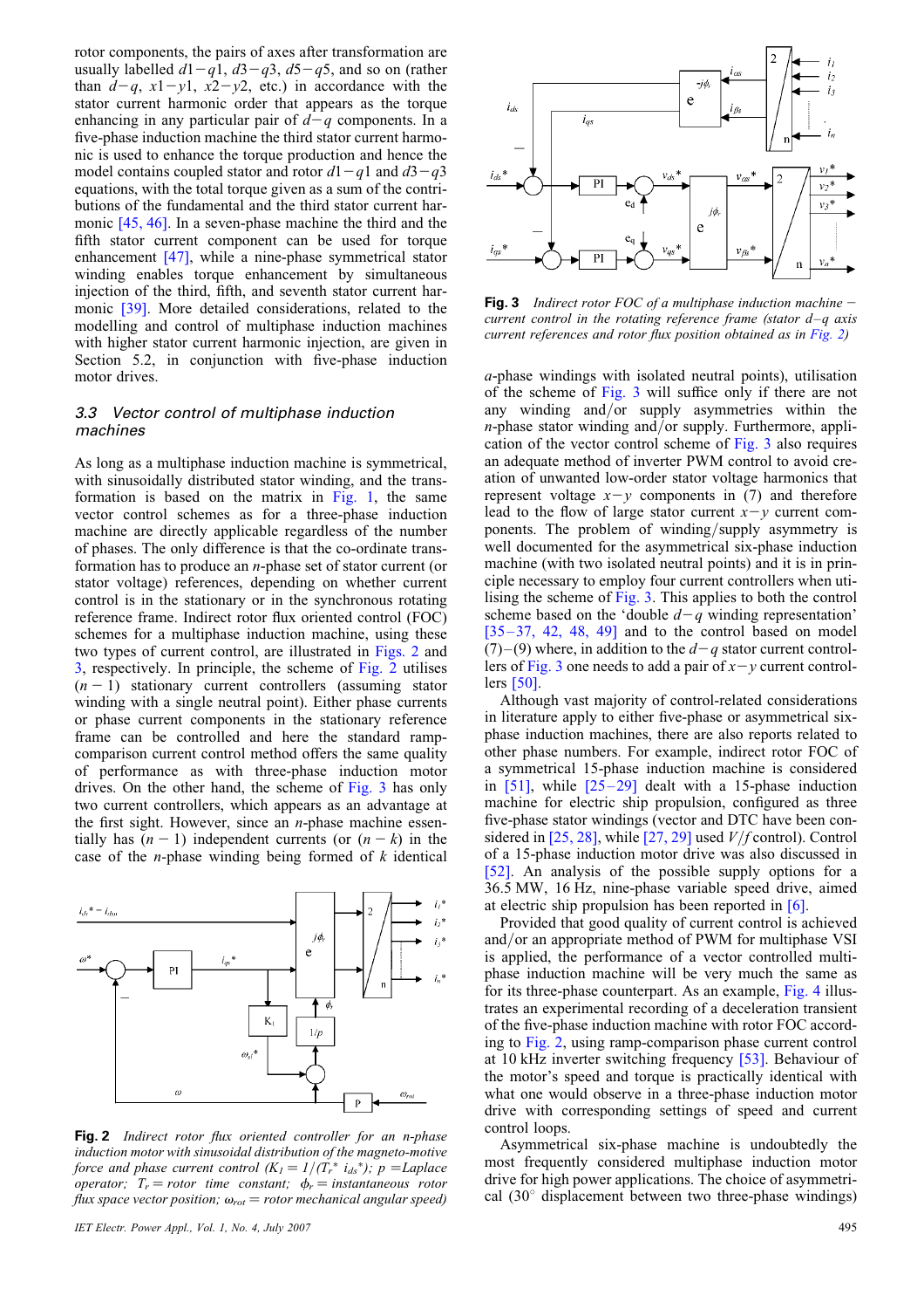rotor components, the pairs of axes after transformation are usually labelled $d1-q1$, $d3-q3$, $d5-q5$, and so on (rather than $d-q$, $x1-y1$, $x2-y2$, etc.) in accordance with the stator current harmonic order that appears as the torque enhancing in any particular pair of $d-q$ components. In a five-phase induction machine the third stator current harmonic is used to enhance the torque production and hence the model contains coupled stator and rotor $d1-q1$ and $d3-q3$ equations, with the total torque given as a sum of the contributions of the fundamental and the third stator current harmonic [45, 46]. In a seven-phase machine the third and the fifth stator current component can be used for torque enhancement [47], while a nine-phase symmetrical stator winding enables torque enhancement by simultaneous injection of the third, fifth, and seventh stator current harmonic [39]. More detailed considerations, related to the modelling and control of multiphase induction machines with higher stator current harmonic injection, are given in Section 5.2, in conjunction with five-phase induction motor drives.

### 3.3 Vector control of multiphase induction machines

As long as a multiphase induction machine is symmetrical, with sinusoidally distributed stator winding, and the transformation is based on the matrix in Fig. 1, the same vector control schemes as for a three-phase induction machine are directly applicable regardless of the number of phases. The only difference is that the co-ordinate transformation has to produce an $n$-phase set of stator current (or stator voltage) references, depending on whether current control is in the stationary or in the synchronous rotating reference frame. Indirect rotor flux oriented control (FOC) schemes for a multiphase induction machine, using these two types of current control, are illustrated in Figs. 2 and 3, respectively. In principle, the scheme of Fig. 2 utilises $(n-1)$ stationary current controllers (assuming stator winding with a single neutral point). Either phase currents or phase current components in the stationary reference frame can be controlled and here the standard ramp-comparison current control method offers the same quality of performance as with three-phase induction motor drives. On the other hand, the scheme of Fig. 3 has only two current controllers, which appears as an advantage at the first sight. However, since an $n$-phase machine essentially has $(n-1)$ independent currents (or $(n-k)$ in the case of the $n$-phase winding being formed of $k$ identical

**Fig. 2** *Indirect rotor flux oriented controller for an n-phase induction machine with sinusoidal distribution of the magneto-motive force and phase current control ($K_1 = 1/(T_r^*\, i_{ds}^*)$; $p$ = Laplace operator; $T_r$ = rotor time constant; $\phi_r$ = instantaneous rotor flux space vector position; $\omega_{rot}$ = rotor mechanical angular speed)*

**Fig. 3** *Indirect rotor FOC of a multiphase induction machine – current control in the rotating reference frame (stator d–q axis current references and rotor flux position obtained as in Fig. 2)*

$a$-phase windings with isolated neutral points), utilisation of the scheme of Fig. 3 will suffice only if there are not any winding and/or supply asymmetries within the $n$-phase stator winding and/or supply. Furthermore, application of the vector control scheme of Fig. 3 also requires an adequate method of inverter PWM control to avoid creation of unwanted low-order stator voltage harmonics that represent voltage $x-y$ components in (7) and therefore lead to the flow of large stator current $x-y$ current components. The problem of winding/supply asymmetry is well documented for the asymmetrical six-phase induction machine (with two isolated neutral points) and it is in principle necessary to employ four current controllers when utilising the scheme of Fig. 3. This applies to both the control scheme based on the 'double $d-q$ winding representation' [35–37, 42, 48, 49] and to the control based on model (7)–(9) where, in addition to the $d-q$ stator current controllers of Fig. 3 one needs to add a pair of $x-y$ current controllers [50].

Although vast majority of control-related considerations in literature apply to either five-phase or asymmetrical six-phase induction machines, there are also reports related to other phase numbers. For example, indirect rotor FOC of a symmetrical 15-phase induction machine is considered in [51], while [25–29] dealt with a 15-phase induction machine for electric ship propulsion, configured as three five-phase stator windings (vector and DTC have been considered in [25, 28], while [27, 29] used $V/f$ control). Control of a 15-phase induction motor drive was also discussed in [52]. An analysis of the possible supply options for a 36.5 MW, 16 Hz, nine-phase variable speed drive, aimed at electric ship propulsion has been reported in [6].

Provided that good quality of current control is achieved and/or an appropriate method of PWM for multiphase VSI is applied, the performance of a vector controlled multiphase induction machine will be very much the same as for its three-phase counterpart. As an example, Fig. 4 illustrates an experimental recording of a deceleration transient of the five-phase induction machine with rotor FOC according to Fig. 2, using ramp-comparison phase current control at 10 kHz inverter switching frequency [53]. Behaviour of the motor's speed and torque is practically identical with what one would observe in a three-phase induction motor drive with corresponding settings of speed and current control loops.

Asymmetrical six-phase machine is undoubtedly the most frequently considered multiphase induction motor drive for high power applications. The choice of asymmetrical (30° displacement between two three-phase windings)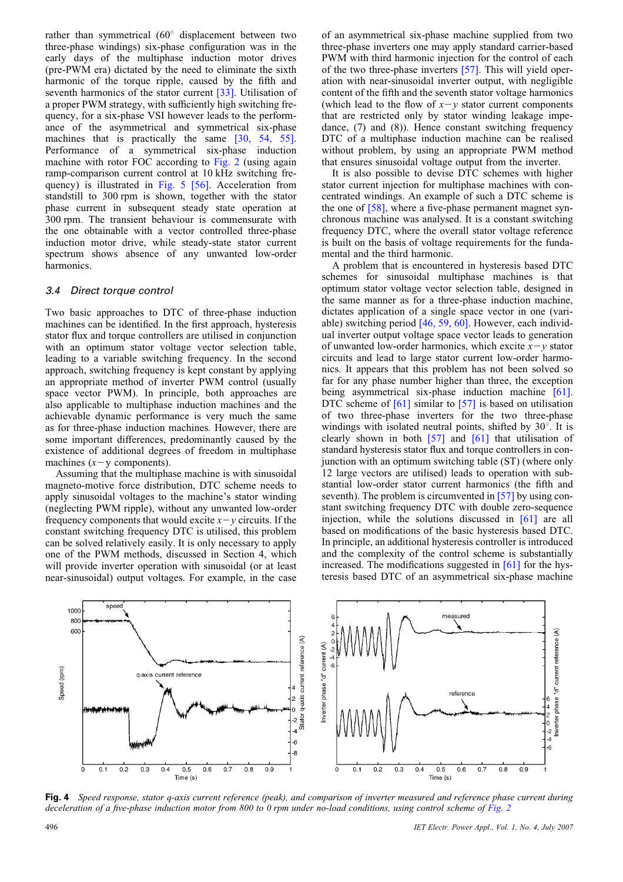rather than symmetrical (60° displacement between two three-phase windings) six-phase configuration was in the early days of the multiphase induction motor drives (pre-PWM era) dictated by the need to eliminate the sixth harmonic of the torque ripple, caused by the fifth and seventh harmonics of the stator current [33]. Utilisation of a proper PWM strategy, with sufficiently high switching frequency, for a six-phase VSI however leads to the performance of the asymmetrical and symmetrical six-phase machines that is practically the same [30, 54, 55]. Performance of a symmetrical six-phase induction machine with rotor FOC according to Fig. 2 (using again ramp-comparison current control at 10 kHz switching frequency) is illustrated in Fig. 5 [56]. Acceleration from standstill to 300 rpm is shown, together with the stator phase current in subsequent steady state operation at 300 rpm. The transient behaviour is commensurate with the one obtainable with a vector controlled three-phase induction motor drive, while steady-state stator current spectrum shows absence of any unwanted low-order harmonics.

### 3.4 Direct torque control

Two basic approaches to DTC of three-phase induction machines can be identified. In the first approach, hysteresis stator flux and torque controllers are utilised in conjunction with an optimum stator voltage vector selection table, leading to a variable switching frequency. In the second approach, switching frequency is kept constant by applying an appropriate method of inverter PWM control (usually space vector PWM). In principle, both approaches are also applicable to multiphase induction machines and the achievable dynamic performance is very much the same as for three-phase induction machines. However, there are some important differences, predominantly caused by the existence of additional degrees of freedom in multiphase machines ($x-y$ components).

Assuming that the multiphase machine is with sinusoidal magneto-motive force distribution, DTC scheme needs to apply sinusoidal voltages to the machine's stator winding (neglecting PWM ripple), without any unwanted low-order frequency components that would excite $x-y$ circuits. If the constant switching frequency DTC is utilised, this problem can be solved relatively easily. It is only necessary to apply one of the PWM methods, discussed in Section 4, which will provide inverter operation with sinusoidal (or at least near-sinusoidal) output voltages. For example, in the case of an asymmetrical six-phase machine supplied from two three-phase inverters one may apply standard carrier-based PWM with third harmonic injection for the control of each of the two three-phase inverters [57]. This will yield operation with near-sinusoidal inverter output, with negligible content of the fifth and the seventh stator voltage harmonics (which lead to the flow of $x-y$ stator current components that are restricted only by stator winding leakage impedance, (7) and (8)). Hence constant switching frequency DTC of a multiphase induction machine can be realised without problem, by using an appropriate PWM method that ensures sinusoidal voltage output from the inverter.

It is also possible to devise DTC schemes with higher stator current injection for multiphase machines with concentrated windings. An example of such a DTC scheme is the one of [58], where a five-phase permanent magnet synchronous machine was analysed. It is a constant switching frequency DTC, where the overall stator voltage reference is built on the basis of voltage requirements for the fundamental and the third harmonic.

A problem that is encountered in hysteresis based DTC schemes for sinusoidal multiphase machines is that optimum stator voltage vector selection table, designed in the same manner as for a three-phase induction machine, dictates application of a single space vector in one (variable) switching period [46, 59, 60]. However, each individual inverter output voltage space vector leads to generation of unwanted low-order harmonics, which excite $x-y$ stator circuits and lead to large stator current low-order harmonics. It appears that this problem has not been solved so far for any phase number higher than three, the exception being asymmetrical six-phase induction machine [61]. DTC scheme of [61] similar to [57] is based on utilisation of two three-phase inverters for the two three-phase windings with isolated neutral points, shifted by 30°. It is clearly shown in both [57] and [61] that utilisation of standard hysteresis stator flux and torque controllers in conjunction with an optimum switching table (ST) (where only 12 large vectors are utilised) leads to operation with substantial low-order stator current harmonics (the fifth and seventh). The problem is circumvented in [57] by using constant switching frequency DTC with double zero-sequence injection, while the solutions discussed in [61] are all based on modifications of the basic hysteresis based DTC. In principle, an additional hysteresis controller is introduced and the complexity of the control scheme is substantially increased. The modifications suggested in [61] for the hysteresis based DTC of an asymmetrical six-phase machine

**Fig. 4** *Speed response, stator q-axis current reference (peak), and comparison of inverter measured and reference phase current during deceleration of a five-phase induction motor from 800 to 0 rpm under no-load conditions, using control scheme of Fig. 2*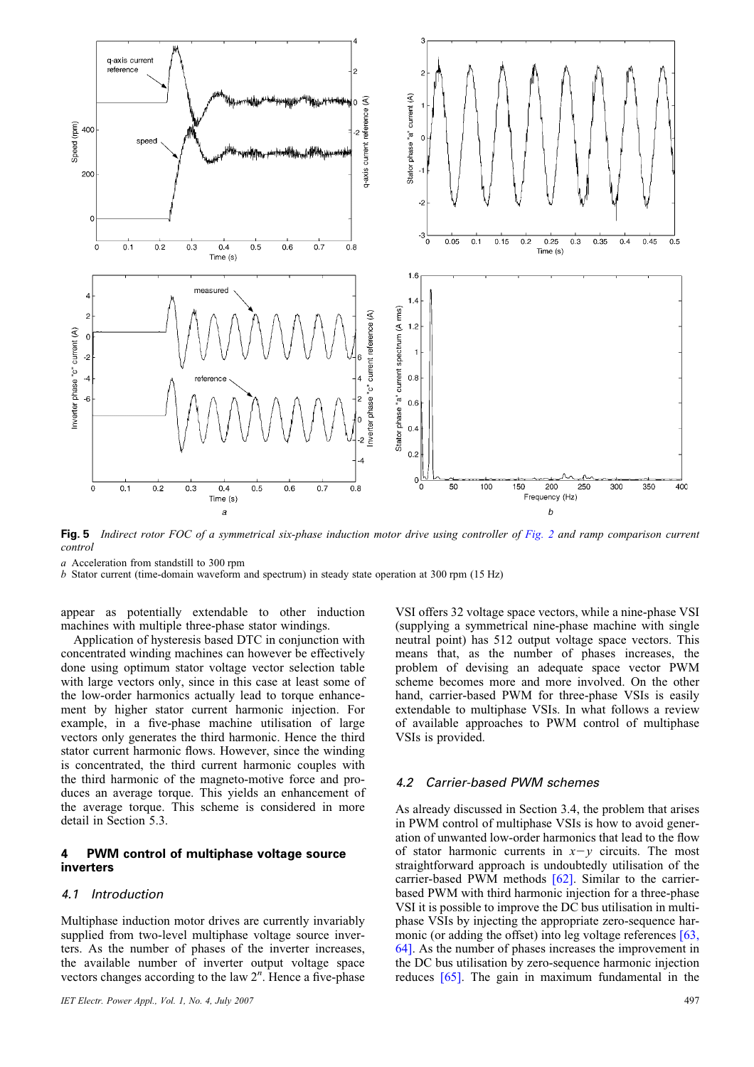**Fig. 5** *Indirect rotor FOC of a symmetrical six-phase induction motor drive using controller of Fig. 2 and ramp comparison current control*

*a* Acceleration from standstill to 300 rpm
*b* Stator current (time-domain waveform and spectrum) in steady state operation at 300 rpm (15 Hz)

appear as potentially extendable to other induction machines with multiple three-phase stator windings.

Application of hysteresis based DTC in conjunction with concentrated winding machines can however be effectively done using optimum stator voltage vector selection table with large vectors only, since in this case at least some of the low-order harmonics actually lead to torque enhancement by higher stator current harmonic injection. For example, in a five-phase machine utilisation of large vectors only generates the third harmonic. Hence the third stator current harmonic flows. However, since the winding is concentrated, the third current harmonic couples with the third harmonic of the magneto-motive force and produces an average torque. This yields an enhancement of the average torque. This scheme is considered in more detail in Section 5.3.

## 4 PWM control of multiphase voltage source inverters

### 4.1 Introduction

Multiphase induction motor drives are currently invariably supplied from two-level multiphase voltage source inverters. As the number of phases of the inverter increases, the available number of inverter output voltage space vectors changes according to the law $2^n$. Hence a five-phase VSI offers 32 voltage space vectors, while a nine-phase VSI (supplying a symmetrical nine-phase machine with single neutral point) has 512 output voltage space vectors. This means that, as the number of phases increases, the problem of devising an adequate space vector PWM scheme becomes more and more involved. On the other hand, carrier-based PWM for three-phase VSIs is easily extendable to multiphase VSIs. In what follows a review of available approaches to PWM control of multiphase VSIs is provided.

### 4.2 Carrier-based PWM schemes

As already discussed in Section 3.4, the problem that arises in PWM control of multiphase VSIs is how to avoid generation of unwanted low-order harmonics that lead to the flow of stator harmonic currents in $x-y$ circuits. The most straightforward approach is undoubtedly utilisation of the carrier-based PWM methods [62]. Similar to the carrier-based PWM with third harmonic injection for a three-phase VSI it is possible to improve the DC bus utilisation in multiphase VSIs by injecting the appropriate zero-sequence harmonic (or adding the offset) into leg voltage references [63, 64]. As the number of phases increases the improvement in the DC bus utilisation by zero-sequence harmonic injection reduces [65]. The gain in maximum fundamental in the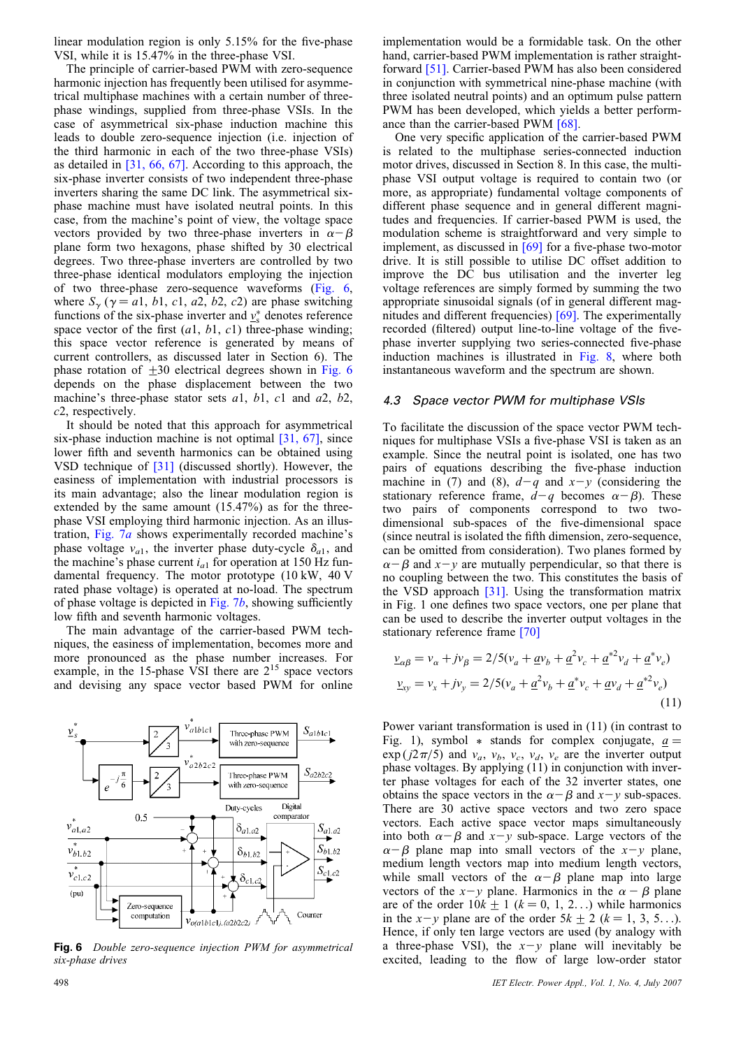linear modulation region is only 5.15% for the five-phase VSI, while it is 15.47% in the three-phase VSI.

The principle of carrier-based PWM with zero-sequence harmonic injection has frequently been utilised for asymmetrical multiphase machines with a certain number of three-phase windings, supplied from three-phase VSIs. In the case of asymmetrical six-phase induction machine this leads to double zero-sequence injection (i.e. injection of the third harmonic in each of the two three-phase VSIs) as detailed in [31, 66, 67]. According to this approach, the six-phase inverter consists of two independent three-phase inverters sharing the same DC link. The asymmetrical six-phase machine must have isolated neutral points. In this case, from the machine's point of view, the voltage space vectors provided by two three-phase inverters in $\alpha-\beta$ plane form two hexagons, phase shifted by 30 electrical degrees. Two three-phase inverters are controlled by two three-phase identical modulators employing the injection of two three-phase zero-sequence waveforms (Fig. 6, where $S_\gamma$ ($\gamma = a1, b1, c1, a2, b2, c2$) are phase switching functions of the six-phase inverter and $\underline{v}_s^*$ denotes reference space vector of the first ($a1$, $b1$, $c1$) three-phase winding; this space vector reference is generated by means of current controllers, as discussed later in Section 6). The phase rotation of $\pm 30$ electrical degrees shown in Fig. 6 depends on the phase displacement between the two machine's three-phase stator sets $a1$, $b1$, $c1$ and $a2$, $b2$, $c2$, respectively.

It should be noted that this approach for asymmetrical six-phase induction machine is not optimal [31, 67], since lower fifth and seventh harmonics can be obtained using VSD technique of [31] (discussed shortly). However, the easiness of implementation with industrial processors is its main advantage; also the linear modulation region is extended by the same amount (15.47%) as for the three-phase VSI employing third harmonic injection. As an illustration, Fig. 7*a* shows experimentally recorded machine's phase voltage $v_{a1}$, the inverter phase duty-cycle $\delta_{a1}$, and the machine's phase current $i_{a1}$ for operation at 150 Hz fundamental frequency. The motor prototype (10 kW, 40 V rated phase voltage) is operated at no-load. The spectrum of phase voltage is depicted in Fig. 7*b*, showing sufficiently low fifth and seventh harmonic voltages.

The main advantage of the carrier-based PWM techniques, the easiness of implementation, becomes more and more pronounced as the phase number increases. For example, in the 15-phase VSI there are $2^{15}$ space vectors and devising any space vector based PWM for online implementation would be a formidable task. On the other hand, carrier-based PWM implementation is rather straightforward [51]. Carrier-based PWM has also been considered in conjunction with symmetrical nine-phase machine (with three isolated neutral points) and an optimum pulse pattern PWM has been developed, which yields a better performance than the carrier-based PWM [68].

**Fig. 6** *Double zero-sequence injection PWM for asymmetrical six-phase drives*

One very specific application of the carrier-based PWM is related to the multiphase series-connected induction motor drives, discussed in Section 8. In this case, the multiphase VSI output voltage is required to contain two (or more, as appropriate) fundamental voltage components of different phase sequence and in general different magnitudes and frequencies. If carrier-based PWM is used, the modulation scheme is straightforward and very simple to implement, as discussed in [69] for a five-phase two-motor drive. It is still possible to utilise DC offset addition to improve the DC bus utilisation and the inverter leg voltage references are simply formed by summing the two appropriate sinusoidal signals (of in general different magnitudes and different frequencies) [69]. The experimentally recorded (filtered) output line-to-line voltage of the five-phase inverter supplying two series-connected five-phase induction machines is illustrated in Fig. 8, where both instantaneous waveform and the spectrum are shown.

### 4.3 Space vector PWM for multiphase VSIs

To facilitate the discussion of the space vector PWM techniques for multiphase VSIs a five-phase VSI is taken as an example. Since the neutral point is isolated, one has two pairs of equations describing the five-phase induction machine in (7) and (8), $d-q$ and $x-y$ (considering the stationary reference frame, $d-q$ becomes $\alpha-\beta$). These two pairs of components correspond to two two-dimensional sub-spaces of the five-dimensional space (since neutral is isolated the fifth dimension, zero-sequence, can be omitted from consideration). Two planes formed by $\alpha-\beta$ and $x-y$ are mutually perpendicular, so that there is no coupling between the two. This constitutes the basis of the VSD approach [31]. Using the transformation matrix in Fig. 1 one defines two space vectors, one per plane that can be used to describe the inverter output voltages in the stationary reference frame [70]

$$
\begin{aligned}
\underline{v}_{\alpha\beta} &= v_\alpha + jv_\beta = 2/5(v_a + \underline{a}v_b + \underline{a}^2 v_c + \underline{a}^{*2} v_d + \underline{a}^* v_e)\\
\underline{v}_{xy} &= v_x + jv_y = 2/5(v_a + \underline{a}^2 v_b + \underline{a}^* v_c + \underline{a} v_d + \underline{a}^{*2} v_e)
\end{aligned}
\tag{11}
$$

Power variant transformation is used in (11) (in contrast to Fig. 1), symbol $*$ stands for complex conjugate, $\underline{a} = \exp(j2\pi/5)$ and $v_a$, $v_b$, $v_c$, $v_d$, $v_e$ are the inverter output phase voltages. By applying (11) in conjunction with inverter phase voltages for each of the 32 inverter states, one obtains the space vectors in the $\alpha-\beta$ and $x-y$ sub-spaces. There are 30 active space vectors and two zero space vectors. Each active space vector maps simultaneously into both $\alpha-\beta$ and $x-y$ sub-space. Large vectors of the $\alpha-\beta$ plane map into small vectors of the $x-y$ plane, medium length vectors map into medium length vectors, while small vectors of the $\alpha-\beta$ plane map into large vectors of the $x-y$ plane. Harmonics in the $\alpha-\beta$ plane are of the order $10k \pm 1$ ($k = 0, 1, 2\ldots$) while harmonics in the $x-y$ plane are of the order $5k \pm 2$ ($k = 1, 3, 5\ldots$). Hence, if only ten large vectors are used (by analogy with a three-phase VSI), the $x-y$ plane will inevitably be excited, leading to the flow of large low-order stator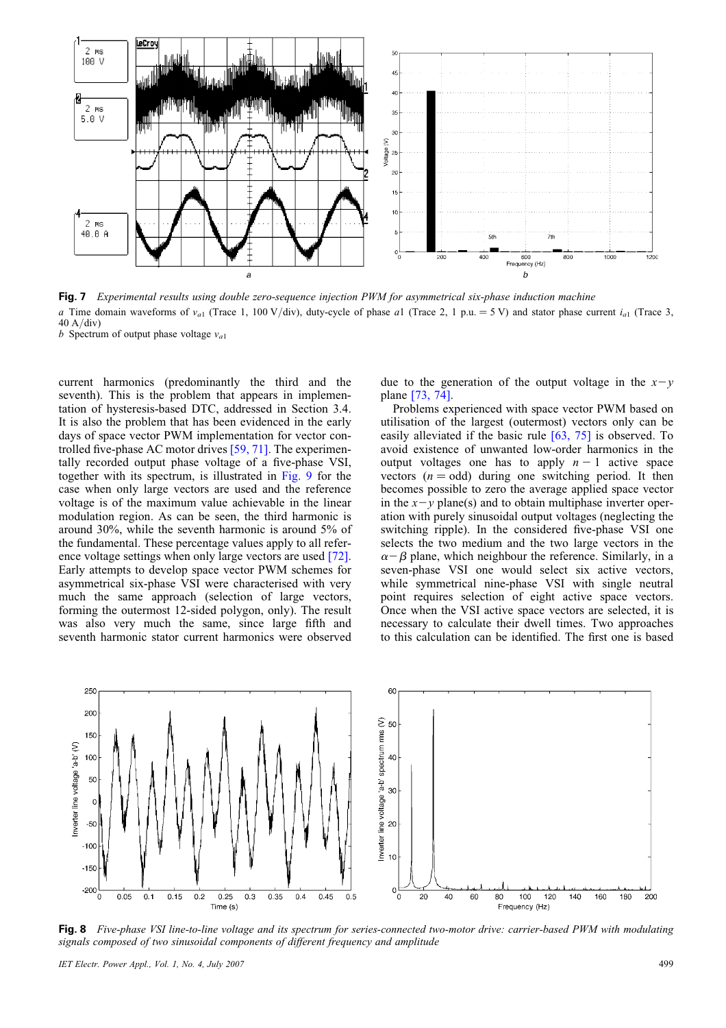**Fig. 7** *Experimental results using double zero-sequence injection PWM for asymmetrical six-phase induction machine*

*a* Time domain waveforms of $v_{a1}$ (Trace 1, 100 V/div), duty-cycle of phase $a1$ (Trace 2, 1 p.u. = 5 V) and stator phase current $i_{a1}$ (Trace 3, 40 A/div)
*b* Spectrum of output phase voltage $v_{a1}$

current harmonics (predominantly the third and the seventh). This is the problem that appears in implementation of hysteresis-based DTC, addressed in Section 3.4. It is also the problem that has been evidenced in the early days of space vector PWM implementation for vector controlled five-phase AC motor drives [59, 71]. The experimentally recorded output phase voltage of a five-phase VSI, together with its spectrum, is illustrated in Fig. 9 for the case when only large vectors are used and the reference voltage is of the maximum value achievable in the linear modulation region. As can be seen, the third harmonic is around 30%, while the seventh harmonic is around 5% of the fundamental. These percentage values apply to all reference voltage settings when only large vectors are used [72]. Early attempts to develop space vector PWM schemes for asymmetrical six-phase VSI were characterised with very much the same approach (selection of large vectors, forming the outermost 12-sided polygon, only). The result was also very much the same, since large fifth and seventh harmonic stator current harmonics were observed due to the generation of the output voltage in the $x-y$ plane [73, 74].

Problems experienced with space vector PWM based on utilisation of the largest (outermost) vectors only can be easily alleviated if the basic rule [63, 75] is observed. To avoid existence of unwanted low-order harmonics in the output voltages one has to apply $n-1$ active space vectors ($n=$ odd) during one switching period. It then becomes possible to zero the average applied space vector in the $x-y$ plane(s) and to obtain multiphase inverter operation with purely sinusoidal output voltages (neglecting the switching ripple). In the considered five-phase VSI one selects the two medium and the two large vectors in the $\alpha-\beta$ plane, which neighbour the reference. Similarly, in a seven-phase VSI one would select six active vectors, while symmetrical nine-phase VSI with single neutral point requires selection of eight active space vectors. Once when the VSI active space vectors are selected, it is necessary to calculate their dwell times. Two approaches to this calculation can be identified. The first one is based

**Fig. 8** *Five-phase VSI line-to-line voltage and its spectrum for series-connected two-motor drive: carrier-based PWM with modulating signals composed of two sinusoidal components of different frequency and amplitude*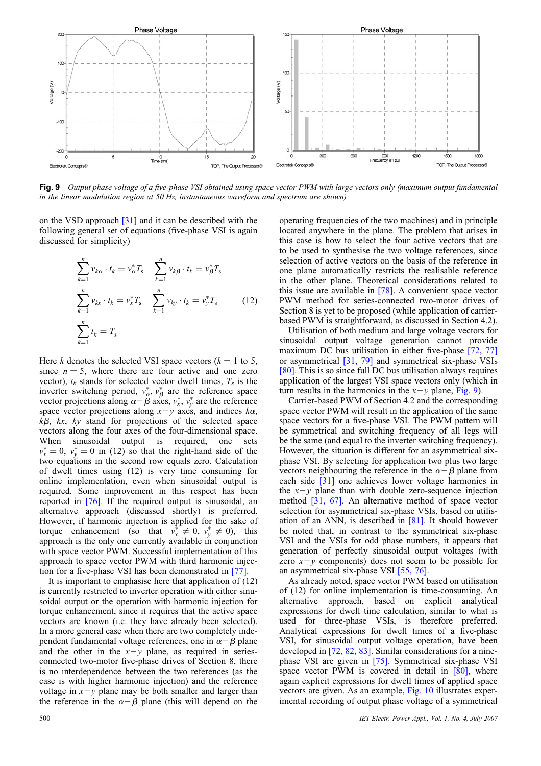**Fig. 9** *Output phase voltage of a five-phase VSI obtained using space vector PWM with large vectors only (maximum output fundamental in the linear modulation region at 50 Hz, instantaneous waveform and spectrum are shown)*

on the VSD approach [31] and it can be described with the following general set of equations (five-phase VSI is again discussed for simplicity)

$$
\begin{aligned}
&\sum_{k=1}^{n} v_{k\alpha} \cdot t_k = v_\alpha^* T_s \quad \sum_{k=1}^{n} v_{k\beta} \cdot t_k = v_\beta^* T_s \\
&\sum_{k=1}^{n} v_{kx} \cdot t_k = v_x^* T_s \quad \sum_{k=1}^{n} v_{ky} \cdot t_k = v_y^* T_s \\
&\sum_{k=1}^{n} t_k = T_s
\end{aligned} \tag{12}
$$

Here $k$ denotes the selected VSI space vectors ($k = 1$ to 5, since $n = 5$, where there are four active and one zero vector), $t_k$ stands for selected vector dwell times, $T_s$ is the inverter switching period, $v_\alpha^*$, $v_\beta^*$ are the reference space vector projections along $\alpha-\beta$ axes, $v_x^*$, $v_y^*$ are the reference space vector projections along $x-y$ axes, and indices $k\alpha$, $k\beta$, $kx$, $ky$ stand for projections of the selected space vectors along the four axes of the four-dimensional space. When sinusoidal output is required, one sets $v_x^* = 0$, $v_y^* = 0$ in (12) so that the right-hand side of the two equations in the second row equals zero. Calculation of dwell times using (12) is very time consuming for online implementation, even when sinusoidal output is required. Some improvement in this respect has been reported in [76]. If the required output is sinusoidal, an alternative approach (discussed shortly) is preferred. However, if harmonic injection is applied for the sake of torque enhancement (so that $v_x^* \neq 0$, $v_y^* \neq 0$), this approach is the only one currently available in conjunction with space vector PWM. Successful implementation of this approach to space vector PWM with third harmonic injection for a five-phase VSI has been demonstrated in [77].

It is important to emphasise here that application of (12) is currently restricted to inverter operation with either sinusoidal output or the operation with harmonic injection for torque enhancement, since it requires that the active space vectors are known (i.e. they have already been selected). In a more general case when there are two completely independent fundamental voltage references, one in $\alpha-\beta$ plane and the other in the $x-y$ plane, as required in series-connected two-motor five-phase drives of Section 8, there is no interdependence between the two references (as the case is with higher harmonic injection) and the reference voltage in $x-y$ plane may be both smaller and larger than the reference in the $\alpha-\beta$ plane (this will depend on the operating frequencies of the two machines) and in principle located anywhere in the plane. The problem that arises in this case is how to select the four active vectors that are to be used to synthesise the two voltage references, since selection of active vectors on the basis of the reference in one plane automatically restricts the realisable reference in the other plane. Theoretical considerations related to this issue are available in [78]. A convenient space vector PWM method for series-connected two-motor drives of Section 8 is yet to be proposed (while application of carrier-based PWM is straightforward, as discussed in Section 4.2).

Utilisation of both medium and large voltage vectors for sinusoidal output voltage generation cannot provide maximum DC bus utilisation in either five-phase [72, 77] or asymmetrical [31, 79] and symmetrical six-phase VSIs [80]. This is so since full DC bus utilisation always requires application of the largest VSI space vectors only (which in turn results in the harmonics in the $x-y$ plane, Fig. 9).

Carrier-based PWM of Section 4.2 and the corresponding space vector PWM will result in the application of the same space vectors for a five-phase VSI. The PWM pattern will be symmetrical and switching frequency of all legs will be the same (and equal to the inverter switching frequency). However, the situation is different for an asymmetrical six-phase VSI. By selecting for application two plus two large vectors neighbouring the reference in the $\alpha-\beta$ plane from each side [31] one achieves lower voltage harmonics in the $x-y$ plane than with double zero-sequence injection method [31, 67]. An alternative method of space vector selection for asymmetrical six-phase VSIs, based on utilisation of an ANN, is described in [81]. It should however be noted that, in contrast to the symmetrical six-phase VSI and the VSIs for odd phase numbers, it appears that generation of perfectly sinusoidal output voltages (with zero $x-y$ components) does not seem to be possible for an asymmetrical six-phase VSI [55, 76].

As already noted, space vector PWM based on utilisation of (12) for online implementation is time-consuming. An alternative approach, based on explicit analytical expressions for dwell time calculation, similar to what is used for three-phase VSIs, is therefore preferred. Analytical expressions for dwell times of a five-phase VSI, for sinusoidal output voltage operation, have been developed in [72, 82, 83]. Similar considerations for a nine-phase VSI are given in [75]. Symmetrical six-phase VSI space vector PWM is covered in detail in [80], where again explicit expressions for dwell times of applied space vectors are given. As an example, Fig. 10 illustrates experimental recording of output phase voltage of a symmetrical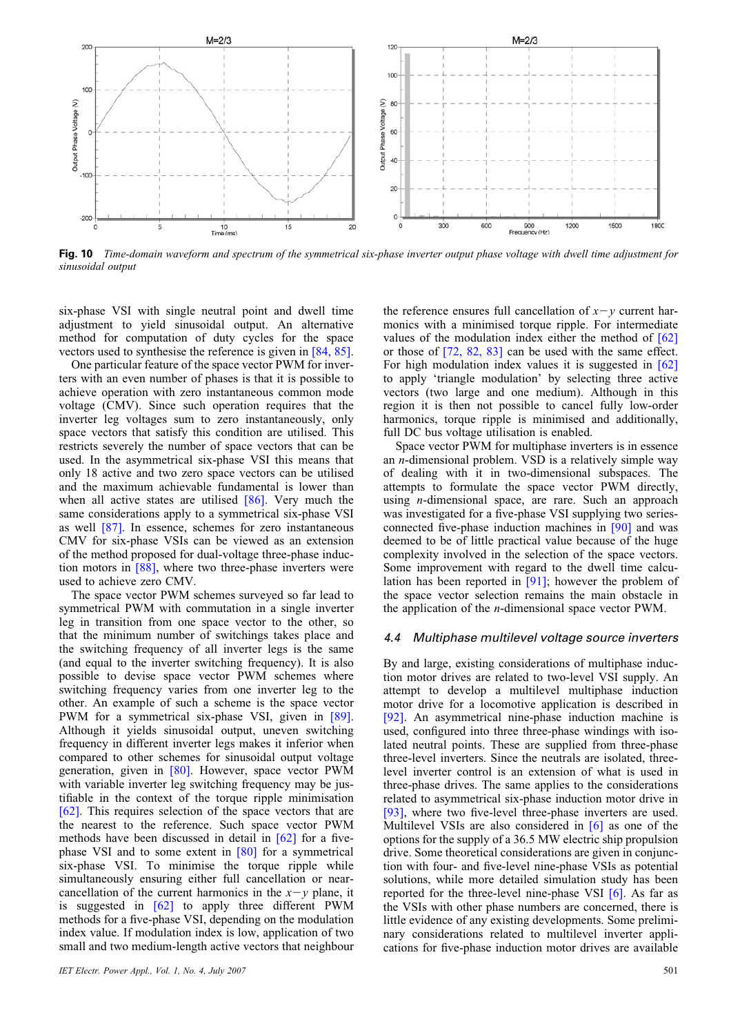**Fig. 10** *Time-domain waveform and spectrum of the symmetrical six-phase inverter output phase voltage with dwell time adjustment for sinusoidal output*

six-phase VSI with single neutral point and dwell time adjustment to yield sinusoidal output. An alternative method for computation of duty cycles for the space vectors used to synthesise the reference is given in [84, 85].

One particular feature of the space vector PWM for inverters with an even number of phases is that it is possible to achieve operation with zero instantaneous common mode voltage (CMV). Since such operation requires that the inverter leg voltages sum to zero instantaneously, only space vectors that satisfy this condition are utilised. This restricts severely the number of space vectors that can be used. In the asymmetrical six-phase VSI this means that only 18 active and two zero space vectors can be utilised and the maximum achievable fundamental is lower than when all active states are utilised [86]. Very much the same considerations apply to a symmetrical six-phase VSI as well [87]. In essence, schemes for zero instantaneous CMV for six-phase VSIs can be viewed as an extension of the method proposed for dual-voltage three-phase induction motors in [88], where two three-phase inverters were used to achieve zero CMV.

The space vector PWM schemes surveyed so far lead to symmetrical PWM with commutation in a single inverter leg in transition from one space vector to the other, so that the minimum number of switchings takes place and the switching frequency of all inverter legs is the same (and equal to the inverter switching frequency). It is also possible to devise space vector PWM schemes where switching frequency varies from one inverter leg to the other. An example of such a scheme is the space vector PWM for a symmetrical six-phase VSI, given in [89]. Although it yields sinusoidal output, uneven switching frequency in different inverter legs makes it inferior when compared to other schemes for sinusoidal output voltage generation, given in [80]. However, space vector PWM with variable inverter leg switching frequency may be justifiable in the context of the torque ripple minimisation [62]. This requires selection of the space vectors that are the nearest to the reference. Such space vector PWM methods have been discussed in detail in [62] for a five-phase VSI and to some extent in [80] for a symmetrical six-phase VSI. To minimise the torque ripple while simultaneously ensuring either full cancellation or near-cancellation of the current harmonics in the $x-y$ plane, it is suggested in [62] to apply three different PWM methods for a five-phase VSI, depending on the modulation index value. If modulation index is low, application of two small and two medium-length active vectors that neighbour the reference ensures full cancellation of $x-y$ current harmonics with a minimised torque ripple. For intermediate values of the modulation index either the method of [62] or those of [72, 82, 83] can be used with the same effect. For high modulation index values it is suggested in [62] to apply 'triangle modulation' by selecting three active vectors (two large and one medium). Although in this region it is then not possible to cancel fully low-order harmonics, torque ripple is minimised and additionally, full DC bus voltage utilisation is enabled.

Space vector PWM for multiphase inverters is in essence an $n$-dimensional problem. VSD is a relatively simple way of dealing with it in two-dimensional subspaces. The attempts to formulate the space vector PWM directly, using $n$-dimensional space, are rare. Such an approach was investigated for a five-phase VSI supplying two series-connected five-phase induction machines in [90] and was deemed to be of little practical value because of the huge complexity involved in the selection of the space vectors. Some improvement with regard to the dwell time calculation has been reported in [91]; however the problem of the space vector selection remains the main obstacle in the application of the $n$-dimensional space vector PWM.

### 4.4 Multiphase multilevel voltage source inverters

By and large, existing considerations of multiphase induction motor drives are related to two-level VSI supply. An attempt to develop a multilevel multiphase induction motor drive for a locomotive application is described in [92]. An asymmetrical nine-phase induction machine is used, configured into three three-phase windings with isolated neutral points. These are supplied from three-phase three-level inverters. Since the neutrals are isolated, three-level inverter control is an extension of what is used in three-phase drives. The same applies to the considerations related to asymmetrical six-phase induction motor drive in [93], where two five-level three-phase inverters are used. Multilevel VSIs are also considered in [6] as one of the options for the supply of a 36.5 MW electric ship propulsion drive. Some theoretical considerations are given in conjunction with four- and five-level nine-phase VSIs as potential solutions, while more detailed simulation study has been reported for the three-level nine-phase VSI [6]. As far as the VSIs with other phase numbers are concerned, there is little evidence of any existing developments. Some preliminary considerations related to multilevel inverter applications for five-phase induction motor drives are available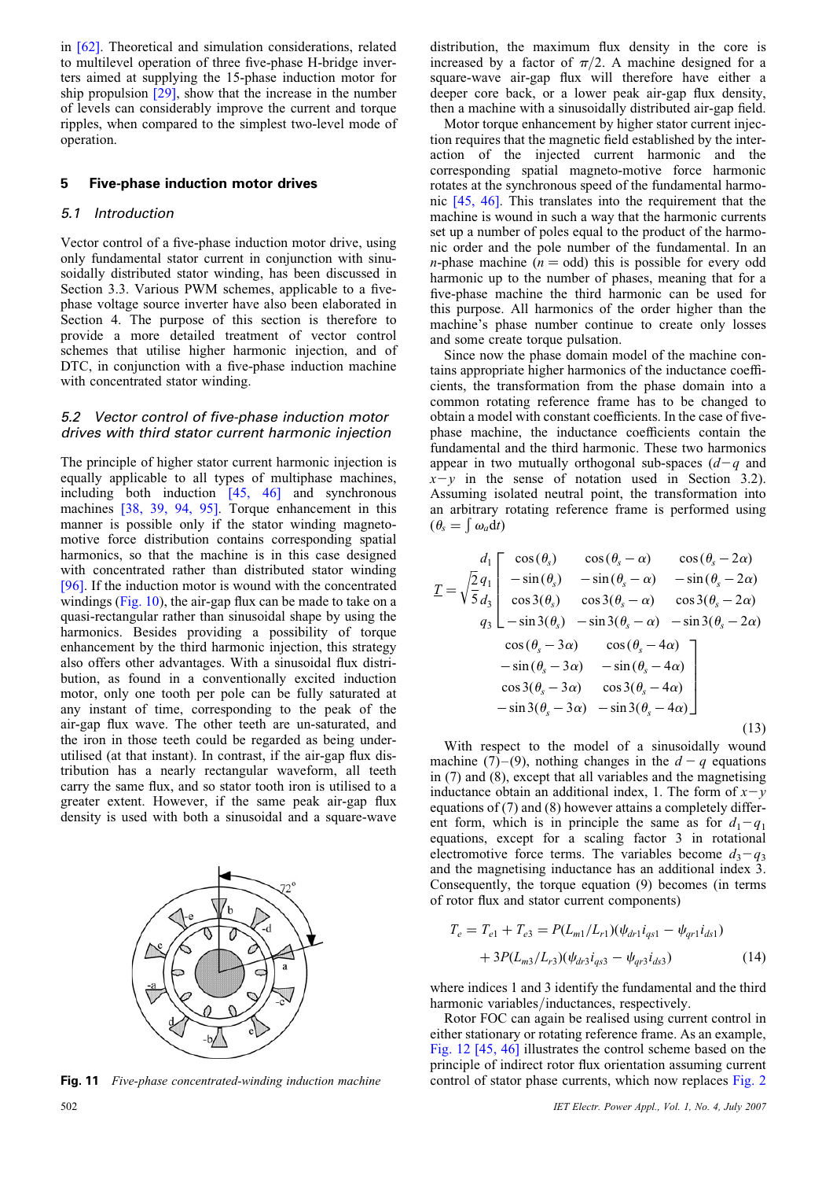in [62]. Theoretical and simulation considerations, related to multilevel operation of three five-phase H-bridge inverters aimed at supplying the 15-phase induction motor for ship propulsion [29], show that the increase in the number of levels can considerably improve the current and torque ripples, when compared to the simplest two-level mode of operation.

## 5 Five-phase induction motor drives

### 5.1 Introduction

Vector control of a five-phase induction motor drive, using only fundamental stator current in conjunction with sinusoidally distributed stator winding, has been discussed in Section 3.3. Various PWM schemes, applicable to a five-phase voltage source inverter have also been elaborated in Section 4. The purpose of this section is therefore to provide a more detailed treatment of vector control schemes that utilise higher harmonic injection, and of DTC, in conjunction with a five-phase induction machine with concentrated stator winding.

### 5.2 Vector control of five-phase induction motor drives with third stator current harmonic injection

The principle of higher stator current harmonic injection is equally applicable to all types of multiphase machines, including both induction [45, 46] and synchronous machines [38, 39, 94, 95]. Torque enhancement in this manner is possible only if the stator winding magneto-motive force distribution contains corresponding spatial harmonics, so that the machine is in this case designed with concentrated rather than distributed stator winding [96]. If the induction motor is wound with the concentrated windings (Fig. 10), the air-gap flux can be made to take on a quasi-rectangular rather than sinusoidal shape by using the harmonics. Besides providing a possibility of torque enhancement by the third harmonic injection, this strategy also offers other advantages. With a sinusoidal flux distribution, as found in a conventionally excited induction motor, only one tooth per pole can be fully saturated at any instant of time, corresponding to the peak of the air-gap flux wave. The other teeth are un-saturated, and the iron in those teeth could be regarded as being under-utilised (at that instant). In contrast, if the air-gap flux distribution has a nearly rectangular waveform, all teeth carry the same flux, and so stator tooth iron is utilised to a greater extent. However, if the same peak air-gap flux density is used with both a sinusoidal and a square-wave

**Fig. 11** *Five-phase concentrated-winding induction machine*

distribution, the maximum flux density in the core is increased by a factor of $\pi/2$. A machine designed for a square-wave air-gap flux will therefore have either a deeper core back, or a lower peak air-gap flux density, then a machine with a sinusoidally distributed air-gap field.

Motor torque enhancement by higher stator current injection requires that the magnetic field established by the interaction of the injected current harmonic and the corresponding spatial magneto-motive force harmonic rotates at the synchronous speed of the fundamental harmonic [45, 46]. This translates into the requirement that the machine is wound in such a way that the harmonic currents set up a number of poles equal to the product of the harmonic order and the pole number of the fundamental. In an $n$-phase machine ($n$ = odd) this is possible for every odd harmonic up to the number of phases, meaning that for a five-phase machine the third harmonic can be used for this purpose. All harmonics of the order higher than the machine's phase number continue to create only losses and some create torque pulsation.

Since now the phase domain model of the machine contains appropriate higher harmonics of the inductance coefficients, the transformation from the phase domain into a common rotating reference frame has to be changed to obtain a model with constant coefficients. In the case of five-phase machine, the inductance coefficients contain the fundamental and the third harmonic. These two harmonics appear in two mutually orthogonal sub-spaces ($d-q$ and $x-y$ in the sense of notation used in Section 3.2). Assuming isolated neutral point, the transformation into an arbitrary rotating reference frame is performed using ($\theta_s = \int \omega_a \mathrm{d}t$)

$$\underline{T} = \sqrt{\frac{2}{5}} \begin{matrix} d_1 \\ q_1 \\ d_3 \\ q_3 \end{matrix} \begin{bmatrix} \cos(\theta_s) & \cos(\theta_s - \alpha) & \cos(\theta_s - 2\alpha) & \cos(\theta_s - 3\alpha) & \cos(\theta_s - 4\alpha) \\ -\sin(\theta_s) & -\sin(\theta_s - \alpha) & -\sin(\theta_s - 2\alpha) & -\sin(\theta_s - 3\alpha) & -\sin(\theta_s - 4\alpha) \\ \cos 3(\theta_s) & \cos 3(\theta_s - \alpha) & \cos 3(\theta_s - 2\alpha) & \cos 3(\theta_s - 3\alpha) & \cos 3(\theta_s - 4\alpha) \\ -\sin 3(\theta_s) & -\sin 3(\theta_s - \alpha) & -\sin 3(\theta_s - 2\alpha) & -\sin 3(\theta_s - 3\alpha) & -\sin 3(\theta_s - 4\alpha) \end{bmatrix} \quad (13)$$

With respect to the model of a sinusoidally wound machine (7)–(9), nothing changes in the $d-q$ equations in (7) and (8), except that all variables and the magnetising inductance obtain an additional index, 1. The form of $x-y$ equations of (7) and (8) however attains a completely different form, which is in principle the same as for $d_1-q_1$ equations, except for a scaling factor 3 in rotational electromotive force terms. The variables become $d_3-q_3$ and the magnetising inductance has an additional index 3. Consequently, the torque equation (9) becomes (in terms of rotor flux and stator current components)

$$T_e = T_{e1} + T_{e3} = P(L_{m1}/L_{r1})(\psi_{dr1} i_{qs1} - \psi_{qr1} i_{ds1}) + 3P(L_{m3}/L_{r3})(\psi_{dr3} i_{qs3} - \psi_{qr3} i_{ds3}) \quad (14)$$

where indices 1 and 3 identify the fundamental and the third harmonic variables/inductances, respectively.

Rotor FOC can again be realised using current control in either stationary or rotating reference frame. As an example, Fig. 12 [45, 46] illustrates the control scheme based on the principle of indirect rotor flux orientation assuming current control of stator phase currents, which now replaces Fig. 2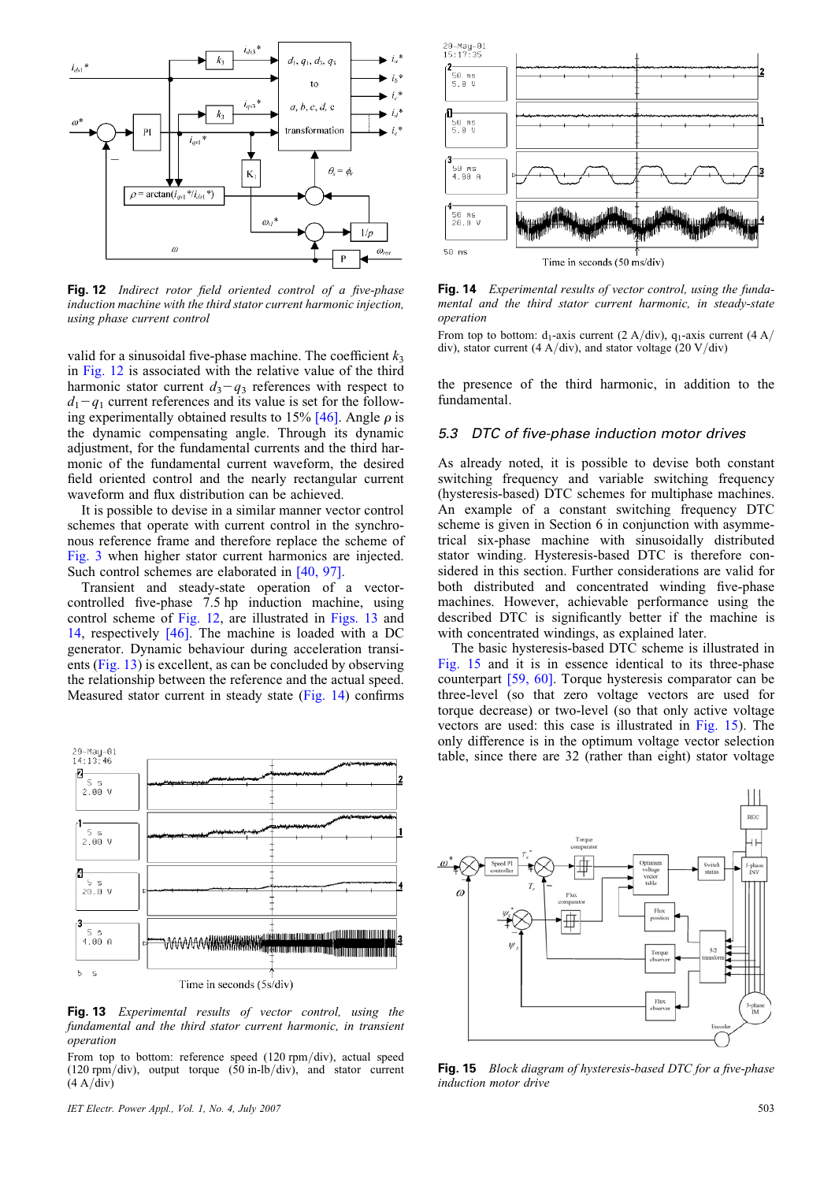**Fig. 12** *Indirect rotor field oriented control of a five-phase induction machine with the third stator current harmonic injection, using phase current control*

valid for a sinusoidal five-phase machine. The coefficient $k_3$ in Fig. 12 is associated with the relative value of the third harmonic stator current $d_3-q_3$ references with respect to $d_1-q_1$ current references and its value is set for the following experimentally obtained results to 15% [46]. Angle $\rho$ is the dynamic compensating angle. Through its dynamic adjustment, for the fundamental currents and the third harmonic of the fundamental current waveform, the desired field oriented control and the nearly rectangular current waveform and flux distribution can be achieved.

It is possible to devise in a similar manner current vector control schemes that operate with current control in the synchronous reference frame and therefore replace the scheme of Fig. 3 when higher stator current harmonics are injected. Such control schemes are elaborated in [40, 97].

Transient and steady-state operation of a vector-controlled five-phase 7.5 hp induction machine, using control scheme of Fig. 12, are illustrated in Figs. 13 and 14, respectively [46]. The machine is loaded with a DC generator. Dynamic behaviour during acceleration transients (Fig. 13) is excellent, as can be concluded by observing the relationship between the reference and the actual speed. Measured stator current in steady state (Fig. 14) confirms the presence of the third harmonic, in addition to the fundamental.

**Fig. 13** *Experimental results of vector control, using the fundamental and the third stator current harmonic, in transient operation*

From top to bottom: reference speed (120 rpm/div), actual speed (120 rpm/div), output torque (50 in-lb/div), and stator current (4 A/div)

**Fig. 14** *Experimental results of vector control, using the fundamental and the third stator current harmonic, in steady-state operation*

From top to bottom: $d_1$-axis current (2 A/div), $q_1$-axis current (4 A/div), stator current (4 A/div), and stator voltage (20 V/div)

### 5.3 DTC of five-phase induction motor drives

As already noted, it is possible to devise both constant switching frequency and variable switching frequency (hysteresis-based) DTC schemes for multiphase machines. An example of a constant switching frequency DTC scheme is given in Section 6 in conjunction with asymmetrical six-phase machine with sinusoidally distributed stator winding. Hysteresis-based DTC is therefore considered in this section. Further considerations are valid for both distributed and concentrated winding five-phase machines. However, achievable performance using the described DTC is significantly better if the machine is with concentrated windings, as explained later.

The basic hysteresis-based DTC scheme is illustrated in Fig. 15 and it is in essence identical to its three-phase counterpart [59, 60]. Torque hysteresis comparator can be three-level (so that zero voltage vectors are used for torque decrease) or two-level (so that only active voltage vectors are used: this case is illustrated in Fig. 15). The only difference is in the optimum voltage vector selection table, since there are 32 (rather than eight) stator voltage

**Fig. 15** *Block diagram of hysteresis-based DTC for a five-phase induction motor drive*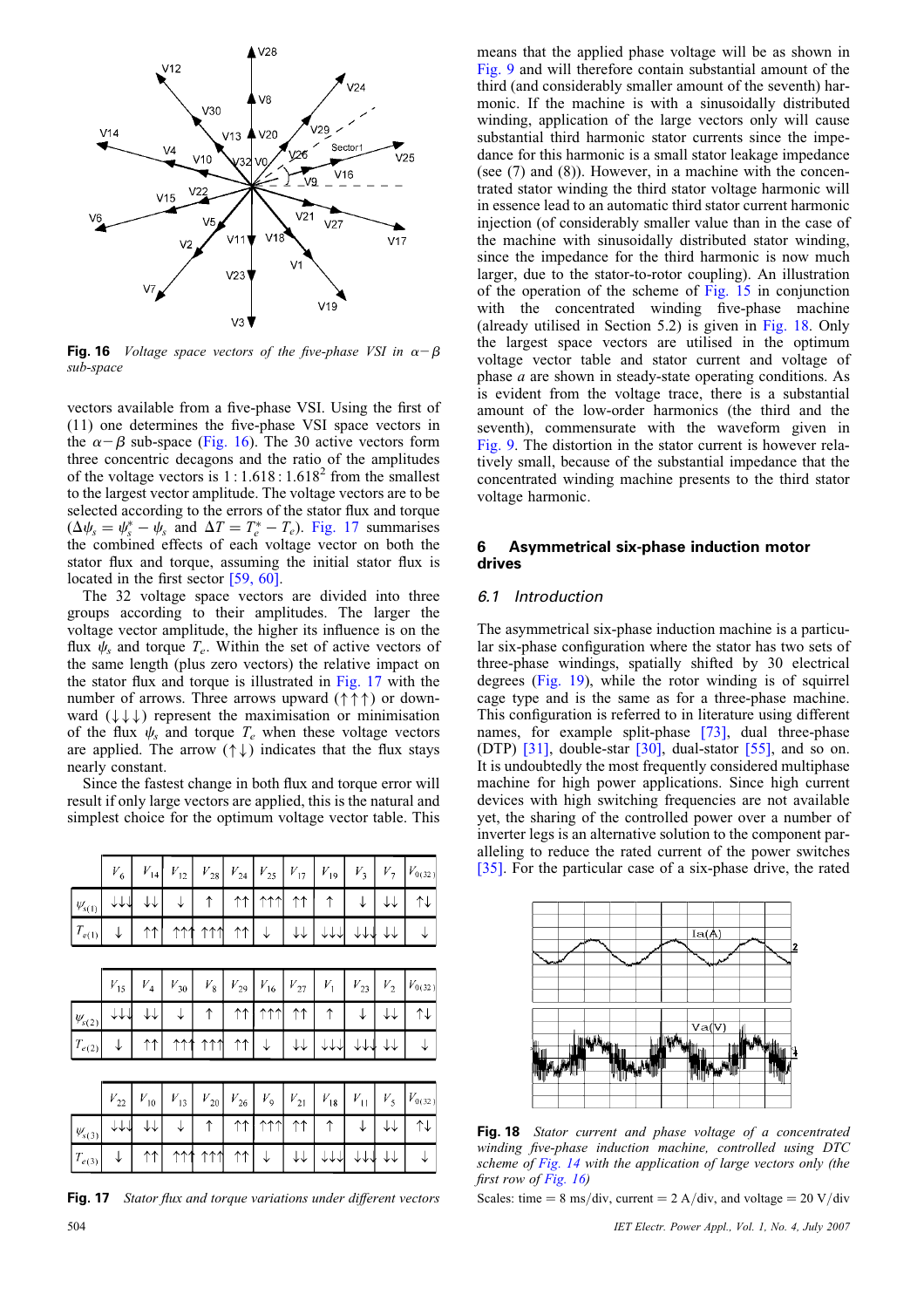Fig. 16 *Voltage space vectors of the five-phase VSI in $\alpha-\beta$ sub-space*

vectors available from a five-phase VSI. Using the first of (11) one determines the five-phase VSI space vectors in the $\alpha-\beta$ sub-space (Fig. 16). The 30 active vectors form three concentric decagons and the ratio of the amplitudes of the voltage vectors is $1:1.618:1.618^2$ from the smallest to the largest vector amplitude. The voltage vectors are to be selected according to the errors of the stator flux and torque ($\Delta\psi_s = \psi_s^* - \psi_s$ and $\Delta T = T_e^* - T_e$). Fig. 17 summarises the combined effects of each voltage vector on both the stator flux and torque, assuming the initial stator flux is located in the first sector [59, 60].

The 32 voltage space vectors are divided into three groups according to their amplitudes. The larger the voltage vector amplitude, the higher its influence is on the flux $\psi_s$ and torque $T_e$. Within the set of active vectors of the same length (plus zero vectors) the relative impact on the stator flux and torque is illustrated in Fig. 17 with the number of arrows. Three arrows upward (↑↑↑) or downward (↓↓↓) represent the maximisation or minimisation of the flux $\psi_s$ and torque $T_e$ when these voltage vectors are applied. The arrow (↑↓) indicates that the flux stays nearly constant.

Since the fastest change in both flux and torque error will result if only large vectors are applied, this is the natural and simplest choice for the optimum voltage vector table. This means that the applied phase voltage will be as shown in Fig. 9 and will therefore contain substantial amount of the third (and considerably smaller amount of the seventh) harmonic. If the machine is with a sinusoidally distributed winding, application of the large vectors only will cause substantial third harmonic stator currents since the impedance for this harmonic is a small stator leakage impedance (see (7) and (8)). However, in a machine with the concentrated stator winding the third stator voltage harmonic will in essence lead to an automatic third stator current harmonic injection (of considerably smaller value than in the case of the machine with sinusoidally distributed stator winding, since the impedance for the third harmonic is now much larger, due to the stator-to-rotor coupling). An illustration of the operation of the scheme of Fig. 15 in conjunction with the concentrated winding five-phase machine (already utilised in Section 5.2) is given in Fig. 18. Only the largest space vectors are utilised in the optimum voltage vector table and stator current and voltage of phase *a* are shown in steady-state operating conditions. As is evident from the voltage trace, there is a substantial amount of the low-order harmonics (the third and the seventh), commensurate with the waveform given in Fig. 9. The distortion in the stator current is however relatively small, because of the substantial impedance that the concentrated winding machine presents to the third stator voltage harmonic.

| | $V_6$ | $V_{14}$ | $V_{12}$ | $V_{28}$ | $V_{24}$ | $V_{25}$ | $V_{17}$ | $V_{19}$ | $V_3$ | $V_7$ | $V_{0(32)}$ |
|---|---|---|---|---|---|---|---|---|---|---|---|
| $\psi_{s(1)}$ | ↓↓↓ | ↓↓ | ↓ | ↑ | ↑↑ | ↑↑↑ | ↑↑ | ↑ | ↓ | ↓↓ | ↑↓ |
| $T_{e(1)}$ | ↓ | ↑↑ | ↑↑↑ | ↑↑↑ | ↑↑ | ↓ | ↓↓ | ↓↓↓ | ↓↓↓ | ↓↓ | ↓ |

| | $V_{15}$ | $V_4$ | $V_{30}$ | $V_8$ | $V_{29}$ | $V_{16}$ | $V_{27}$ | $V_1$ | $V_{23}$ | $V_2$ | $V_{0(32)}$ |
|---|---|---|---|---|---|---|---|---|---|---|---|
| $\psi_{s(2)}$ | ↓↓↓ | ↓↓ | ↓ | ↑ | ↑↑ | ↑↑↑ | ↑↑ | ↑ | ↓ | ↓↓ | ↑↓ |
| $T_{e(2)}$ | ↓ | ↑↑ | ↑↑↑ | ↑↑↑ | ↑↑ | ↓ | ↓↓ | ↓↓↓ | ↓↓↓ | ↓↓ | ↓ |

| | $V_{22}$ | $V_{10}$ | $V_{13}$ | $V_{20}$ | $V_{26}$ | $V_9$ | $V_{21}$ | $V_{18}$ | $V_{11}$ | $V_5$ | $V_{0(32)}$ |
|---|---|---|---|---|---|---|---|---|---|---|---|
| $\psi_{s(3)}$ | ↓↓↓ | ↓↓ | ↓ | ↑ | ↑↑ | ↑↑↑ | ↑↑ | ↑ | ↓ | ↓↓ | ↑↓ |
| $T_{e(3)}$ | ↓ | ↑↑ | ↑↑↑ | ↑↑↑ | ↑↑ | ↓ | ↓↓ | ↓↓↓ | ↓↓↓ | ↓↓ | ↓ |

Fig. 17 *Stator flux and torque variations under different vectors*

## 6 Asymmetrical six-phase induction motor drives

### 6.1 Introduction

The asymmetrical six-phase induction machine is a particular six-phase configuration where the stator has two sets of three-phase windings, spatially shifted by 30 electrical degrees (Fig. 19), while the rotor winding is of squirrel cage type and is the same as for a three-phase machine. This configuration is referred to in literature using different names, for example split-phase [73], dual three-phase (DTP) [31], double-star [30], dual-stator [55], and so on. It is undoubtedly the most frequently considered multiphase machine for high power applications. Since high current devices with high switching frequencies are not available yet, the sharing of the controlled power over a number of inverter legs is an alternative solution to the component paralleling to reduce the rated current of the power switches [35]. For the particular case of a six-phase drive, the rated

Fig. 18 *Stator current and phase voltage of a concentrated winding five-phase induction machine, controlled using DTC scheme of Fig. 14 with the application of large vectors only (the first row of Fig. 16)*

Scales: time = 8 ms/div, current = 2 A/div, and voltage = 20 V/div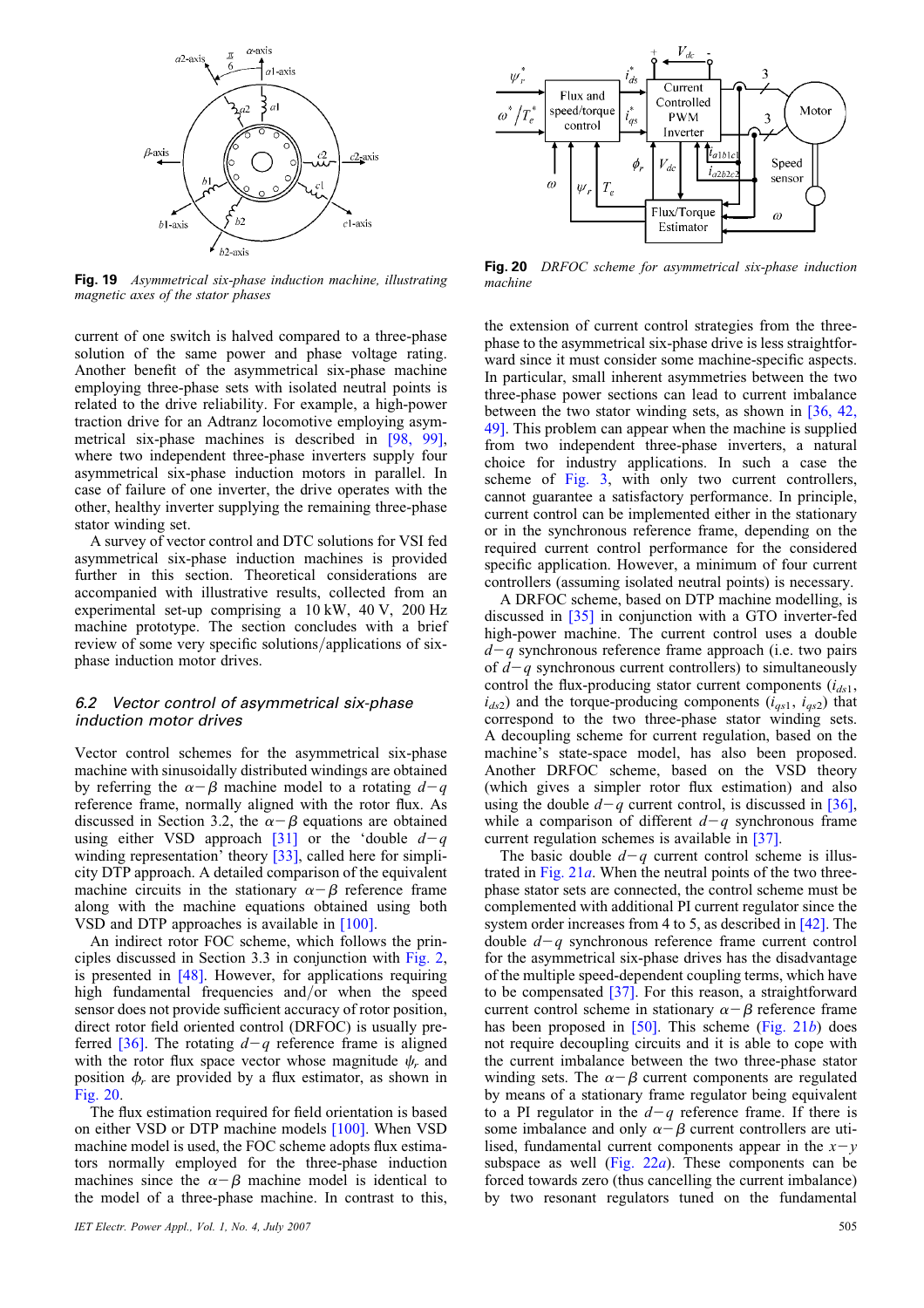**Fig. 19** *Asymmetrical six-phase induction machine, illustrating magnetic axes of the stator phases*

**Fig. 20** *DRFOC scheme for asymmetrical six-phase induction machine*

current of one switch is halved compared to a three-phase solution of the same power and phase voltage rating. Another benefit of the asymmetrical six-phase machine employing three-phase sets with isolated neutral points is related to the drive reliability. For example, a high-power traction drive for an Adtranz locomotive employing asymmetrical six-phase machines is described in [98, 99], where two independent three-phase inverters supply four asymmetrical six-phase induction motors in parallel. In case of failure of one inverter, the drive operates with the other, healthy inverter supplying the remaining three-phase stator winding set.

A survey of vector control and DTC solutions for VSI fed asymmetrical six-phase induction machines is provided further in this section. Theoretical considerations are accompanied with illustrative results, collected from an experimental set-up comprising a 10 kW, 40 V, 200 Hz machine prototype. The section concludes with a brief review of some very specific solutions/applications of six-phase induction motor drives.

### 6.2 Vector control of asymmetrical six-phase induction motor drives

Vector control schemes for the asymmetrical six-phase machine with sinusoidally distributed windings are obtained by referring the $\alpha-\beta$ machine model to a rotating $d-q$ reference frame, normally aligned with the rotor flux. As discussed in Section 3.2, the $\alpha-\beta$ equations are obtained using either VSD approach [31] or the 'double $d-q$ winding representation' theory [33], called here for simplicity DTP approach. A detailed comparison of the equivalent machine circuits in the stationary $\alpha-\beta$ reference frame along with the machine equations obtained using both VSD and DTP approaches is available in [100].

An indirect rotor FOC scheme, which follows the principles discussed in Section 3.3 in conjunction with Fig. 2, is presented in [48]. However, for applications requiring high fundamental frequencies and/or when the speed sensor does not provide sufficient accuracy of rotor position, direct rotor field oriented control (DRFOC) is usually preferred [36]. The rotating $d-q$ reference frame is aligned with the rotor flux space vector whose magnitude $\psi_r$ and position $\phi_r$ are provided by a flux estimator, as shown in Fig. 20.

The flux estimation required for field orientation is based on either VSD or DTP machine models [100]. When VSD machine model is used, the FOC scheme adopts flux estimators normally employed for the three-phase induction machines since the $\alpha-\beta$ machine model is identical to the model of a three-phase machine. In contrast to this, the extension of current control strategies from the three-phase to the asymmetrical six-phase drive is less straightforward since it must consider some machine-specific aspects. In particular, small inherent asymmetries between the two three-phase power sections can lead to current imbalance between the two stator winding sets, as shown in [36, 42, 49]. This problem can appear when the machine is supplied from two independent three-phase inverters, a natural choice for industry applications. In such a case the scheme of Fig. 3, with only two current controllers, cannot guarantee a satisfactory performance. In principle, current control can be implemented either in the stationary or in the synchronous reference frame, depending on the required current control performance for the considered specific application. However, a minimum of four current controllers (assuming isolated neutral points) is necessary.

A DRFOC scheme, based on DTP machine modelling, is discussed in [35] in conjunction with a GTO inverter-fed high-power machine. The current control uses a double $d-q$ synchronous reference frame approach (i.e. two pairs of $d-q$ synchronous current controllers) to simultaneously control the flux-producing stator current components ($i_{ds1}$, $i_{ds2}$) and the torque-producing components ($i_{qs1}$, $i_{qs2}$) that correspond to the two three-phase stator winding sets. A decoupling scheme for current regulation, based on the machine's state-space model, has also been proposed. Another DRFOC scheme, based on the VSD theory (which gives a simpler rotor flux estimation) and also using the double $d-q$ current control, is discussed in [36], while a comparison of different $d-q$ synchronous frame current regulation schemes is available in [37].

The basic double $d-q$ current control scheme is illustrated in Fig. 21*a*. When the neutral points of the two three-phase stator sets are connected, the control scheme must be complemented with additional PI current regulator since the system order increases from 4 to 5, as described in [42]. The double $d-q$ synchronous reference frame current control for the asymmetrical six-phase drives has the disadvantage of the multiple speed-dependent coupling terms, which have to be compensated [37]. For this reason, a straightforward current control scheme in stationary $\alpha-\beta$ reference frame has been proposed in [50]. This scheme (Fig. 21*b*) does not require decoupling circuits and it is able to cope with the current imbalance between the two three-phase stator winding sets. The $\alpha-\beta$ current components are regulated by means of a stationary frame regulator being equivalent to a PI regulator in the $d-q$ reference frame. If there is some imbalance and only $\alpha-\beta$ current controllers are utilised, fundamental current components appear in the $x-y$ subspace as well (Fig. 22*a*). These components can be forced towards zero (thus cancelling the current imbalance) by two resonant regulators tuned on the fundamental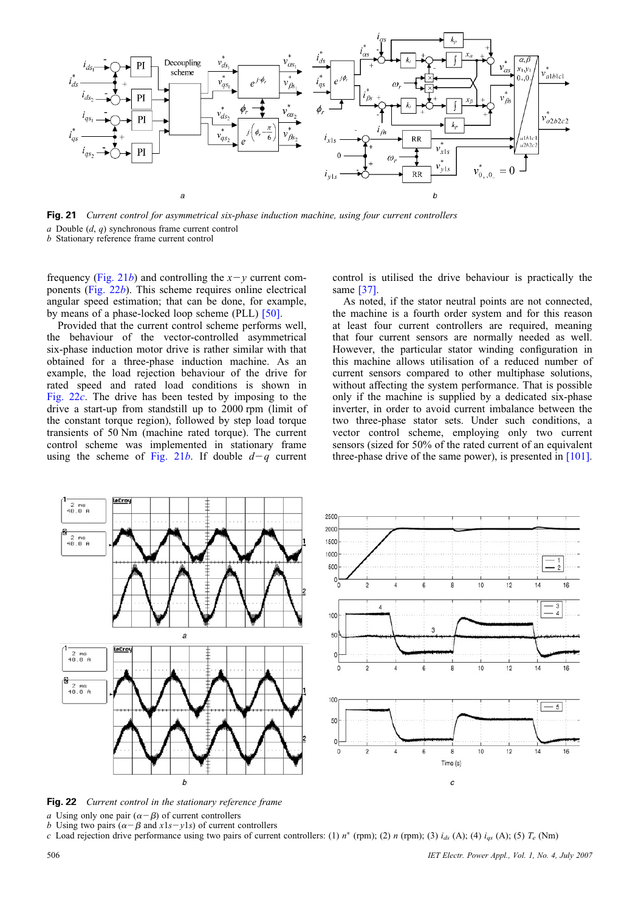**Fig. 21** *Current control for asymmetrical six-phase induction machine, using four current controllers*

*a* Double ($d$, $q$) synchronous frame current control
*b* Stationary reference frame current control

frequency (Fig. 21*b*) and controlling the $x-y$ current components (Fig. 22*b*). This scheme requires online electrical angular speed estimation; that can be done, for example, by means of a phase-locked loop scheme (PLL) [50].

Provided that the current control scheme performs well, the behaviour of the vector-controlled asymmetrical six-phase induction motor drive is rather similar with that obtained for a three-phase induction machine. As an example, the load rejection behaviour of the drive for rated speed and rated load conditions is shown in Fig. 22*c*. The drive has been tested by imposing to the drive a start-up from standstill up to 2000 rpm (limit of the constant torque region), followed by step load torque transients of 50 Nm (machine rated torque). The current control scheme was implemented in stationary frame using the scheme of Fig. 21*b*. If double $d-q$ current control is utilised the drive behaviour is practically the same [37].

As noted, if the stator neutral points are not connected, the machine is a fourth order system and for this reason at least four current controllers are required, meaning that four current sensors are normally needed as well. However, the particular stator winding configuration in this machine allows utilisation of a reduced number of current sensors compared to other multiphase solutions, without affecting the system performance. That is possible only if the machine is supplied by a dedicated six-phase inverter, in order to avoid current imbalance between the two three-phase stator sets. Under such conditions, a vector control scheme, employing only two current sensors (sized for 50% of the rated current of an equivalent three-phase drive of the same power), is presented in [101].

**Fig. 22** *Current control in the stationary reference frame*

*a* Using only one pair ($\alpha-\beta$) of current controllers
*b* Using two pairs ($\alpha-\beta$ and $x1s-y1s$) of current controllers
*c* Load rejection drive performance using two pairs of current controllers: (1) $n^*$ (rpm); (2) $n$ (rpm); (3) $i_{ds}$ (A); (4) $i_{qs}$ (A); (5) $T_e$ (Nm)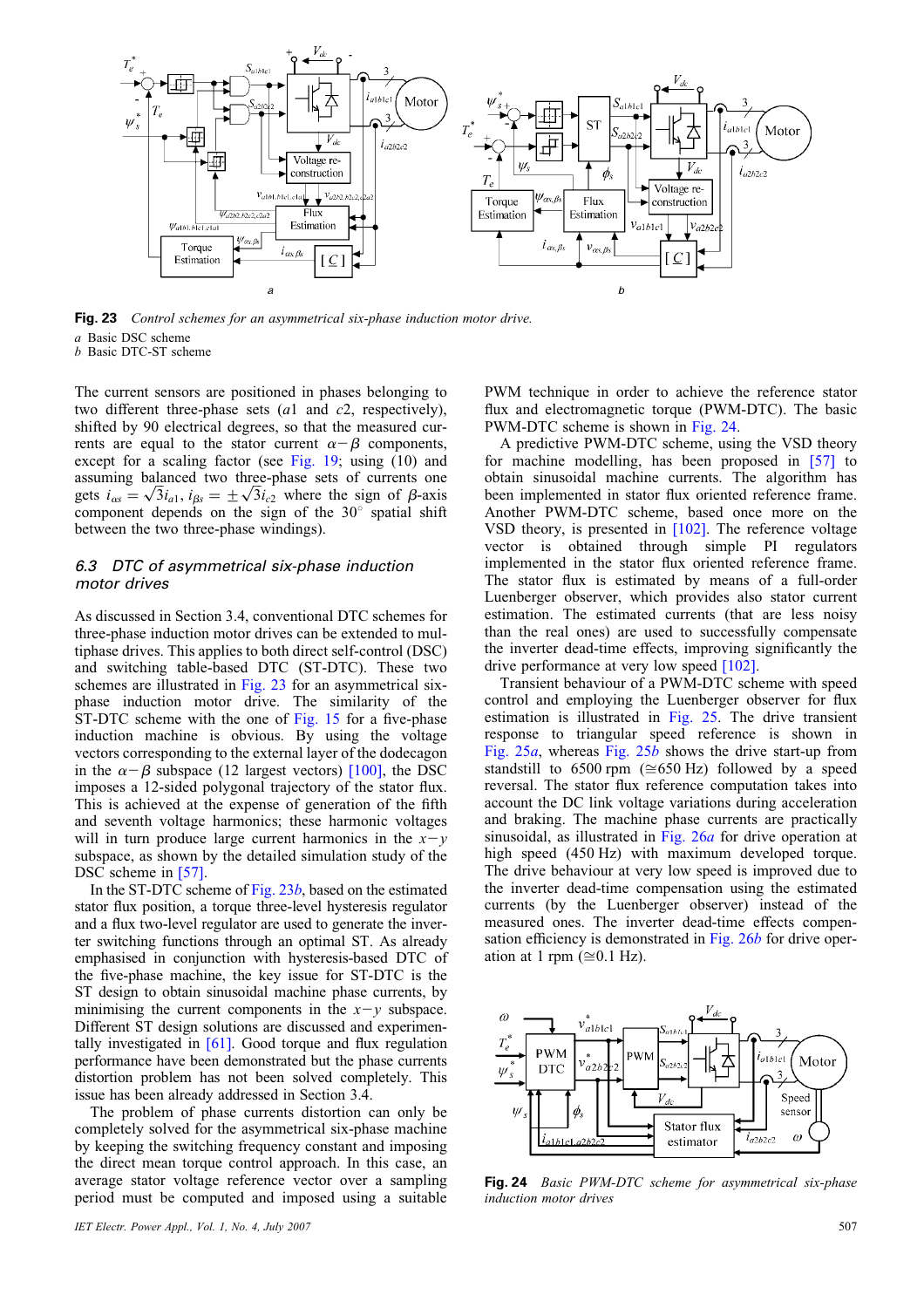Fig. 23 *Control schemes for an asymmetrical six-phase induction motor drive.*

*a* Basic DSC scheme
*b* Basic DTC-ST scheme

The current sensors are positioned in phases belonging to two different three-phase sets ($a1$ and $c2$, respectively), shifted by 90 electrical degrees, so that the measured currents are equal to the stator current $\alpha - \beta$ components, except for a scaling factor (see Fig. 19; using (10) and assuming balanced two three-phase sets of currents one gets $i_{\alpha s} = \sqrt{3} i_{a1}$, $i_{\beta s} = \pm\sqrt{3} i_{c2}$ where the sign of $\beta$-axis component depends on the sign of the 30° spatial shift between the two three-phase windings).

### 6.3 DTC of asymmetrical six-phase induction motor drives

As discussed in Section 3.4, conventional DTC schemes for three-phase induction motor drives can be extended to multiphase drives. This applies to both direct self-control (DSC) and switching table-based DTC (ST-DTC). These two schemes are illustrated in Fig. 23 for an asymmetrical six-phase induction motor drive. The similarity of the ST-DTC scheme with the one of Fig. 15 for a five-phase induction machine is obvious. By using the voltage vectors corresponding to the external layer of the dodecagon in the $\alpha - \beta$ subspace (12 largest vectors) [100], the DSC imposes a 12-sided polygonal trajectory of the stator flux. This is achieved at the expense of generation of the fifth and seventh voltage harmonics; these harmonic voltages will in turn produce large current harmonics in the $x - y$ subspace, as shown by the detailed simulation study of the DSC scheme in [57].

In the ST-DTC scheme of Fig. 23*b*, based on the estimated stator flux position, a torque three-level hysteresis regulator and a flux two-level regulator are used to generate the inverter switching functions through an optimal ST. As already emphasised in conjunction with hysteresis-based DTC of the five-phase machine, the key issue for ST-DTC is the ST design to obtain sinusoidal machine phase currents, by minimising the current components in the $x - y$ subspace. Different ST design solutions are discussed and experimentally investigated in [61]. Good torque and flux regulation performance have been demonstrated but the phase currents distortion problem has not been solved completely. This issue has been already addressed in Section 3.4.

The problem of phase currents distortion can only be completely solved for the asymmetrical six-phase machine by keeping the switching frequency constant and imposing the direct mean torque control approach. In this case, an average stator voltage reference vector over a sampling period must be computed and imposed using a suitable PWM technique in order to achieve the reference stator flux and electromagnetic torque (PWM-DTC). The basic PWM-DTC scheme is shown in Fig. 24.

A predictive PWM-DTC scheme, using the VSD theory for machine modelling, has been proposed in [57] to obtain sinusoidal machine currents. The algorithm has been implemented in stator flux oriented reference frame. Another PWM-DTC scheme, based once more on the VSD theory, is presented in [102]. The reference voltage vector is obtained through simple PI regulators implemented in the stator flux oriented reference frame. The stator flux is estimated by means of a full-order Luenberger observer, which provides also stator current estimation. The estimated currents (that are less noisy than the real ones) are used to successfully compensate the inverter dead-time effects, improving significantly the drive performance at very low speed [102].

Transient behaviour of a PWM-DTC scheme with speed control and employing the Luenberger observer for flux estimation is illustrated in Fig. 25. The drive transient response to triangular speed reference is shown in Fig. 25*a*, whereas Fig. 25*b* shows the drive start-up from standstill to 6500 rpm (≅650 Hz) followed by a speed reversal. The stator flux reference computation takes into account the DC link voltage variations during acceleration and braking. The machine phase currents are practically sinusoidal, as illustrated in Fig. 26*a* for drive operation at high speed (450 Hz) with maximum developed torque. The drive behaviour at very low speed is improved due to the inverter dead-time compensation using the estimated currents (by the Luenberger observer) instead of the measured ones. The inverter dead-time effects compensation efficiency is demonstrated in Fig. 26*b* for drive operation at 1 rpm (≅0.1 Hz).

Fig. 24 *Basic PWM-DTC scheme for asymmetrical six-phase induction motor drives*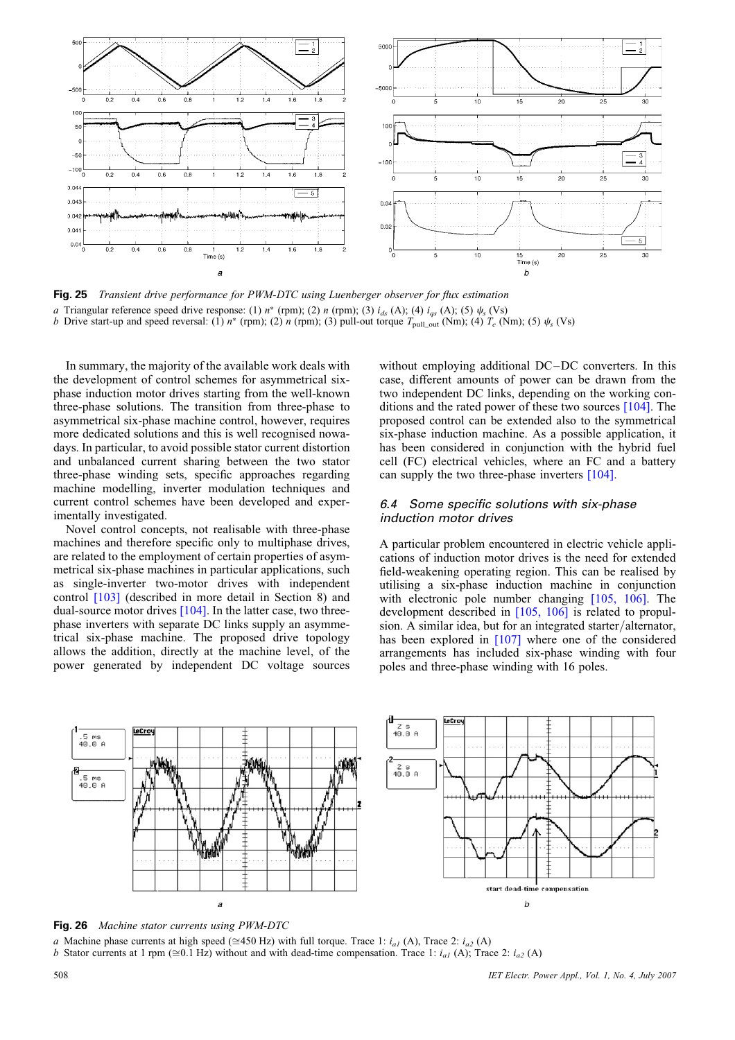**Fig. 25** *Transient drive performance for PWM-DTC using Luenberger observer for flux estimation*

*a* Triangular reference speed drive response: (1) $n^*$ (rpm); (2) $n$ (rpm); (3) $i_{ds}$ (A); (4) $i_{qs}$ (A); (5) $\psi_s$ (Vs)
*b* Drive start-up and speed reversal: (1) $n^*$ (rpm); (2) $n$ (rpm); (3) pull-out torque $T_{\text{pull\_out}}$ (Nm); (4) $T_e$ (Nm); (5) $\psi_s$ (Vs)

In summary, the majority of the available work deals with the development of control schemes for asymmetrical six-phase induction motor drives starting from the well-known three-phase solutions. The transition from three-phase to asymmetrical six-phase machine control, however, requires more dedicated solutions and this is well recognised nowadays. In particular, to avoid possible stator current distortion and unbalanced current sharing between the two stator three-phase winding sets, specific approaches regarding machine modelling, inverter modulation techniques and current control schemes have been developed and experimentally investigated.

Novel control concepts, not realisable with three-phase machines and therefore specific only to multiphase drives, are related to the employment of certain properties of asymmetrical six-phase machines in particular applications, such as single-inverter two-motor drives with independent control [103] (described in more detail in Section 8) and dual-source motor drives [104]. In the latter case, two three-phase inverters with separate DC links supply an asymmetrical six-phase machine. The proposed drive topology allows the addition, directly at the machine level, of the power generated by independent DC voltage sources without employing additional DC–DC converters. In this case, different amounts of power can be drawn from the two independent DC links, depending on the working conditions and the rated power of these two sources [104]. The proposed control can be extended also to the symmetrical six-phase induction machine. As a possible application, it has been considered in conjunction with the hybrid fuel cell (FC) electrical vehicles, where an FC and a battery can supply the two three-phase inverters [104].

### 6.4 Some specific solutions with six-phase induction motor drives

A particular problem encountered in electric vehicle applications of induction motor drives is the need for extended field-weakening operating region. This can be realised by utilising a six-phase induction machine in conjunction with electronic pole number changing [105, 106]. The development described in [105, 106] is related to propulsion. A similar idea, but for an integrated starter/alternator, has been explored in [107] where one of the considered arrangements has included six-phase winding with four poles and three-phase winding with 16 poles.

**Fig. 26** *Machine stator currents using PWM-DTC*

*a* Machine phase currents at high speed (≅450 Hz) with full torque. Trace 1: $i_{a1}$ (A), Trace 2: $i_{a2}$ (A)
*b* Stator currents at 1 rpm (≅0.1 Hz) without and with dead-time compensation. Trace 1: $i_{a1}$ (A); Trace 2: $i_{a2}$ (A)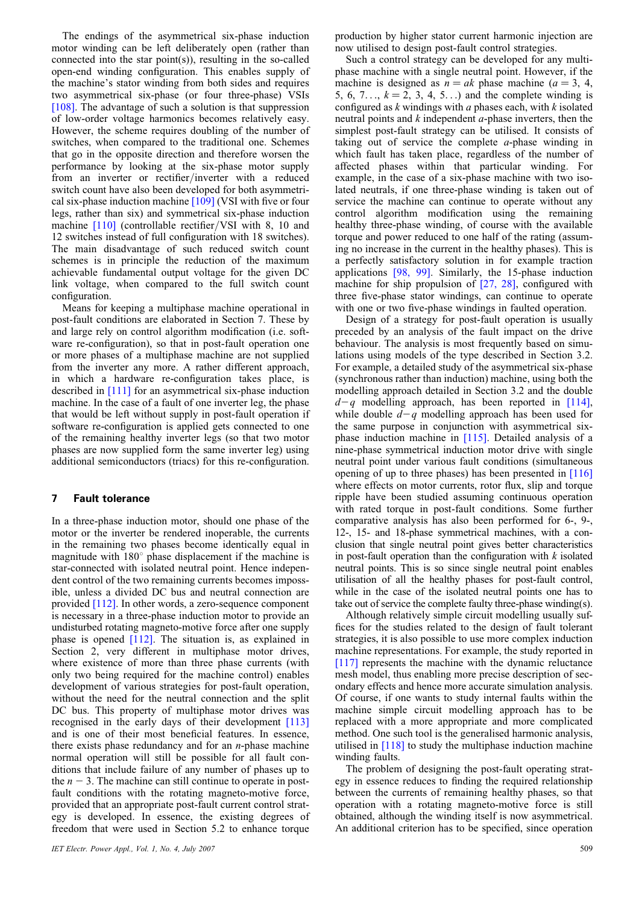The endings of the asymmetrical six-phase induction motor winding can be left deliberately open (rather than connected into the star point(s)), resulting in the so-called open-end winding configuration. This enables supply of the machine's stator winding from both sides and requires two asymmetrical six-phase (or four three-phase) VSIs [108]. The advantage of such a solution is that suppression of low-order voltage harmonics becomes relatively easy. However, the scheme requires doubling of the number of switches, when compared to the traditional one. Schemes that go in the opposite direction and therefore worsen the performance by looking at the six-phase motor supply from an inverter or rectifier/inverter with a reduced switch count have also been developed for both asymmetrical six-phase induction machine [109] (VSI with five or four legs, rather than six) and symmetrical six-phase induction machine [110] (controllable rectifier/VSI with 8, 10 and 12 switches instead of full configuration with 18 switches). The main disadvantage of such reduced switch count schemes is in principle the reduction of the maximum achievable fundamental output voltage for the given DC link voltage, when compared to the full switch count configuration.

Means for keeping a multiphase machine operational in post-fault conditions are elaborated in Section 7. These by and large rely on control algorithm modification (i.e. software re-configuration), so that in post-fault operation one or more phases of a multiphase machine are not supplied from the inverter any more. A rather different approach, in which a hardware re-configuration takes place, is described in [111] for an asymmetrical six-phase induction machine. In the case of a fault of one inverter leg, the phase that would be left without supply in post-fault operation if software re-configuration is applied gets connected to one of the remaining healthy inverter legs (so that two motor phases are now supplied form the same inverter leg) using additional semiconductors (triacs) for this re-configuration.

## 7 Fault tolerance

In a three-phase induction motor, should one phase of the motor or the inverter be rendered inoperable, the currents in the remaining two phases become identically equal in magnitude with 180° phase displacement if the machine is star-connected with isolated neutral point. Hence independent control of the two remaining currents becomes impossible, unless a divided DC bus and neutral connection are provided [112]. In other words, a zero-sequence component is necessary in a three-phase induction motor to provide an undisturbed rotating magneto-motive force after one supply phase is opened [112]. The situation is, as explained in Section 2, very different in multiphase motor drives, where existence of more than three phase currents (with only two being required for the machine control) enables development of various strategies for post-fault operation, without the need for the neutral connection and the split DC bus. This property of multiphase motor drives was recognised in the early days of their development [113] and is one of their most beneficial features. In essence, there exists phase redundancy and for an $n$-phase machine normal operation will still be possible for all fault conditions that include failure of any number of phases up to the $n - 3$. The machine can still continue to operate in post-fault conditions with the rotating magneto-motive force, provided that an appropriate post-fault current control strategy is developed. In essence, the existing degrees of freedom that were used in Section 5.2 to enhance torque production by higher stator current harmonic injection are now utilised to design post-fault control strategies.

Such a control strategy can be developed for any multiphase machine with a single neutral point. However, if the machine is designed as $n = ak$ phase machine ($a = 3$, 4, 5, 6, 7…, $k = 2$, 3, 4, 5…) and the complete winding is configured as $k$ windings with $a$ phases each, with $k$ isolated neutral points and $k$ independent $a$-phase inverters, then the simplest post-fault strategy can be utilised. It consists of taking out of service the complete $a$-phase winding in which fault has taken place, regardless of the number of affected phases within that particular winding. For example, in the case of a six-phase machine with two isolated neutrals, if one three-phase winding is taken out of service the machine can continue to operate without any control algorithm modification using the remaining healthy three-phase winding, of course with the available torque and power reduced to one half of the rating (assuming no increase in the current in the healthy phases). This is a perfectly satisfactory solution in for example traction applications [98, 99]. Similarly, the 15-phase induction machine for ship propulsion of [27, 28], configured with three five-phase stator windings, can continue to operate with one or two five-phase windings in faulted operation.

Design of a strategy for post-fault operation is usually preceded by an analysis of the fault impact on the drive behaviour. The analysis is most frequently based on simulations using models of the type described in Section 3.2. For example, a detailed study of the asymmetrical six-phase (synchronous rather than induction) machine, using both the modelling approach detailed in Section 3.2 and the double $d-q$ modelling approach, has been reported in [114], while double $d-q$ modelling approach has been used for the same purpose in conjunction with asymmetrical six-phase induction machine in [115]. Detailed analysis of a nine-phase symmetrical induction motor drive with single neutral point under various fault conditions (simultaneous opening of up to three phases) has been presented in [116] where effects on motor currents, rotor flux, slip and torque ripple have been studied assuming continuous operation with rated torque in post-fault conditions. Some further comparative analysis has also been performed for 6-, 9-, 12-, 15- and 18-phase symmetrical machines, with a conclusion that single neutral point gives better characteristics in post-fault operation than the configuration with $k$ isolated neutral points. This is so since single neutral point enables utilisation of all the healthy phases for post-fault control, while in the case of the isolated neutral points one has to take out of service the complete faulty three-phase winding(s).

Although relatively simple circuit modelling usually suffices for the studies related to the design of fault tolerant strategies, it is also possible to use more complex induction machine representations. For example, the study reported in [117] represents the machine with the dynamic reluctance mesh model, thus enabling more precise description of secondary effects and hence more accurate simulation analysis. Of course, if one wants to study internal faults within the machine simple circuit modelling approach has to be replaced with a more appropriate and more complicated method. One such tool is the generalised harmonic analysis, utilised in [118] to study the multiphase induction machine winding faults.

The problem of designing the post-fault operating strategy in essence reduces to finding the required relationship between the currents of remaining healthy phases, so that operation with a rotating magneto-motive force is still obtained, although the winding itself is now asymmetrical. An additional criterion has to be specified, since operation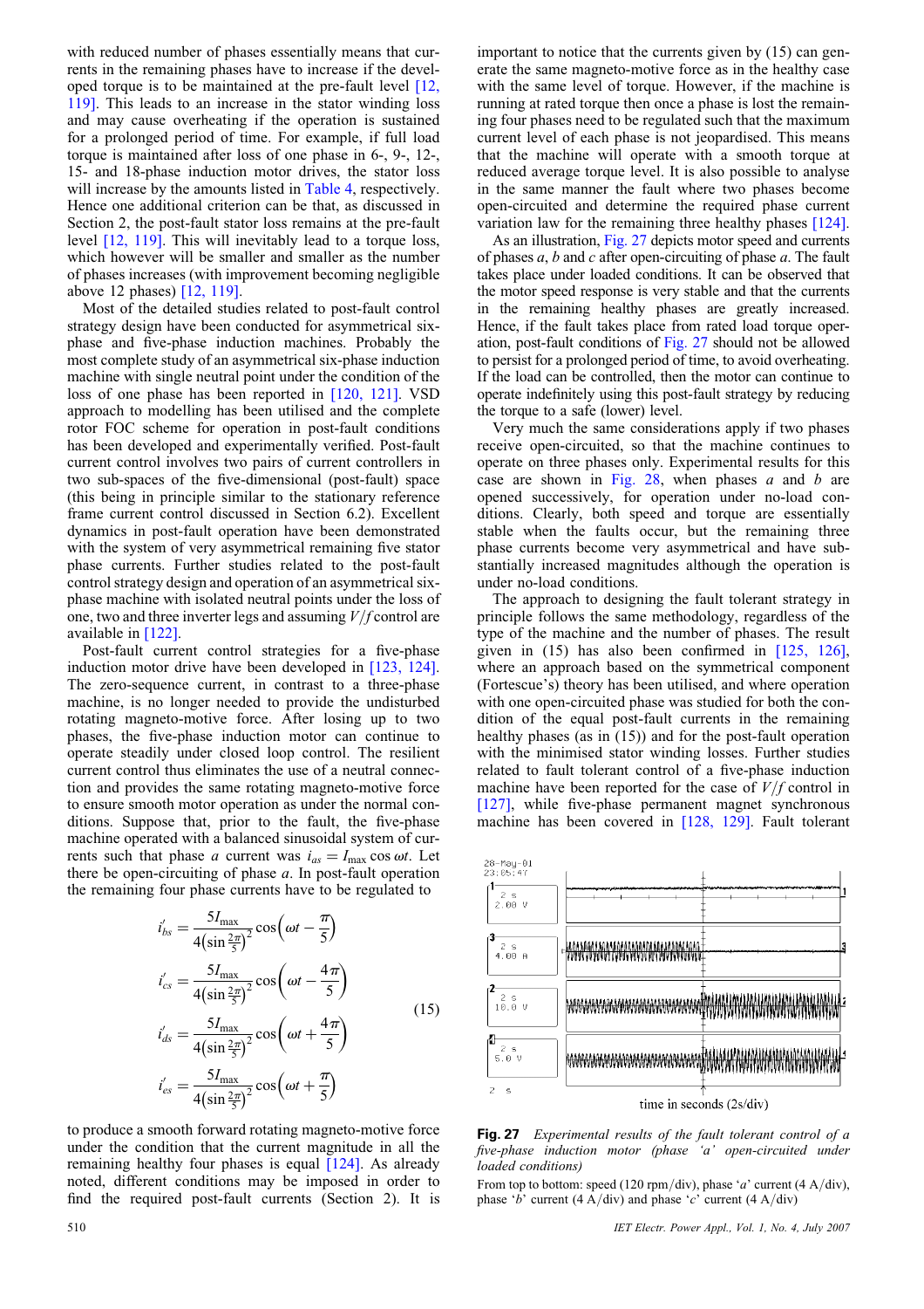with reduced number of phases essentially means that currents in the remaining phases have to increase if the developed torque is to be maintained at the pre-fault level [12, 119]. This leads to an increase in the stator winding loss and may cause overheating if the operation is sustained for a prolonged period of time. For example, if full load torque is maintained after loss of one phase in 6-, 9-, 12-, 15- and 18-phase induction motor drives, the stator loss will increase by the amounts listed in Table 4, respectively. Hence one additional criterion can be that, as discussed in Section 2, the post-fault stator loss remains at the pre-fault level [12, 119]. This will inevitably lead to a torque loss, which however will be smaller and smaller as the number of phases increases (with improvement becoming negligible above 12 phases) [12, 119].

Most of the detailed studies related to post-fault control strategy design have been conducted for asymmetrical six-phase and five-phase induction machines. Probably the most complete study of an asymmetrical six-phase induction machine with single neutral point under the condition of the loss of one phase has been reported in [120, 121]. VSD approach to modelling has been utilised and the complete rotor FOC scheme for operation in post-fault conditions has been developed and experimentally verified. Post-fault current control involves two pairs of current controllers in two sub-spaces of the five-dimensional (post-fault) space (this being in principle similar to the stationary reference frame current control discussed in Section 6.2). Excellent dynamics in post-fault operation have been demonstrated with the system of very asymmetrical remaining five stator phase currents. Further studies related to the post-fault control strategy design and operation of an asymmetrical six-phase machine with isolated neutral points under the loss of one, two and three inverter legs and assuming $V/f$ control are available in [122].

Post-fault current control strategies for a five-phase induction motor drive have been developed in [123, 124]. The zero-sequence current, in contrast to a three-phase machine, is no longer needed to provide the undisturbed rotating magneto-motive force. After losing up to two phases, the five-phase induction motor can continue to operate steadily under closed loop control. The resilient current control thus eliminates the use of a neutral connection and provides the same rotating magneto-motive force to ensure smooth motor operation as under the normal conditions. Suppose that, prior to the fault, the five-phase machine operated with a balanced sinusoidal system of currents such that phase $a$ current was $i_{as} = I_{\max}\cos\omega t$. Let there be open-circuiting of phase $a$. In post-fault operation the remaining four phase currents have to be regulated to

$$
\begin{aligned}
i'_{bs} &= \frac{5I_{\max}}{4\left(\sin\frac{2\pi}{5}\right)^2}\cos\left(\omega t - \frac{\pi}{5}\right)\\
i'_{cs} &= \frac{5I_{\max}}{4\left(\sin\frac{2\pi}{5}\right)^2}\cos\left(\omega t - \frac{4\pi}{5}\right)\\
i'_{ds} &= \frac{5I_{\max}}{4\left(\sin\frac{2\pi}{5}\right)^2}\cos\left(\omega t + \frac{4\pi}{5}\right)\\
i'_{es} &= \frac{5I_{\max}}{4\left(\sin\frac{2\pi}{5}\right)^2}\cos\left(\omega t + \frac{\pi}{5}\right)
\end{aligned}
\tag{15}
$$

to produce a smooth forward rotating magneto-motive force under the condition that the current magnitude in all the remaining healthy four phases is equal [124]. As already noted, different conditions may be imposed in order to find the required post-fault currents (Section 2). It is important to notice that the currents given by (15) can generate the same magneto-motive force as in the healthy case with the same level of torque. However, if the machine is running at rated torque then once a phase is lost the remaining four phases need to be regulated such that the maximum current level of each phase is not jeopardised. This means that the machine will operate with a smooth torque at reduced average torque level. It is also possible to analyse in the same manner the fault where two phases become open-circuited and determine the required phase current variation law for the remaining three healthy phases [124].

As an illustration, Fig. 27 depicts motor speed and currents of phases $a$, $b$ and $c$ after open-circuiting of phase $a$. The fault takes place under loaded conditions. It can be observed that the motor speed response is very stable and that the currents in the remaining healthy phases are greatly increased. Hence, if the fault takes place from rated load torque operation, post-fault conditions of Fig. 27 should not be allowed to persist for a prolonged period of time, to avoid overheating. If the load can be controlled, then the motor can continue to operate indefinitely using this post-fault strategy by reducing the torque to a safe (lower) level.

Very much the same considerations apply if two phases receive open-circuited, so that the machine continues to operate on three phases only. Experimental results for this case are shown in Fig. 28, when phases $a$ and $b$ are opened successively, for operation under no-load conditions. Clearly, both speed and torque are essentially stable when the faults occur, but the remaining three phase currents become very asymmetrical and have substantially increased magnitudes although the operation is under no-load conditions.

The approach to designing the fault tolerant strategy in principle follows the same methodology, regardless of the type of the machine and the number of phases. The result given in (15) has also been confirmed in [125, 126], where an approach based on the symmetrical component (Fortescue's) theory has been utilised, and where operation with one open-circuited phase was studied for both the condition of the equal post-fault currents in the remaining healthy phases (as in (15)) and for the post-fault operation with the minimised stator winding losses. Further studies related to fault tolerant control of a five-phase induction machine have been reported for the case of $V/f$ control in [127], while five-phase permanent magnet synchronous machine has been covered in [128, 129]. Fault tolerant

**Fig. 27** *Experimental results of the fault tolerant control of a five-phase induction motor (phase 'a' open-circuited under loaded conditions)*

From top to bottom: speed (120 rpm/div), phase '$a$' current (4 A/div), phase '$b$' current (4 A/div) and phase '$c$' current (4 A/div)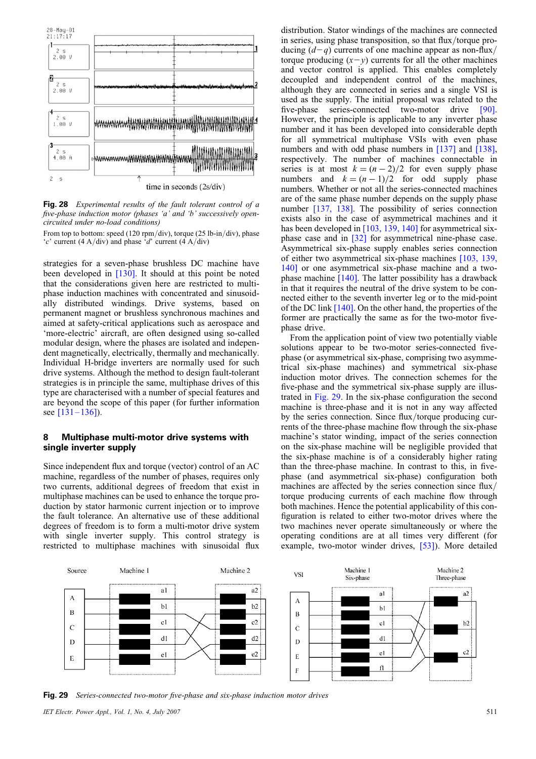**Fig. 28** *Experimental results of the fault tolerant control of a five-phase induction motor (phases 'a' and 'b' successively open-circuited under no-load conditions)*

From top to bottom: speed (120 rpm/div), torque (25 lb-in/div), phase '*c*' current (4 A/div) and phase '*d*' current (4 A/div)

strategies for a seven-phase brushless DC machine have been developed in [130]. It should at this point be noted that the considerations given here are restricted to multiphase induction machines with concentrated and sinusoidally distributed windings. Drive systems, based on permanent magnet or brushless synchronous machines and aimed at safety-critical applications such as aerospace and 'more-electric' aircraft, are often designed using so-called modular design, where the phases are isolated and independent magnetically, electrically, thermally and mechanically. Individual H-bridge inverters are normally used for such drive systems. Although the method to design fault-tolerant strategies is in principle the same, multiphase drives of this type are characterised with a number of special features and are beyond the scope of this paper (for further information see [131–136]).

## 8 Multiphase multi-motor drive systems with single inverter supply

Since independent flux and torque (vector) control of an AC machine, regardless of the number of phases, requires only two currents, additional degrees of freedom that exist in multiphase machines can be used to enhance the torque production by stator harmonic current injection or to improve the fault tolerance. An alternative use of these additional degrees of freedom is to form a multi-motor drive system with single inverter supply. This control strategy is restricted to multiphase machines with sinusoidal flux distribution. Stator windings of the machines are connected in series, using phase transposition, so that flux/torque producing ($d-q$) currents of one machine appear as non-flux/torque producing ($x-y$) currents for all the other machines and vector control is applied. This enables completely decoupled and independent control of the machines, although they are connected in series and a single VSI is used as the supply. The initial proposal was related to the five-phase series-connected two-motor drive [90]. However, the principle is applicable to any inverter phase number and it has been developed into considerable depth for all symmetrical multiphase VSIs with even phase numbers and with odd phase numbers in [137] and [138], respectively. The number of machines connectable in series is at most $k = (n-2)/2$ for even supply phase numbers and $k = (n-1)/2$ for odd supply phase numbers. Whether or not all the series-connected machines are of the same phase number depends on the supply phase number [137, 138]. The possibility of series connection exists also in the case of asymmetrical machines and it has been developed in [103, 139, 140] for asymmetrical six-phase case and in [32] for asymmetrical nine-phase case. Asymmetrical six-phase supply enables series connection of either two asymmetrical six-phase machines [103, 139, 140] or one asymmetrical six-phase machine and a two-phase machine [140]. The latter possibility has a drawback in that it requires the neutral of the drive system to be connected either to the seventh inverter leg or to the mid-point of the DC link [140]. On the other hand, the properties of the former are practically the same as for the two-motor five-phase drive.

From the application point of view two potentially viable solutions appear to be two-motor series-connected five-phase (or asymmetrical six-phase, comprising two asymmetrical six-phase machines) and symmetrical six-phase induction motor drives. The connection schemes for the five-phase and the symmetrical six-phase supply are illustrated in Fig. 29. In the six-phase configuration the second machine is three-phase and it is not in any way affected by the series connection. Since flux/torque producing currents of the three-phase machine flow through the six-phase machine's stator winding, impact of the series connection on the six-phase machine will be negligible provided that the six-phase machine is of a considerably higher rating than the three-phase machine. In contrast to this, in five-phase (and asymmetrical six-phase) configuration both machines are affected by the series connection since flux/torque producing currents of each machine flow through both machines. Hence the potential applicability of this configuration is related to either two-motor drives where the two machines never operate simultaneously or where the operating conditions are at all times very different (for example, two-motor winder drives, [53]). More detailed

**Fig. 29** *Series-connected two-motor five-phase and six-phase induction motor drives*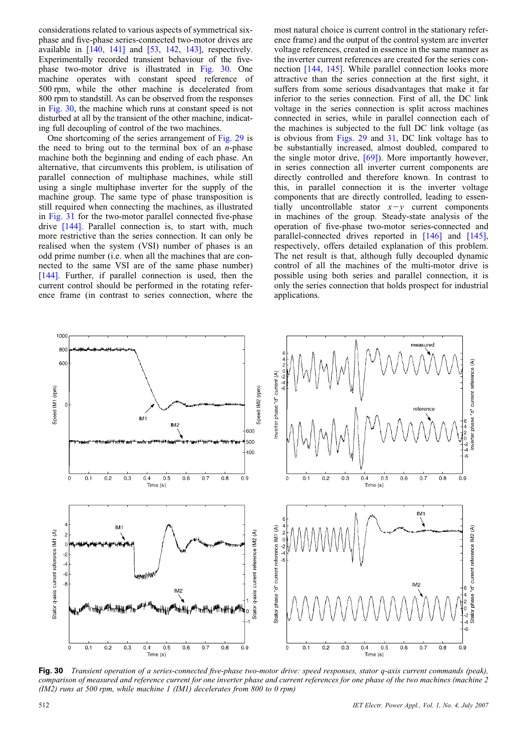considerations related to various aspects of symmetrical six-phase and five-phase series-connected two-motor drives are available in [140, 141] and [53, 142, 143], respectively. Experimentally recorded transient behaviour of the five-phase two-motor drive is illustrated in Fig. 30. One machine operates with constant speed reference of 500 rpm, while the other machine is decelerated from 800 rpm to standstill. As can be observed from the responses in Fig. 30, the machine which runs at constant speed is not disturbed at all by the transient of the other machine, indicating full decoupling of control of the two machines.

One shortcoming of the series arrangement of Fig. 29 is the need to bring out to the terminal box of an $n$-phase machine both the beginning and ending of each phase. An alternative, that circumvents this problem, is utilisation of parallel connection of multiphase machines, while still using a single multiphase inverter for the supply of the machine group. The same type of phase transposition is still required when connecting the machines, as illustrated in Fig. 31 for the two-motor parallel connected five-phase drive [144]. Parallel connection is, to start with, much more restrictive than the series connection. It can only be realised when the system (VSI) number of phases is an odd prime number (i.e. when all the machines that are connected to the same VSI are of the same phase number) [144]. Further, if parallel connection is used, then the current control should be performed in the rotating reference frame (in contrast to series connection, where the most natural choice is current control in the stationary reference frame) and the output of the control system are inverter voltage references, created in essence in the same manner as the inverter current references are created for the series connection [144, 145]. While parallel connection looks more attractive than the series connection at the first sight, it suffers from some serious disadvantages that make it far inferior to the series connection. First of all, the DC link voltage in the series connection is split across machines connected in series, while in parallel connection each of the machines is subjected to the full DC link voltage (as is obvious from Figs. 29 and 31, DC link voltage has to be substantially increased, almost doubled, compared to the single motor drive, [69]). More importantly however, in series connection all inverter current components are directly controlled and therefore known. In contrast to this, in parallel connection it is the inverter voltage components that are directly controlled, leading to essentially uncontrollable stator $x-y$ current components in machines of the group. Steady-state analysis of the operation of five-phase two-motor series-connected and parallel-connected drives reported in [146] and [145], respectively, offers detailed explanation of this problem. The net result is that, although fully decoupled dynamic control of all the machines of the multi-motor drive is possible using both series and parallel connection, it is only the series connection that holds prospect for industrial applications.

**Fig. 30** *Transient operation of a series-connected five-phase two-motor drive: speed responses, stator q-axis current commands (peak), comparison of measured and reference current for one inverter phase and current references for one phase of the two machines (machine 2 (IM2) runs at 500 rpm, while machine 1 (IM1) decelerates from 800 to 0 rpm)*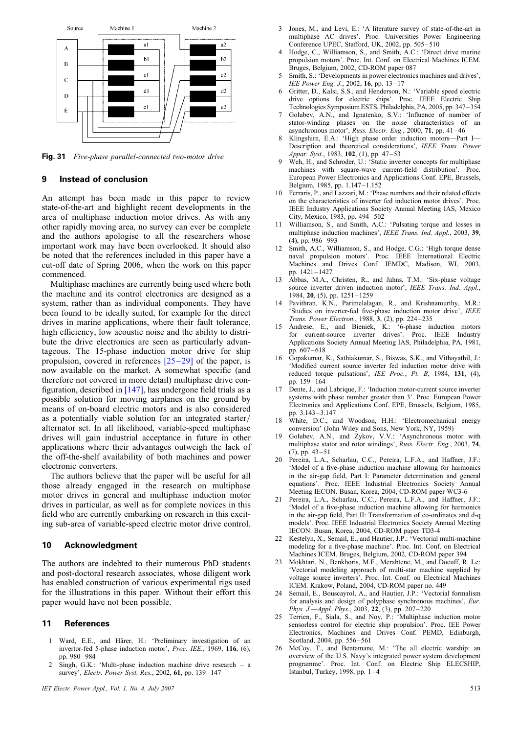**Fig. 31** *Five-phase parallel-connected two-motor drive*

## 9 Instead of conclusion

An attempt has been made in this paper to review state-of-the-art and highlight recent developments in the area of multiphase induction motor drives. As with any other rapidly moving area, no survey can ever be complete and the authors apologise to all the researchers whose important work may have been overlooked. It should also be noted that the references included in this paper have a cut-off date of Spring 2006, when the work on this paper commenced.

Multiphase machines are currently being used where both the machine and its control electronics are designed as a system, rather than as individual components. They have been found to be ideally suited, for example for the direct drives in marine applications, where their fault tolerance, high efficiency, low acoustic noise and the ability to distribute the drive electronics are seen as particularly advantageous. The 15-phase induction motor drive for ship propulsion, covered in references [25–29] of the paper, is now available on the market. A somewhat specific (and therefore not covered in more detail) multiphase drive configuration, described in [147], has undergone field trials as a possible solution for moving airplanes on the ground by means of on-board electric motors and is also considered as a potentially viable solution for an integrated starter/alternator set. In all likelihood, variable-speed multiphase drives will gain industrial acceptance in future in other applications where their advantages outweigh the lack of the off-the-shelf availability of both machines and power electronic converters.

The authors believe that the paper will be useful for all those already engaged in the research on multiphase motor drives in general and multiphase induction motor drives in particular, as well as for complete novices in this field who are currently embarking on research in this exciting sub-area of variable-speed electric motor drive control.

## 10 Acknowledgment

The authors are indebted to their numerous PhD students and post-doctoral research associates, whose diligent work has enabled construction of various experimental rigs used for the illustrations in this paper. Without their effort this paper would have not been possible.

## 11 References

1 Ward, E.E., and Härer, H.: 'Preliminary investigation of an invertor-fed 5-phase induction motor', *Proc. IEE.*, 1969, **116**, (6), pp. 980–984

2 Singh, G.K.: 'Multi-phase induction machine drive research – a survey', *Electr. Power Syst. Res.*, 2002, **61**, pp. 139–147

3 Jones, M., and Levi, E.: 'A literature survey of state-of-the-art in multiphase AC drives'. Proc. Universities Power Engineering Conference UPEC, Stafford, UK, 2002, pp. 505–510

4 Hodge, C., Williamson, S., and Smith, A.C.: 'Direct drive marine propulsion motors'. Proc. Int. Conf. on Electrical Machines ICEM. Bruges, Belgium, 2002, CD-ROM paper 087

5 Smith, S.: 'Developments in power electronics machines and drives', *IEE Power Eng. J.*, 2002, **16**, pp. 13–17

6 Gritter, D., Kalsi, S.S., and Henderson, N.: 'Variable speed electric drive options for electric ships'. Proc. IEEE Electric Ship Technologies Symposium ESTS, Philadelphia, PA, 2005, pp. 347–354

7 Golubev, A.N., and Ignatenko, S.V.: 'Influence of number of stator-winding phases on the noise characteristics of an asynchronous motor', *Russ. Electr. Eng.*, 2000, **71**, pp. 41–46

8 Klingshirn, E.A.: 'High phase order induction motors—Part I—Description and theoretical considerations', *IEEE Trans. Power Appar. Syst.*, 1983, **102**, (1), pp. 47–53

9 Weh, H., and Schroder, U.: 'Static inverter concepts for multiphase machines with square-wave current-field distribution'. Proc. European Power Electronics and Applications Conf. EPE, Brussels, Belgium, 1985, pp. 1.147–1.152

10 Ferraris, P., and Lazzari, M.: 'Phase numbers and their related effects on the characteristics of inverter fed induction motor drives'. Proc. IEEE Industry Applications Society Annual Meeting IAS, Mexico City, Mexico, 1983, pp. 494–502

11 Williamson, S., and Smith, A.C.: 'Pulsating torque and losses in multiphase induction machines', *IEEE Trans. Ind. Appl.*, 2003, **39**, (4), pp. 986–993

12 Smith, A.C., Williamson, S., and Hodge, C.G.: 'High torque dense naval propulsion motors'. Proc. IEEE International Electric Machines and Drives Conf. IEMDC, Madison, WI, 2003, pp. 1421–1427

13 Abbas, M.A., Christen, R., and Jahns, T.M.: 'Six-phase voltage source inverter driven induction motor', *IEEE Trans. Ind. Appl.*, 1984, **20**, (5), pp. 1251–1259

14 Pavithran, K.N., Parimelalagan, R., and Krishnamurthy, M.R.: 'Studies on inverter-fed five-phase induction motor drive', *IEEE Trans. Power Electron.*, 1988, **3**, (2), pp. 224–235

15 Andrese, E., and Bieniek, K.: '6-phase induction motors for current-source inverter drives'. Proc. IEEE Industry Applications Society Annual Meeting IAS, Philadelphia, PA, 1981, pp. 607–618

16 Gopakumar, K., Sathiakumar, S., Biswas, S.K., and Vithayathil, J.: 'Modified current source inverter fed induction motor drive with reduced torque pulsations', *IEE Proc.*, *Pt. B*, 1984, **131**, (4), pp. 159–164

17 Dente, J., and Labrique, F.: 'Induction motor-current source inverter systems with phase number greater than 3'. Proc. European Power Electronics and Applications Conf. EPE, Brussels, Belgium, 1985, pp. 3.143–3.147

18 White, D.C., and Woodson, H.H.: 'Electromechanical energy conversion' (John Wiley and Sons, New York, NY, 1959)

19 Golubev, A.N., and Zykov, V.V.: 'Asynchronous motor with multiphase stator and rotor windings', *Russ. Electr. Eng.*, 2003, **74**, (7), pp. 43–51

20 Pereira, L.A., Scharlau, C.C., Pereira, L.F.A., and Haffner, J.F.: 'Model of a five-phase induction machine allowing for harmonics in the air-gap field, Part I: Parameter determination and general equations'. Proc. IEEE Industrial Electronics Society Annual Meeting IECON. Busan, Korea, 2004, CD-ROM paper WC3-6

21 Pereira, L.A., Scharlau, C.C., Pereira, L.F.A., and Haffner, J.F.: 'Model of a five-phase induction machine allowing for harmonics in the air-gap field, Part II: Transformation of co-ordinates and d-q models'. Proc. IEEE Industrial Electronics Society Annual Meeting IECON. Busan, Korea, 2004, CD-ROM paper TD3-4

22 Kestelyn, X., Semail, E., and Hautier, J.P.: 'Vectorial multi-machine modeling for a five-phase machine'. Proc. Int. Conf. on Electrical Machines ICEM. Bruges, Belgium, 2002, CD-ROM paper 394

23 Mokhtari, N., Benkhoris, M.F., Merabtene, M., and Doeuff, R. Le: 'Vectorial modeling approach of multi-star machine supplied by voltage source inverters'. Proc. Int. Conf. on Electrical Machines ICEM. Krakow, Poland, 2004, CD-ROM paper no. 449

24 Semail, E., Bouscayrol, A., and Hautier, J.P.: 'Vectorial formalism for analysis and design of polyphase synchronous machines', *Eur. Phys. J.—Appl. Phys.*, 2003, **22**, (3), pp. 207–220

25 Terrien, F., Siala, S., and Noy, P.: 'Multiphase induction motor sensorless control for electric ship propulsion'. Proc. IEE Power Electronics, Machines and Drives Conf. PEMD, Edinburgh, Scotland, 2004, pp. 556–561

26 McCoy, T., and Bentamane, M.: 'The all electric warship: an overview of the U.S. Navy's integrated power system development programme'. Proc. Int. Conf. on Electric Ship ELECSHIP, Istanbul, Turkey, 1998, pp. 1–4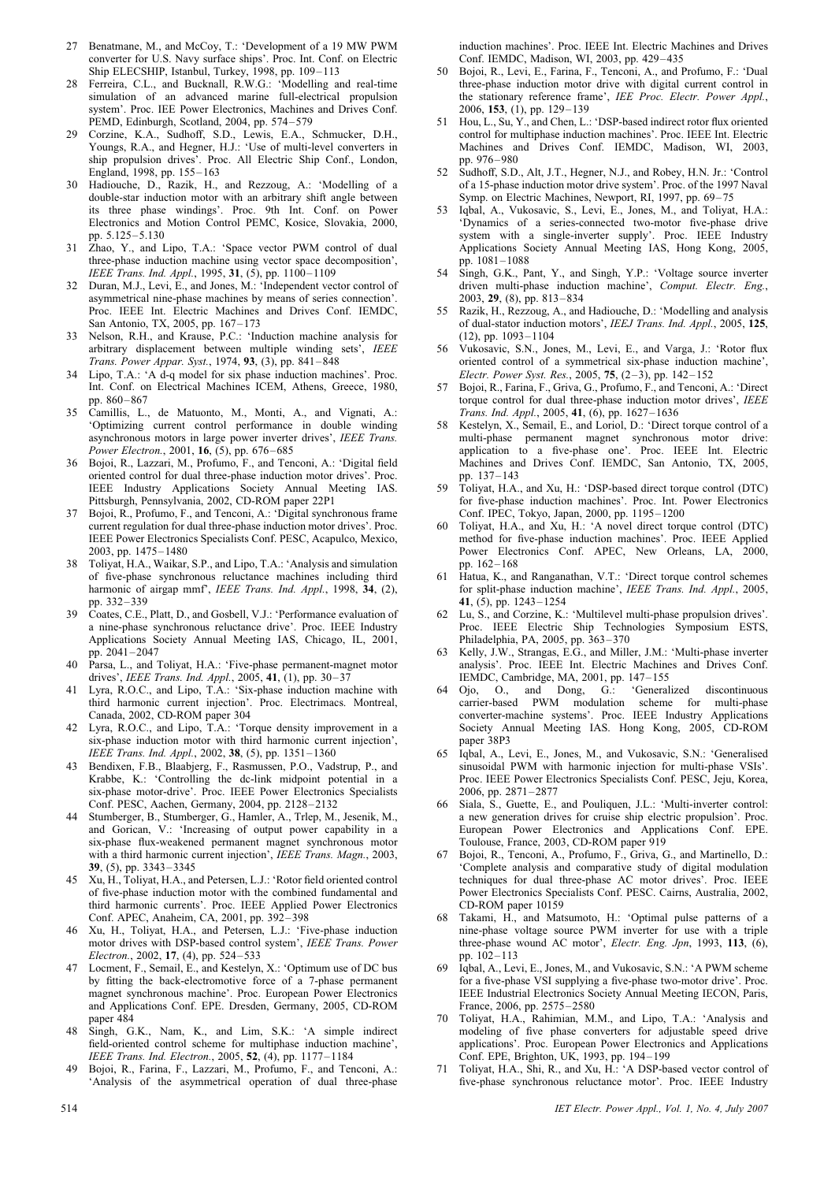27 Benatmane, M., and McCoy, T.: 'Development of a 19 MW PWM converter for U.S. Navy surface ships'. Proc. Int. Conf. on Electric Ship ELECSHIP, Istanbul, Turkey, 1998, pp. 109–113

28 Ferreira, C.L., and Bucknall, R.W.G.: 'Modelling and real-time simulation of an advanced marine full-electrical propulsion system'. Proc. IEE Power Electronics, Machines and Drives Conf. PEMD, Edinburgh, Scotland, 2004, pp. 574–579

29 Corzine, K.A., Sudhoff, S.D., Lewis, E.A., Schmucker, D.H., Youngs, R.A., and Hegner, H.J.: 'Use of multi-level converters in ship propulsion drives'. Proc. All Electric Ship Conf., London, England, 1998, pp. 155–163

30 Hadiouche, D., Razik, H., and Rezzoug, A.: 'Modelling of a double-star induction motor with an arbitrary shift angle between its three phase windings'. Proc. 9th Int. Conf. on Power Electronics and Motion Control PEMC, Kosice, Slovakia, 2000, pp. 5.125–5.130

31 Zhao, Y., and Lipo, T.A.: 'Space vector PWM control of dual three-phase induction machine using vector space decomposition', *IEEE Trans. Ind. Appl.*, 1995, **31**, (5), pp. 1100–1109

32 Duran, M.J., Levi, E., and Jones, M.: 'Independent vector control of asymmetrical nine-phase machines by means of series connection'. Proc. IEEE Int. Electric Machines and Drives Conf. IEMDC, San Antonio, TX, 2005, pp. 167–173

33 Nelson, R.H., and Krause, P.C.: 'Induction machine analysis for arbitrary displacement between multiple winding sets', *IEEE Trans. Power Appar. Syst.*, 1974, **93**, (3), pp. 841–848

34 Lipo, T.A.: 'A d-q model for six phase induction machines'. Proc. Int. Conf. on Electrical Machines ICEM, Athens, Greece, 1980, pp. 860–867

35 Camillis, L., de Matuonto, M., Monti, A., and Vignati, A.: 'Optimizing current control performance in double winding asynchronous motors in large power inverter drives', *IEEE Trans. Power Electron.*, 2001, **16**, (5), pp. 676–685

36 Bojoi, R., Lazzari, M., Profumo, F., and Tenconi, A.: 'Digital field oriented control for dual three-phase induction motor drives'. Proc. IEEE Industry Applications Society Annual Meeting IAS. Pittsburgh, Pennsylvania, 2002, CD-ROM paper 22P1

37 Bojoi, R., Profumo, F., and Tenconi, A.: 'Digital synchronous frame current regulation for dual three-phase induction motor drives'. Proc. IEEE Power Electronics Specialists Conf. PESC, Acapulco, Mexico, 2003, pp. 1475–1480

38 Toliyat, H.A., Waikar, S.P., and Lipo, T.A.: 'Analysis and simulation of five-phase synchronous reluctance machines including third harmonic of airgap mmf', *IEEE Trans. Ind. Appl.*, 1998, **34**, (2), pp. 332–339

39 Coates, C.E., Platt, D., and Gosbell, V.J.: 'Performance evaluation of a nine-phase synchronous reluctance drive'. Proc. IEEE Industry Applications Society Annual Meeting IAS, Chicago, IL, 2001, pp. 2041–2047

40 Parsa, L., and Toliyat, H.A.: 'Five-phase permanent-magnet motor drives', *IEEE Trans. Ind. Appl.*, 2005, **41**, (1), pp. 30–37

41 Lyra, R.O.C., and Lipo, T.A.: 'Six-phase induction machine with third harmonic current injection'. Proc. Electrimacs. Montreal, Canada, 2002, CD-ROM paper 304

42 Lyra, R.O.C., and Lipo, T.A.: 'Torque density improvement in a six-phase induction motor with third harmonic current injection', *IEEE Trans. Ind. Appl.*, 2002, **38**, (5), pp. 1351–1360

43 Bendixen, F.B., Blaabjerg, F., Rasmussen, P.O., Vadstrup, P., and Krabbe, K.: 'Controlling the dc-link midpoint potential in a six-phase motor-drive'. Proc. IEEE Power Electronics Specialists Conf. PESC, Aachen, Germany, 2004, pp. 2128–2132

44 Stumberger, B., Stumberger, G., Hamler, A., Trlep, M., Jesenik, M., and Gorican, V.: 'Increasing of output power capability in a six-phase flux-weakened permanent magnet synchronous motor with a third harmonic current injection', *IEEE Trans. Magn.*, 2003, **39**, (5), pp. 3343–3345

45 Xu, H., Toliyat, H.A., and Petersen, L.J.: 'Rotor field oriented control of five-phase induction motor with the combined fundamental and third harmonic currents'. Proc. IEEE Applied Power Electronics Conf. APEC, Anaheim, CA, 2001, pp. 392–398

46 Xu, H., Toliyat, H.A., and Petersen, L.J.: 'Five-phase induction motor drives with DSP-based control system', *IEEE Trans. Power Electron.*, 2002, **17**, (4), pp. 524–533

47 Locment, F., Semail, E., and Kestelyn, X.: 'Optimum use of DC bus by fitting the back-electromotive force of a 7-phase permanent magnet synchronous machine'. Proc. European Power Electronics and Applications Conf. EPE. Dresden, Germany, 2005, CD-ROM paper 484

48 Singh, G.K., Nam, K., and Lim, S.K.: 'A simple indirect field-oriented control scheme for multiphase induction machine', *IEEE Trans. Ind. Electron.*, 2005, **52**, (4), pp. 1177–1184

49 Bojoi, R., Farina, F., Lazzari, M., Profumo, F., and Tenconi, A.: 'Analysis of the asymmetrical operation of dual three-phase induction machines'. Proc. IEEE Int. Electric Machines and Drives Conf. IEMDC, Madison, WI, 2003, pp. 429–435

50 Bojoi, R., Levi, E., Farina, F., Tenconi, A., and Profumo, F.: 'Dual three-phase induction motor drive with digital current control in the stationary reference frame', *IEE Proc. Electr. Power Appl.*, 2006, **153**, (1), pp. 129–139

51 Hou, L., Su, Y., and Chen, L.: 'DSP-based indirect rotor flux oriented control for multiphase induction machines'. Proc. IEEE Int. Electric Machines and Drives Conf. IEMDC, Madison, WI, 2003, pp. 976–980

52 Sudhoff, S.D., Alt, J.T., Hegner, N.J., and Robey, H.N. Jr.: 'Control of a 15-phase induction motor drive system'. Proc. of the 1997 Naval Symp. on Electric Machines, Newport, RI, 1997, pp. 69–75

53 Iqbal, A., Vukosavic, S., Levi, E., Jones, M., and Toliyat, H.A.: 'Dynamics of a series-connected two-motor five-phase drive system with a single-inverter supply'. Proc. IEEE Industry Applications Society Annual Meeting IAS, Hong Kong, 2005, pp. 1081–1088

54 Singh, G.K., Pant, Y., and Singh, Y.P.: 'Voltage source inverter driven multi-phase induction machine', *Comput. Electr. Eng.*, 2003, **29**, (8), pp. 813–834

55 Razik, H., Rezzoug, A., and Hadiouche, D.: 'Modelling and analysis of dual-stator induction motors', *IEEJ Trans. Ind. Appl.*, 2005, **125**, (12), pp. 1093–1104

56 Vukosavic, S.N., Jones, M., Levi, E., and Varga, J.: 'Rotor flux oriented control of a symmetrical six-phase induction machine', *Electr. Power Syst. Res.*, 2005, **75**, (2–3), pp. 142–152

57 Bojoi, R., Farina, F., Griva, G., Profumo, F., and Tenconi, A.: 'Direct torque control for dual three-phase induction motor drives', *IEEE Trans. Ind. Appl.*, 2005, **41**, (6), pp. 1627–1636

58 Kestelyn, X., Semail, E., and Loriol, D.: 'Direct torque control of a multi-phase permanent magnet synchronous motor drive: application to a five-phase one'. Proc. IEEE Int. Electric Machines and Drives Conf. IEMDC, San Antonio, TX, 2005, pp. 137–143

59 Toliyat, H.A., and Xu, H.: 'DSP-based direct torque control (DTC) for five-phase induction machines'. Proc. Int. Power Electronics Conf. IPEC, Tokyo, Japan, 2000, pp. 1195–1200

60 Toliyat, H.A., and Xu, H.: 'A novel direct torque control (DTC) method for five-phase induction machines'. Proc. IEEE Applied Power Electronics Conf. APEC, New Orleans, LA, 2000, pp. 162–168

61 Hatua, K., and Ranganathan, V.T.: 'Direct torque control schemes for split-phase induction machine', *IEEE Trans. Ind. Appl.*, 2005, **41**, (5), pp. 1243–1254

62 Lu, S., and Corzine, K.: 'Multilevel multi-phase propulsion drives'. Proc. IEEE Electric Ship Technologies Symposium ESTS, Philadelphia, PA, 2005, pp. 363–370

63 Kelly, J.W., Strangas, E.G., and Miller, J.M.: 'Multi-phase inverter analysis'. Proc. IEEE Int. Electric Machines and Drives Conf. IEMDC, Cambridge, MA, 2001, pp. 147–155

64 Ojo, O., and Dong, G.: 'Generalized discontinuous carrier-based PWM modulation scheme for multi-phase converter-machine systems'. Proc. IEEE Industry Applications Society Annual Meeting IAS. Hong Kong, 2005, CD-ROM paper 38P3

65 Iqbal, A., Levi, E., Jones, M., and Vukosavic, S.N.: 'Generalised sinusoidal PWM with harmonic injection for multi-phase VSIs'. Proc. IEEE Power Electronics Specialists Conf. PESC, Jeju, Korea, 2006, pp. 2871–2877

66 Siala, S., Guette, E., and Pouliquen, J.L.: 'Multi-inverter control: a new generation drives for cruise ship electric propulsion'. Proc. European Power Electronics and Applications Conf. EPE. Toulouse, France, 2003, CD-ROM paper 919

67 Bojoi, R., Tenconi, A., Profumo, F., Griva, G., and Martinello, D.: 'Complete analysis and comparative study of digital modulation techniques for dual three-phase AC motor drives'. Proc. IEEE Power Electronics Specialists Conf. PESC. Cairns, Australia, 2002, CD-ROM paper 10159

68 Takami, H., and Matsumoto, H.: 'Optimal pulse patterns of a nine-phase voltage source PWM inverter for use with a triple three-phase wound AC motor', *Electr. Eng. Jpn*, 1993, **113**, (6), pp. 102–113

69 Iqbal, A., Levi, E., Jones, M., and Vukosavic, S.N.: 'A PWM scheme for a five-phase VSI supplying a five-phase two-motor drive'. Proc. IEEE Industrial Electronics Society Annual Meeting IECON, Paris, France, 2006, pp. 2575–2580

70 Toliyat, H.A., Rahimian, M.M., and Lipo, T.A.: 'Analysis and modeling of five phase converters for adjustable speed drive applications'. Proc. European Power Electronics and Applications Conf. EPE, Brighton, UK, 1993, pp. 194–199

71 Toliyat, H.A., Shi, R., and Xu, H.: 'A DSP-based vector control of five-phase synchronous reluctance motor'. Proc. IEEE Industry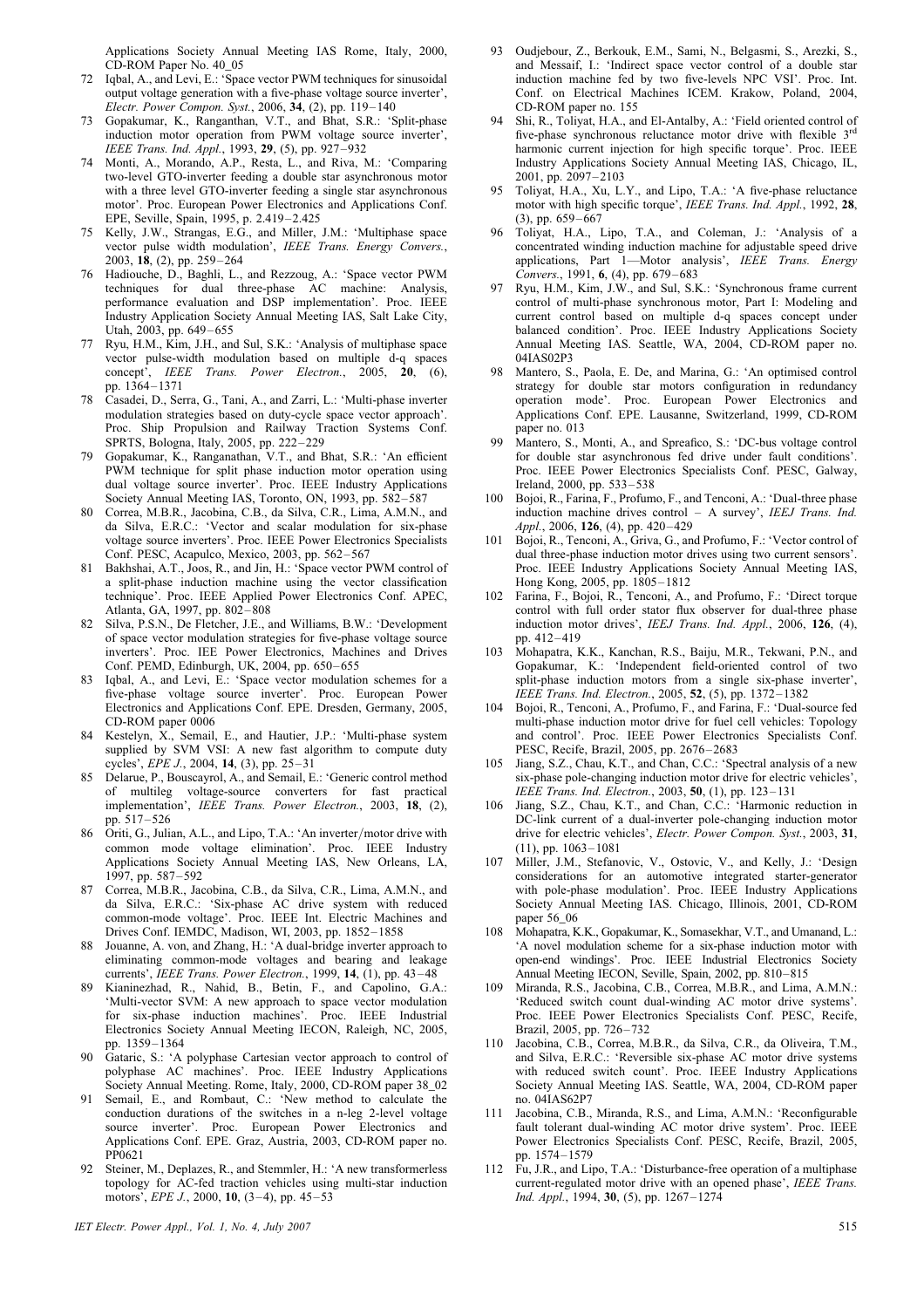Applications Society Annual Meeting IAS Rome, Italy, 2000, CD-ROM Paper No. 40_05

72 Iqbal, A., and Levi, E.: 'Space vector PWM techniques for sinusoidal output voltage generation with a five-phase voltage source inverter', *Electr. Power Compon. Syst.*, 2006, **34**, (2), pp. 119–140

73 Gopakumar, K., Ranganthan, V.T., and Bhat, S.R.: 'Split-phase induction motor operation from PWM voltage source inverter', *IEEE Trans. Ind. Appl.*, 1993, **29**, (5), pp. 927–932

74 Monti, A., Morando, A.P., Resta, L., and Riva, M.: 'Comparing two-level GTO-inverter feeding a double star asynchronous motor with a three level GTO-inverter feeding a single star asynchronous motor'. Proc. European Power Electronics and Applications Conf. EPE, Seville, Spain, 1995, p. 2.419–2.425

75 Kelly, J.W., Strangas, E.G., and Miller, J.M.: 'Multiphase space vector pulse width modulation', *IEEE Trans. Energy Convers.*, 2003, **18**, (2), pp. 259–264

76 Hadiouche, D., Baghli, L., and Rezzoug, A.: 'Space vector PWM techniques for dual three-phase AC machine: Analysis, performance evaluation and DSP implementation'. Proc. IEEE Industry Application Society Annual Meeting IAS, Salt Lake City, Utah, 2003, pp. 649–655

77 Ryu, H.M., Kim, J.H., and Sul, S.K.: 'Analysis of multiphase space vector pulse-width modulation based on multiple d-q spaces concept', *IEEE Trans. Power Electron.*, 2005, **20**, (6), pp. 1364–1371

78 Casadei, D., Serra, G., Tani, A., and Zarri, L.: 'Multi-phase inverter modulation strategies based on duty-cycle space vector approach'. Proc. Ship Propulsion and Railway Traction Systems Conf. SPRTS, Bologna, Italy, 2005, pp. 222–229

79 Gopakumar, K., Ranganathan, V.T., and Bhat, S.R.: 'An efficient PWM technique for split phase induction motor operation using dual voltage source inverter'. Proc. IEEE Industry Applications Society Annual Meeting IAS, Toronto, ON, 1993, pp. 582–587

80 Correa, M.B.R., Jacobina, C.B., da Silva, C.R., Lima, A.M.N., and da Silva, E.R.C.: 'Vector and scalar modulation for six-phase voltage source inverters'. Proc. IEEE Power Electronics Specialists Conf. PESC, Acapulco, Mexico, 2003, pp. 562–567

81 Bakhshai, A.T., Joos, R., and Jin, H.: 'Space vector PWM control of a split-phase induction machine using the vector classification technique'. Proc. IEEE Applied Power Electronics Conf. APEC, Atlanta, GA, 1997, pp. 802–808

82 Silva, P.S.N., De Fletcher, J.E., and Williams, B.W.: 'Development of space vector modulation strategies for five-phase voltage source inverters'. Proc. IEE Power Electronics, Machines and Drives Conf. PEMD, Edinburgh, UK, 2004, pp. 650–655

83 Iqbal, A., and Levi, E.: 'Space vector modulation schemes for a five-phase voltage source inverter'. Proc. European Power Electronics and Applications Conf. EPE. Dresden, Germany, 2005, CD-ROM paper 0006

84 Kestelyn, X., Semail, E., and Hautier, J.P.: 'Multi-phase system supplied by SVM VSI: A new fast algorithm to compute duty cycles', *EPE J.*, 2004, **14**, (3), pp. 25–31

85 Delarue, P., Bouscayrol, A., and Semail, E.: 'Generic control method of multileg voltage-source converters for fast practical implementation', *IEEE Trans. Power Electron.*, 2003, **18**, (2), pp. 517–526

86 Oriti, G., Julian, A.L., and Lipo, T.A.: 'An inverter/motor drive with common mode voltage elimination'. Proc. IEEE Industry Applications Society Annual Meeting IAS, New Orleans, LA, 1997, pp. 587–592

87 Correa, M.B.R., Jacobina, C.B., da Silva, C.R., Lima, A.M.N., and da Silva, E.R.C.: 'Six-phase AC drive system with reduced common-mode voltage'. Proc. IEEE Int. Electric Machines and Drives Conf. IEMDC, Madison, WI, 2003, pp. 1852–1858

88 Jouanne, A. von, and Zhang, H.: 'A dual-bridge inverter approach to eliminating common-mode voltages and bearing and leakage currents', *IEEE Trans. Power Electron.*, 1999, **14**, (1), pp. 43–48

89 Kianinezhad, R., Nahid, B., Betin, F., and Capolino, G.A.: 'Multi-vector SVM: A new approach to space vector modulation for six-phase induction machines'. Proc. IEEE Industrial Electronics Society Annual Meeting IECON, Raleigh, NC, 2005, pp. 1359–1364

90 Gataric, S.: 'A polyphase Cartesian vector approach to control of polyphase AC machines'. Proc. IEEE Industry Applications Society Annual Meeting. Rome, Italy, 2000, CD-ROM paper 38_02

91 Semail, E., and Rombaut, C.: 'New method to calculate the conduction durations of the switches in a n-leg 2-level voltage source inverter'. Proc. European Power Electronics and Applications Conf. EPE. Graz, Austria, 2003, CD-ROM paper no. PP0621

92 Steiner, M., Deplazes, R., and Stemmler, H.: 'A new transformerless topology for AC-fed traction vehicles using multi-star induction motors', *EPE J.*, 2000, **10**, (3–4), pp. 45–53

93 Oudjebour, Z., Berkouk, E.M., Sami, N., Belgasmi, S., Arezki, S., and Messaif, I.: 'Indirect space vector control of a double star induction machine fed by two five-levels NPC VSI'. Proc. Int. Conf. on Electrical Machines ICEM. Krakow, Poland, 2004, CD-ROM paper no. 155

94 Shi, R., Toliyat, H.A., and El-Antalby, A.: 'Field oriented control of five-phase synchronous reluctance motor drive with flexible 3rd harmonic current injection for high specific torque'. Proc. IEEE Industry Applications Society Annual Meeting IAS, Chicago, IL, 2001, pp. 2097–2103

95 Toliyat, H.A., Xu, L.Y., and Lipo, T.A.: 'A five-phase reluctance motor with high specific torque', *IEEE Trans. Ind. Appl.*, 1992, **28**, (3), pp. 659–667

96 Toliyat, H.A., Lipo, T.A., and Coleman, J.: 'Analysis of a concentrated winding induction machine for adjustable speed drive applications, Part 1—Motor analysis', *IEEE Trans. Energy Convers.*, 1991, **6**, (4), pp. 679–683

97 Ryu, H.M., Kim, J.W., and Sul, S.K.: 'Synchronous frame current control of multi-phase synchronous motor, Part I: Modeling and current control based on multiple d-q spaces concept under balanced condition'. Proc. IEEE Industry Applications Society Annual Meeting IAS. Seattle, WA, 2004, CD-ROM paper no. 04IAS02P3

98 Mantero, S., Paola, E. De, and Marina, G.: 'An optimised control strategy for double star motors configuration in redundancy operation mode'. Proc. European Power Electronics and Applications Conf. EPE. Lausanne, Switzerland, 1999, CD-ROM paper no. 013

99 Mantero, S., Monti, A., and Spreafico, S.: 'DC-bus voltage control for double star asynchronous fed drive under fault conditions'. Proc. IEEE Power Electronics Specialists Conf. PESC, Galway, Ireland, 2000, pp. 533–538

100 Bojoi, R., Farina, F., Profumo, F., and Tenconi, A.: 'Dual-three phase induction machine drives control – A survey', *IEEJ Trans. Ind. Appl.*, 2006, **126**, (4), pp. 420–429

101 Bojoi, R., Tenconi, A., Griva, G., and Profumo, F.: 'Vector control of dual three-phase induction motor drives using two current sensors'. Proc. IEEE Industry Applications Society Annual Meeting IAS, Hong Kong, 2005, pp. 1805–1812

102 Farina, F., Bojoi, R., Tenconi, A., and Profumo, F.: 'Direct torque control with full order stator flux observer for dual-three phase induction motor drives', *IEEJ Trans. Ind. Appl.*, 2006, **126**, (4), pp. 412–419

103 Mohapatra, K.K., Kanchan, R.S., Baiju, M.R., Tekwani, P.N., and Gopakumar, K.: 'Independent field-oriented control of two split-phase induction motors from a single six-phase inverter', *IEEE Trans. Ind. Electron.*, 2005, **52**, (5), pp. 1372–1382

104 Bojoi, R., Tenconi, A., Profumo, F., and Farina, F.: 'Dual-source fed multi-phase induction motor drive for fuel cell vehicles: Topology and control'. Proc. IEEE Power Electronics Specialists Conf. PESC, Recife, Brazil, 2005, pp. 2676–2683

105 Jiang, S.Z., Chau, K.T., and Chan, C.C.: 'Spectral analysis of a new six-phase pole-changing induction motor drive for electric vehicles', *IEEE Trans. Ind. Electron.*, 2003, **50**, (1), pp. 123–131

106 Jiang, S.Z., Chau, K.T., and Chan, C.C.: 'Harmonic reduction in DC-link current of a dual-inverter pole-changing induction motor drive for electric vehicles', *Electr. Power Compon. Syst.*, 2003, **31**, (11), pp. 1063–1081

107 Miller, J.M., Stefanovic, V., Ostovic, V., and Kelly, J.: 'Design considerations for an automotive integrated starter-generator with pole-phase modulation'. Proc. IEEE Industry Applications Society Annual Meeting IAS. Chicago, Illinois, 2001, CD-ROM paper 56_06

108 Mohapatra, K.K., Gopakumar, K., Somasekhar, V.T., and Umanand, L.: 'A novel modulation scheme for a six-phase induction motor with open-end windings'. Proc. IEEE Industrial Electronics Society Annual Meeting IECON, Seville, Spain, 2002, pp. 810–815

109 Miranda, R.S., Jacobina, C.B., Correa, M.B.R., and Lima, A.M.N.: 'Reduced switch count dual-winding AC motor drive systems'. Proc. IEEE Power Electronics Specialists Conf. PESC, Recife, Brazil, 2005, pp. 726–732

110 Jacobina, C.B., Correa, M.B.R., da Silva, C.R., da Oliveira, T.M., and Silva, E.R.C.: 'Reversible six-phase AC motor drive systems with reduced switch count'. Proc. IEEE Industry Applications Society Annual Meeting IAS. Seattle, WA, 2004, CD-ROM paper no. 04IAS62P7

111 Jacobina, C.B., Miranda, R.S., and Lima, A.M.N.: 'Reconfigurable fault tolerant dual-winding AC motor drive system'. Proc. IEEE Power Electronics Specialists Conf. PESC, Recife, Brazil, 2005, pp. 1574–1579

112 Fu, J.R., and Lipo, T.A.: 'Disturbance-free operation of a multiphase current-regulated motor drive with an opened phase', *IEEE Trans. Ind. Appl.*, 1994, **30**, (5), pp. 1267–1274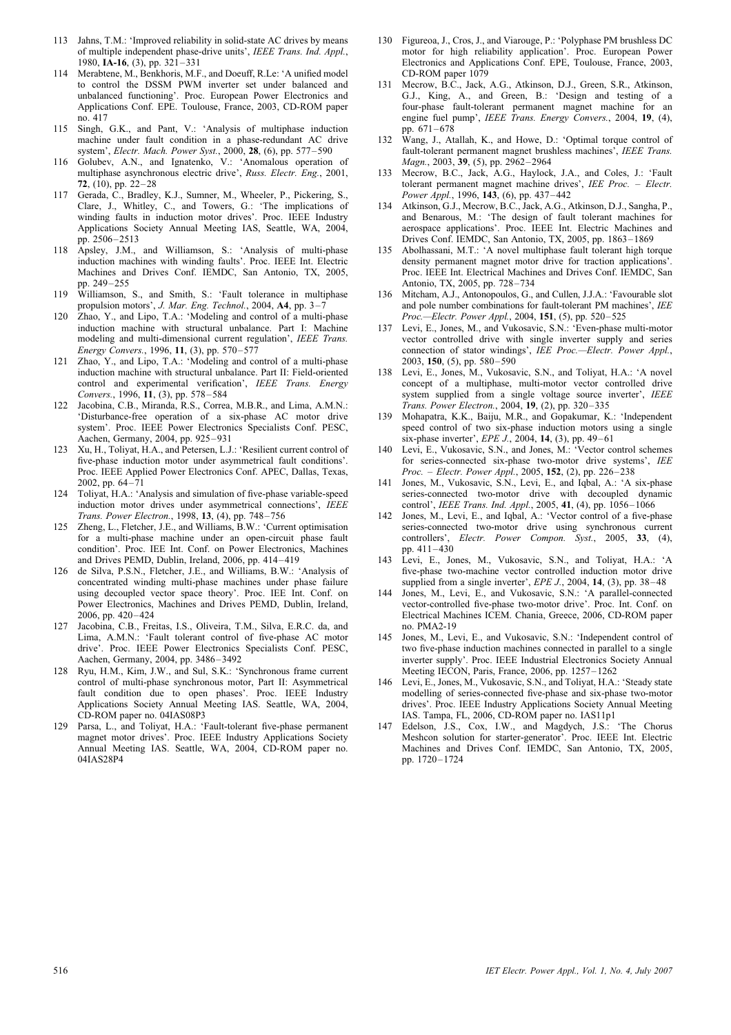113 Jahns, T.M.: 'Improved reliability in solid-state AC drives by means of multiple independent phase-drive units', *IEEE Trans. Ind. Appl.*, 1980, **IA-16**, (3), pp. 321–331

114 Merabtene, M., Benkhoris, M.F., and Doeuff, R.Le: 'A unified model to control the DSSM PWM inverter set under balanced and unbalanced functioning'. Proc. European Power Electronics and Applications Conf. EPE. Toulouse, France, 2003, CD-ROM paper no. 417

115 Singh, G.K., and Pant, V.: 'Analysis of multiphase induction machine under fault condition in a phase-redundant AC drive system', *Electr. Mach. Power Syst.*, 2000, **28**, (6), pp. 577–590

116 Golubev, A.N., and Ignatenko, V.: 'Anomalous operation of multiphase asynchronous electric drive', *Russ. Electr. Eng.*, 2001, **72**, (10), pp. 22–28

117 Gerada, C., Bradley, K.J., Sumner, M., Wheeler, P., Pickering, S., Clare, J., Whitley, C., and Towers, G.: 'The implications of winding faults in induction motor drives'. Proc. IEEE Industry Applications Society Annual Meeting IAS, Seattle, WA, 2004, pp. 2506–2513

118 Apsley, J.M., and Williamson, S.: 'Analysis of multi-phase induction machines with winding faults'. Proc. IEEE Int. Electric Machines and Drives Conf. IEMDC, San Antonio, TX, 2005, pp. 249–255

119 Williamson, S., and Smith, S.: 'Fault tolerance in multiphase propulsion motors', *J. Mar. Eng. Technol.*, 2004, **A4**, pp. 3–7

120 Zhao, Y., and Lipo, T.A.: 'Modeling and control of a multi-phase induction machine with structural unbalance. Part I: Machine modeling and multi-dimensional current regulation', *IEEE Trans. Energy Convers.*, 1996, **11**, (3), pp. 570–577

121 Zhao, Y., and Lipo, T.A.: 'Modeling and control of a multi-phase induction machine with structural unbalance. Part II: Field-oriented control and experimental verification', *IEEE Trans. Energy Convers.*, 1996, **11**, (3), pp. 578–584

122 Jacobina, C.B., Miranda, R.S., Correa, M.B.R., and Lima, A.M.N.: 'Disturbance-free operation of a six-phase AC motor drive system'. Proc. IEEE Power Electronics Specialists Conf. PESC, Aachen, Germany, 2004, pp. 925–931

123 Xu, H., Toliyat, H.A., and Petersen, L.J.: 'Resilient current control of five-phase induction motor under asymmetrical fault conditions'. Proc. IEEE Applied Power Electronics Conf. APEC, Dallas, Texas, 2002, pp. 64–71

124 Toliyat, H.A.: 'Analysis and simulation of five-phase variable-speed induction motor drives under asymmetrical connections', *IEEE Trans. Power Electron.*, 1998, **13**, (4), pp. 748–756

125 Zheng, L., Fletcher, J.E., and Williams, B.W.: 'Current optimisation for a multi-phase machine under an open-circuit phase fault condition'. Proc. IEE Int. Conf. on Power Electronics, Machines and Drives PEMD, Dublin, Ireland, 2006, pp. 414–419

126 de Silva, P.S.N., Fletcher, J.E., and Williams, B.W.: 'Analysis of concentrated winding multi-phase machines under phase failure using decoupled vector space theory'. Proc. IEE Int. Conf. on Power Electronics, Machines and Drives PEMD, Dublin, Ireland, 2006, pp. 420–424

127 Jacobina, C.B., Freitas, I.S., Oliveira, T.M., Silva, E.R.C. da, and Lima, A.M.N.: 'Fault tolerant control of five-phase AC motor drive'. Proc. IEEE Power Electronics Specialists Conf. PESC, Aachen, Germany, 2004, pp. 3486–3492

128 Ryu, H.M., Kim, J.W., and Sul, S.K.: 'Synchronous frame current control of multi-phase synchronous motor, Part II: Asymmetrical fault condition due to open phases'. Proc. IEEE Industry Applications Society Annual Meeting IAS. Seattle, WA, 2004, CD-ROM paper no. 04IAS08P3

129 Parsa, L., and Toliyat, H.A.: 'Fault-tolerant five-phase permanent magnet motor drives'. Proc. IEEE Industry Applications Society Annual Meeting IAS. Seattle, WA, 2004, CD-ROM paper no. 04IAS28P4

130 Figureoa, J., Cros, J., and Viarouge, P.: 'Polyphase PM brushless DC motor for high reliability application'. Proc. European Power Electronics and Applications Conf. EPE, Toulouse, France, 2003, CD-ROM paper 1079

131 Mecrow, B.C., Jack, A.G., Atkinson, D.J., Green, S.R., Atkinson, G.J., King, A., and Green, B.: 'Design and testing of a four-phase fault-tolerant permanent magnet machine for an engine fuel pump', *IEEE Trans. Energy Convers.*, 2004, **19**, (4), pp. 671–678

132 Wang, J., Atallah, K., and Howe, D.: 'Optimal torque control of fault-tolerant permanent magnet brushless machines', *IEEE Trans. Magn.*, 2003, **39**, (5), pp. 2962–2964

133 Mecrow, B.C., Jack, A.G., Haylock, J.A., and Coles, J.: 'Fault tolerant permanent magnet machine drives', *IEE Proc. – Electr. Power Appl.*, 1996, **143**, (6), pp. 437–442

134 Atkinson, G.J., Mecrow, B.C., Jack, A.G., Atkinson, D.J., Sangha, P., and Benarous, M.: 'The design of fault tolerant machines for aerospace applications'. Proc. IEEE Int. Electric Machines and Drives Conf. IEMDC, San Antonio, TX, 2005, pp. 1863–1869

135 Abolhassani, M.T.: 'A novel multiphase fault tolerant high torque density permanent magnet motor drive for traction applications'. Proc. IEEE Int. Electrical Machines and Drives Conf. IEMDC, San Antonio, TX, 2005, pp. 728–734

136 Mitcham, A.J., Antonopoulos, G., and Cullen, J.J.A.: 'Favourable slot and pole number combinations for fault-tolerant PM machines', *IEE Proc.—Electr. Power Appl.*, 2004, **151**, (5), pp. 520–525

137 Levi, E., Jones, M., and Vukosavic, S.N.: 'Even-phase multi-motor vector controlled drive with single inverter supply and series connection of stator windings', *IEE Proc.—Electr. Power Appl.*, 2003, **150**, (5), pp. 580–590

138 Levi, E., Jones, M., Vukosavic, S.N., and Toliyat, H.A.: 'A novel concept of a multiphase, multi-motor vector controlled drive system supplied from a single voltage source inverter', *IEEE Trans. Power Electron.*, 2004, **19**, (2), pp. 320–335

139 Mohapatra, K.K., Baiju, M.R., and Gopakumar, K.: 'Independent speed control of two six-phase induction motors using a single six-phase inverter', *EPE J.*, 2004, **14**, (3), pp. 49–61

140 Levi, E., Vukosavic, S.N., and Jones, M.: 'Vector control schemes for series-connected six-phase two-motor drive systems', *IEE Proc. – Electr. Power Appl.*, 2005, **152**, (2), pp. 226–238

141 Jones, M., Vukosavic, S.N., Levi, E., and Iqbal, A.: 'A six-phase series-connected two-motor drive with decoupled dynamic control', *IEEE Trans. Ind. Appl.*, 2005, **41**, (4), pp. 1056–1066

142 Jones, M., Levi, E., and Iqbal, A.: 'Vector control of a five-phase series-connected two-motor drive using synchronous current controllers', *Electr. Power Compon. Syst.*, 2005, **33**, (4), pp. 411–430

143 Levi, E., Jones, M., Vukosavic, S.N., and Toliyat, H.A.: 'A five-phase two-machine vector controlled induction motor drive supplied from a single inverter', *EPE J.*, 2004, **14**, (3), pp. 38–48

144 Jones, M., Levi, E., and Vukosavic, S.N.: 'A parallel-connected vector-controlled five-phase two-motor drive'. Proc. Int. Conf. on Electrical Machines ICEM. Chania, Greece, 2006, CD-ROM paper no. PMA2-19

145 Jones, M., Levi, E., and Vukosavic, S.N.: 'Independent control of two five-phase induction machines connected in parallel to a single inverter supply'. Proc. IEEE Industrial Electronics Society Annual Meeting IECON, Paris, France, 2006, pp. 1257–1262

146 Levi, E., Jones, M., Vukosavic, S.N., and Toliyat, H.A.: 'Steady state modelling of series-connected five-phase and six-phase two-motor drives'. Proc. IEEE Industry Applications Society Annual Meeting IAS. Tampa, FL, 2006, CD-ROM paper no. IAS11p1

147 Edelson, J.S., Cox, I.W., and Magdych, J.S.: 'The Chorus Meshcon solution for starter-generator'. Proc. IEEE Int. Electric Machines and Drives Conf. IEMDC, San Antonio, TX, 2005, pp. 1720–1724